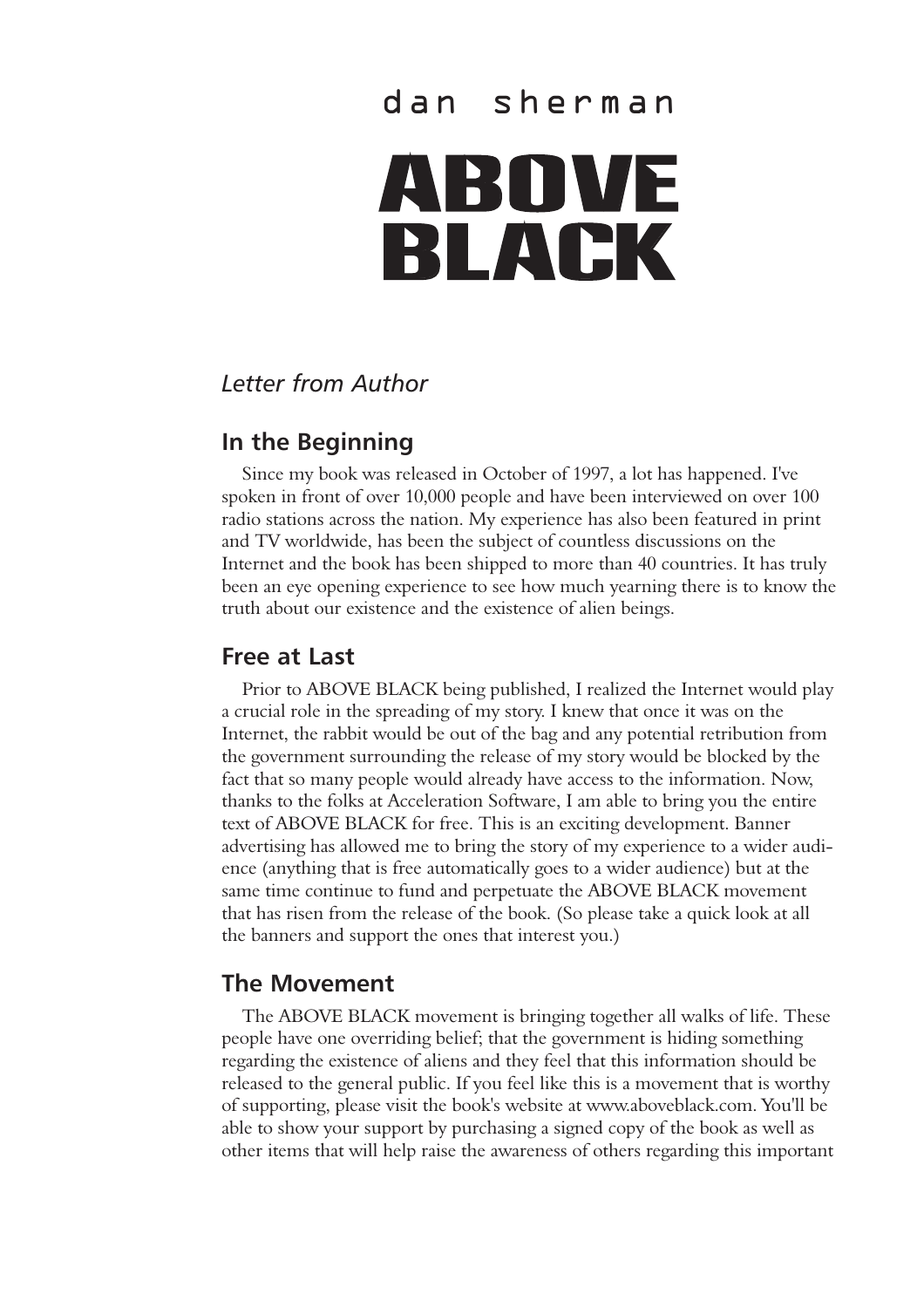dan sherman

# ABOVE BLACK

*Letter from Author*

## In the Beginning

Since my book was released in October of 1997, a lot has happened. I've spoken in front of over 10,000 people and have been interviewed on over 100 radio stations across the nation. My experience has also been featured in print and TV worldwide, has been the subject of countless discussions on the Internet and the book has been shipped to more than 40 countries. It has truly been an eye opening experience to see how much yearning there is to know the truth about our existence and the existence of alien beings.

## Free at Last

Prior to ABOVE BLACK being published, I realized the Internet would play a crucial role in the spreading of my story. I knew that once it was on the Internet, the rabbit would be out of the bag and any potential retribution from the government surrounding the release of my story would be blocked by the fact that so many people would already have access to the information. Now, thanks to the folks at Acceleration Software, I am able to bring you the entire text of ABOVE BLACK for free. This is an exciting development. Banner advertising has allowed me to bring the story of my experience to a wider audience (anything that is free automatically goes to a wider audience) but at the same time continue to fund and perpetuate the ABOVE BLACK movement that has risen from the release of the book. (So please take a quick look at all the banners and support the ones that interest you.)

## The Movement

The ABOVE BLACK movement is bringing together all walks of life. These people have one overriding belief; that the government is hiding something regarding the existence of aliens and they feel that this information should be released to the general public. If you feel like this is a movement that is worthy of supporting, please visit the book's website at www.aboveblack.com. You'll be able to show your support by purchasing a signed copy of the book as well as other items that will help raise the awareness of others regarding this important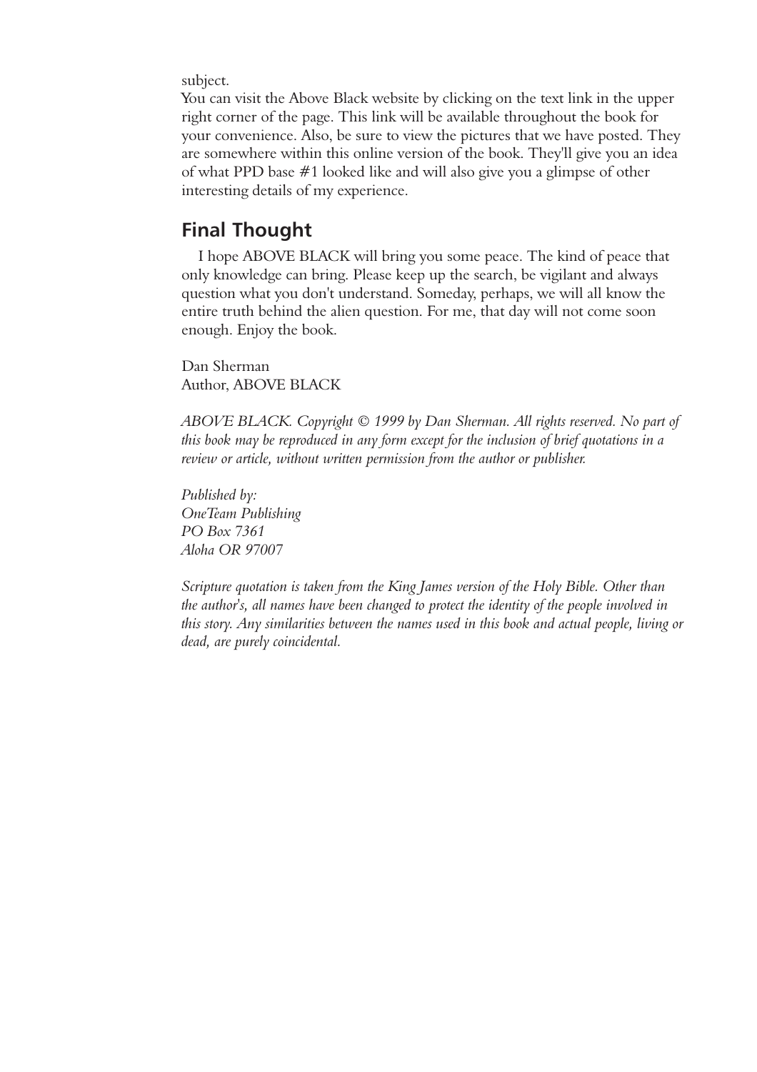subject.

You can visit the Above Black website by clicking on the text link in the upper right corner of the page. This link will be available throughout the book for your convenience. Also, be sure to view the pictures that we have posted. They are somewhere within this online version of the book. They'll give you an idea of what PPD base #1 looked like and will also give you a glimpse of other interesting details of my experience.

## Final Thought

I hope ABOVE BLACK will bring you some peace. The kind of peace that only knowledge can bring. Please keep up the search, be vigilant and always question what you don't understand. Someday, perhaps, we will all know the entire truth behind the alien question. For me, that day will not come soon enough. Enjoy the book.

Dan Sherman
Author, ABOVE BLACK

*ABOVE BLACK. Copyright © 1999 by Dan Sherman. All rights reserved. No part of this book may be reproduced in any form except for the inclusion of brief quotations in a review or article, without written permission from the author or publisher.*

*Published by:*
*OneTeam Publishing*
*PO Box 7361*
*Aloha OR 97007*

*Scripture quotation is taken from the King James version of the Holy Bible. Other than the author's, all names have been changed to protect the identity of the people involved in this story. Any similarities between the names used in this book and actual people, living or dead, are purely coincidental.*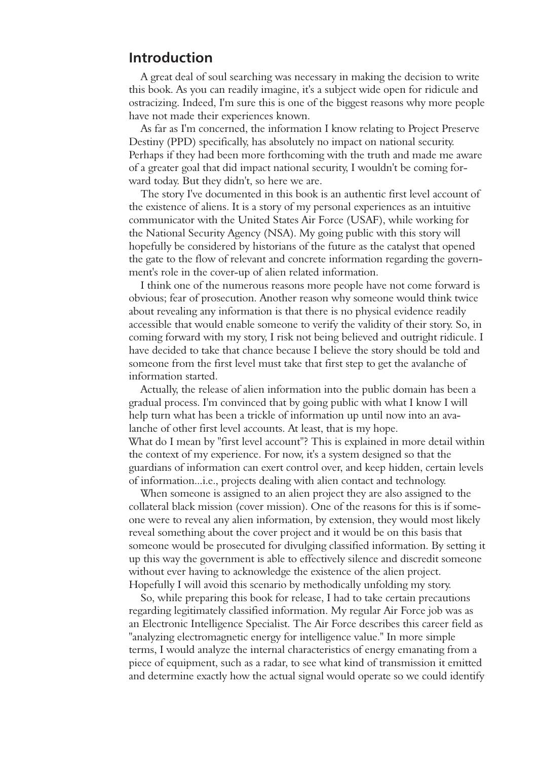## Introduction

A great deal of soul searching was necessary in making the decision to write this book. As you can readily imagine, it's a subject wide open for ridicule and ostracizing. Indeed, I'm sure this is one of the biggest reasons why more people have not made their experiences known.

As far as I'm concerned, the information I know relating to Project Preserve Destiny (PPD) specifically, has absolutely no impact on national security. Perhaps if they had been more forthcoming with the truth and made me aware of a greater goal that did impact national security, I wouldn't be coming forward today. But they didn't, so here we are.

The story I've documented in this book is an authentic first level account of the existence of aliens. It is a story of my personal experiences as an intuitive communicator with the United States Air Force (USAF), while working for the National Security Agency (NSA). My going public with this story will hopefully be considered by historians of the future as the catalyst that opened the gate to the flow of relevant and concrete information regarding the government's role in the cover-up of alien related information.

I think one of the numerous reasons more people have not come forward is obvious; fear of prosecution. Another reason why someone would think twice about revealing any information is that there is no physical evidence readily accessible that would enable someone to verify the validity of their story. So, in coming forward with my story, I risk not being believed and outright ridicule. I have decided to take that chance because I believe the story should be told and someone from the first level must take that first step to get the avalanche of information started.

Actually, the release of alien information into the public domain has been a gradual process. I'm convinced that by going public with what I know I will help turn what has been a trickle of information up until now into an avalanche of other first level accounts. At least, that is my hope.

What do I mean by "first level account"? This is explained in more detail within the context of my experience. For now, it's a system designed so that the guardians of information can exert control over, and keep hidden, certain levels of information...i.e., projects dealing with alien contact and technology.

When someone is assigned to an alien project they are also assigned to the collateral black mission (cover mission). One of the reasons for this is if someone were to reveal any alien information, by extension, they would most likely reveal something about the cover project and it would be on this basis that someone would be prosecuted for divulging classified information. By setting it up this way the government is able to effectively silence and discredit someone without ever having to acknowledge the existence of the alien project. Hopefully I will avoid this scenario by methodically unfolding my story.

So, while preparing this book for release, I had to take certain precautions regarding legitimately classified information. My regular Air Force job was as an Electronic Intelligence Specialist. The Air Force describes this career field as "analyzing electromagnetic energy for intelligence value." In more simple terms, I would analyze the internal characteristics of energy emanating from a piece of equipment, such as a radar, to see what kind of transmission it emitted and determine exactly how the actual signal would operate so we could identify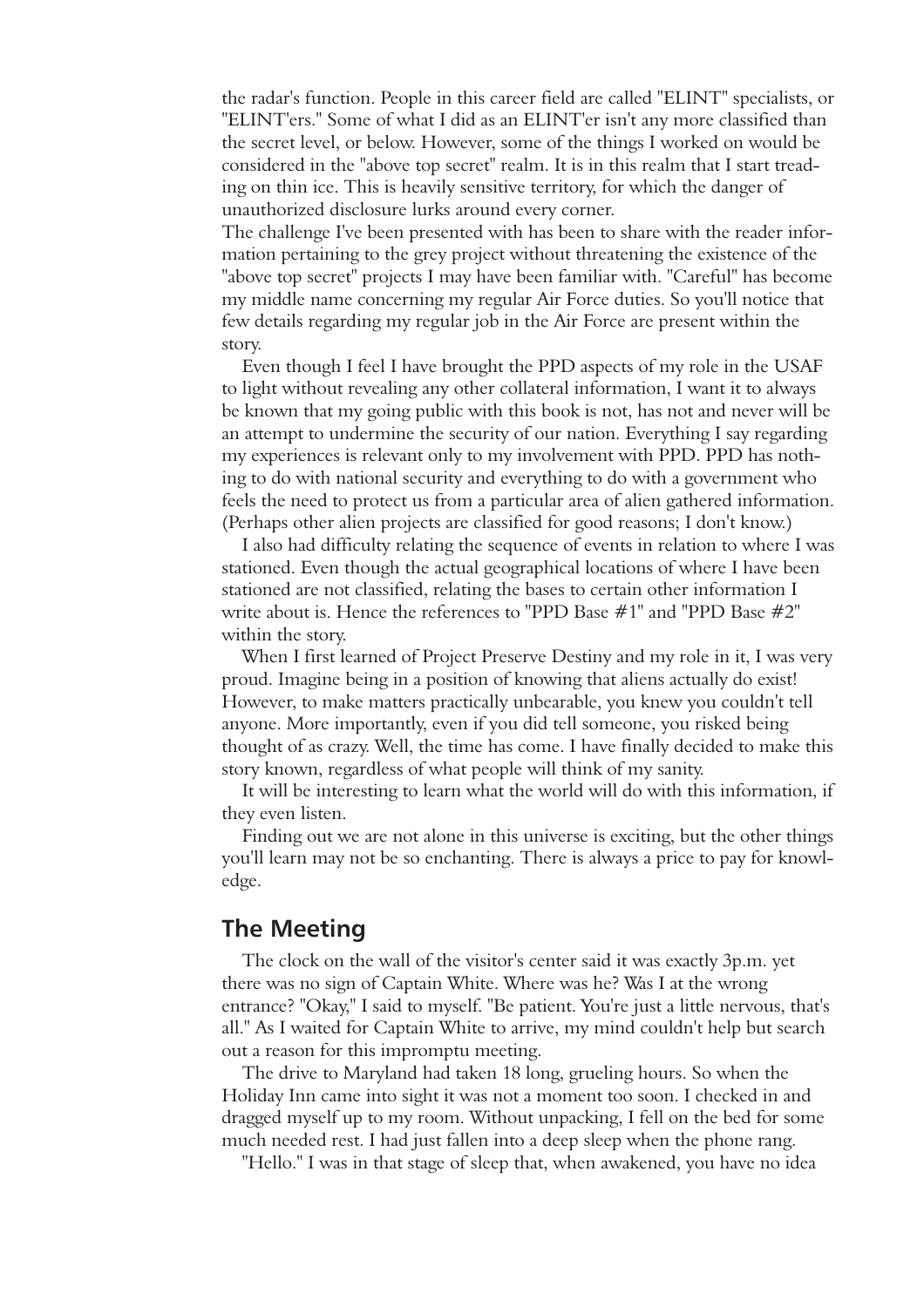the radar's function. People in this career field are called "ELINT" specialists, or "ELINT'ers." Some of what I did as an ELINT'er isn't any more classified than the secret level, or below. However, some of the things I worked on would be considered in the "above top secret" realm. It is in this realm that I start treading on thin ice. This is heavily sensitive territory, for which the danger of unauthorized disclosure lurks around every corner.

The challenge I've been presented with has been to share with the reader information pertaining to the grey project without threatening the existence of the "above top secret" projects I may have been familiar with. "Careful" has become my middle name concerning my regular Air Force duties. So you'll notice that few details regarding my regular job in the Air Force are present within the story.

Even though I feel I have brought the PPD aspects of my role in the USAF to light without revealing any other collateral information, I want it to always be known that my going public with this book is not, has not and never will be an attempt to undermine the security of our nation. Everything I say regarding my experiences is relevant only to my involvement with PPD. PPD has nothing to do with national security and everything to do with a government who feels the need to protect us from a particular area of alien gathered information. (Perhaps other alien projects are classified for good reasons; I don't know.)

I also had difficulty relating the sequence of events in relation to where I was stationed. Even though the actual geographical locations of where I have been stationed are not classified, relating the bases to certain other information I write about is. Hence the references to "PPD Base #1" and "PPD Base #2" within the story.

When I first learned of Project Preserve Destiny and my role in it, I was very proud. Imagine being in a position of knowing that aliens actually do exist! However, to make matters practically unbearable, you knew you couldn't tell anyone. More importantly, even if you did tell someone, you risked being thought of as crazy. Well, the time has come. I have finally decided to make this story known, regardless of what people will think of my sanity.

It will be interesting to learn what the world will do with this information, if they even listen.

Finding out we are not alone in this universe is exciting, but the other things you'll learn may not be so enchanting. There is always a price to pay for knowledge.

## The Meeting

The clock on the wall of the visitor's center said it was exactly 3p.m. yet there was no sign of Captain White. Where was he? Was I at the wrong entrance? "Okay," I said to myself. "Be patient. You're just a little nervous, that's all." As I waited for Captain White to arrive, my mind couldn't help but search out a reason for this impromptu meeting.

The drive to Maryland had taken 18 long, grueling hours. So when the Holiday Inn came into sight it was not a moment too soon. I checked in and dragged myself up to my room. Without unpacking, I fell on the bed for some much needed rest. I had just fallen into a deep sleep when the phone rang.

"Hello." I was in that stage of sleep that, when awakened, you have no idea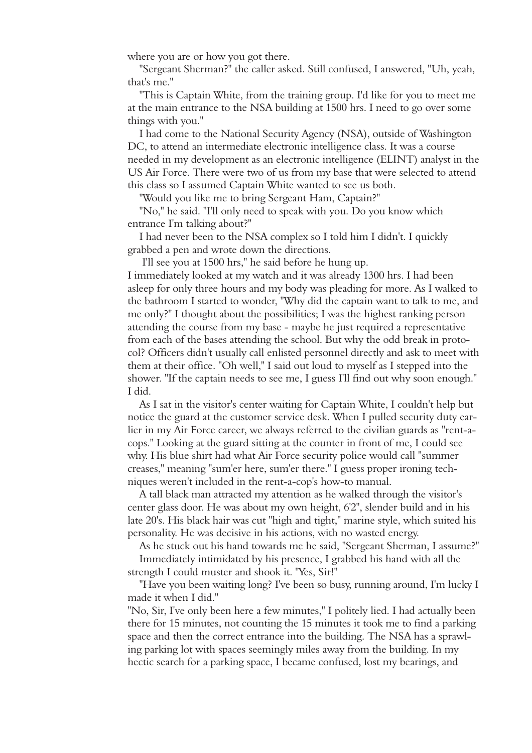where you are or how you got there.

"Sergeant Sherman?" the caller asked. Still confused, I answered, "Uh, yeah, that's me."

"This is Captain White, from the training group. I'd like for you to meet me at the main entrance to the NSA building at 1500 hrs. I need to go over some things with you."

I had come to the National Security Agency (NSA), outside of Washington DC, to attend an intermediate electronic intelligence class. It was a course needed in my development as an electronic intelligence (ELINT) analyst in the US Air Force. There were two of us from my base that were selected to attend this class so I assumed Captain White wanted to see us both.

"Would you like me to bring Sergeant Ham, Captain?"

"No," he said. "I'll only need to speak with you. Do you know which entrance I'm talking about?"

I had never been to the NSA complex so I told him I didn't. I quickly grabbed a pen and wrote down the directions.

I'll see you at 1500 hrs," he said before he hung up.

I immediately looked at my watch and it was already 1300 hrs. I had been asleep for only three hours and my body was pleading for more. As I walked to the bathroom I started to wonder, "Why did the captain want to talk to me, and me only?" I thought about the possibilities; I was the highest ranking person attending the course from my base - maybe he just required a representative from each of the bases attending the school. But why the odd break in protocol? Officers didn't usually call enlisted personnel directly and ask to meet with them at their office. "Oh well," I said out loud to myself as I stepped into the shower. "If the captain needs to see me, I guess I'll find out why soon enough." I did.

As I sat in the visitor's center waiting for Captain White, I couldn't help but notice the guard at the customer service desk. When I pulled security duty earlier in my Air Force career, we always referred to the civilian guards as "rent-a-cops." Looking at the guard sitting at the counter in front of me, I could see why. His blue shirt had what Air Force security police would call "summer creases," meaning "sum'er here, sum'er there." I guess proper ironing techniques weren't included in the rent-a-cop's how-to manual.

A tall black man attracted my attention as he walked through the visitor's center glass door. He was about my own height, 6'2", slender build and in his late 20's. His black hair was cut "high and tight," marine style, which suited his personality. He was decisive in his actions, with no wasted energy.

As he stuck out his hand towards me he said, "Sergeant Sherman, I assume?"

Immediately intimidated by his presence, I grabbed his hand with all the strength I could muster and shook it. "Yes, Sir!"

"Have you been waiting long? I've been so busy, running around, I'm lucky I made it when I did."

"No, Sir, I've only been here a few minutes," I politely lied. I had actually been there for 15 minutes, not counting the 15 minutes it took me to find a parking space and then the correct entrance into the building. The NSA has a sprawling parking lot with spaces seemingly miles away from the building. In my hectic search for a parking space, I became confused, lost my bearings, and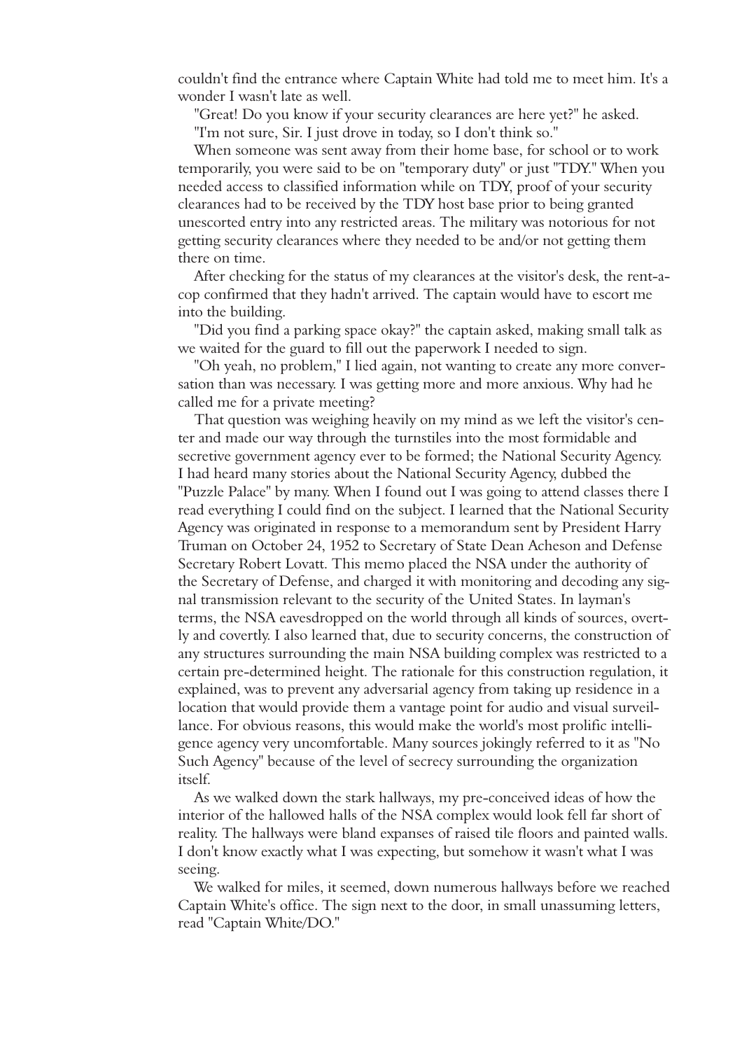couldn't find the entrance where Captain White had told me to meet him. It's a wonder I wasn't late as well.

"Great! Do you know if your security clearances are here yet?" he asked.

"I'm not sure, Sir. I just drove in today, so I don't think so."

When someone was sent away from their home base, for school or to work temporarily, you were said to be on "temporary duty" or just "TDY." When you needed access to classified information while on TDY, proof of your security clearances had to be received by the TDY host base prior to being granted unescorted entry into any restricted areas. The military was notorious for not getting security clearances where they needed to be and/or not getting them there on time.

After checking for the status of my clearances at the visitor's desk, the rent-a-cop confirmed that they hadn't arrived. The captain would have to escort me into the building.

"Did you find a parking space okay?" the captain asked, making small talk as we waited for the guard to fill out the paperwork I needed to sign.

"Oh yeah, no problem," I lied again, not wanting to create any more conversation than was necessary. I was getting more and more anxious. Why had he called me for a private meeting?

That question was weighing heavily on my mind as we left the visitor's center and made our way through the turnstiles into the most formidable and secretive government agency ever to be formed; the National Security Agency. I had heard many stories about the National Security Agency, dubbed the "Puzzle Palace" by many. When I found out I was going to attend classes there I read everything I could find on the subject. I learned that the National Security Agency was originated in response to a memorandum sent by President Harry Truman on October 24, 1952 to Secretary of State Dean Acheson and Defense Secretary Robert Lovatt. This memo placed the NSA under the authority of the Secretary of Defense, and charged it with monitoring and decoding any signal transmission relevant to the security of the United States. In layman's terms, the NSA eavesdropped on the world through all kinds of sources, overtly and covertly. I also learned that, due to security concerns, the construction of any structures surrounding the main NSA building complex was restricted to a certain pre-determined height. The rationale for this construction regulation, it explained, was to prevent any adversarial agency from taking up residence in a location that would provide them a vantage point for audio and visual surveillance. For obvious reasons, this would make the world's most prolific intelligence agency very uncomfortable. Many sources jokingly referred to it as "No Such Agency" because of the level of secrecy surrounding the organization itself.

As we walked down the stark hallways, my pre-conceived ideas of how the interior of the hallowed halls of the NSA complex would look fell far short of reality. The hallways were bland expanses of raised tile floors and painted walls. I don't know exactly what I was expecting, but somehow it wasn't what I was seeing.

We walked for miles, it seemed, down numerous hallways before we reached Captain White's office. The sign next to the door, in small unassuming letters, read "Captain White/DO."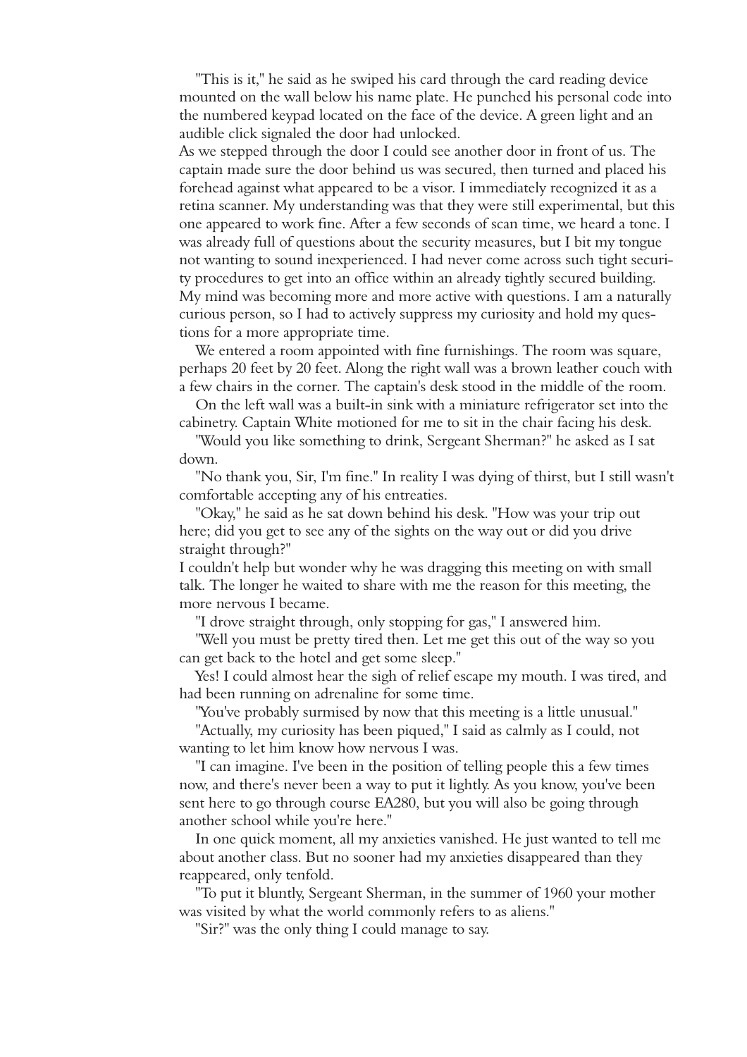"This is it," he said as he swiped his card through the card reading device mounted on the wall below his name plate. He punched his personal code into the numbered keypad located on the face of the device. A green light and an audible click signaled the door had unlocked.

As we stepped through the door I could see another door in front of us. The captain made sure the door behind us was secured, then turned and placed his forehead against what appeared to be a visor. I immediately recognized it as a retina scanner. My understanding was that they were still experimental, but this one appeared to work fine. After a few seconds of scan time, we heard a tone. I was already full of questions about the security measures, but I bit my tongue not wanting to sound inexperienced. I had never come across such tight security procedures to get into an office within an already tightly secured building. My mind was becoming more and more active with questions. I am a naturally curious person, so I had to actively suppress my curiosity and hold my questions for a more appropriate time.

We entered a room appointed with fine furnishings. The room was square, perhaps 20 feet by 20 feet. Along the right wall was a brown leather couch with a few chairs in the corner. The captain's desk stood in the middle of the room.

On the left wall was a built-in sink with a miniature refrigerator set into the cabinetry. Captain White motioned for me to sit in the chair facing his desk.

"Would you like something to drink, Sergeant Sherman?" he asked as I sat down.

"No thank you, Sir, I'm fine." In reality I was dying of thirst, but I still wasn't comfortable accepting any of his entreaties.

"Okay," he said as he sat down behind his desk. "How was your trip out here; did you get to see any of the sights on the way out or did you drive straight through?"

I couldn't help but wonder why he was dragging this meeting on with small talk. The longer he waited to share with me the reason for this meeting, the more nervous I became.

"I drove straight through, only stopping for gas," I answered him.

"Well you must be pretty tired then. Let me get this out of the way so you can get back to the hotel and get some sleep."

Yes! I could almost hear the sigh of relief escape my mouth. I was tired, and had been running on adrenaline for some time.

"You've probably surmised by now that this meeting is a little unusual."

"Actually, my curiosity has been piqued," I said as calmly as I could, not wanting to let him know how nervous I was.

"I can imagine. I've been in the position of telling people this a few times now, and there's never been a way to put it lightly. As you know, you've been sent here to go through course EA280, but you will also be going through another school while you're here."

In one quick moment, all my anxieties vanished. He just wanted to tell me about another class. But no sooner had my anxieties disappeared than they reappeared, only tenfold.

"To put it bluntly, Sergeant Sherman, in the summer of 1960 your mother was visited by what the world commonly refers to as aliens."

"Sir?" was the only thing I could manage to say.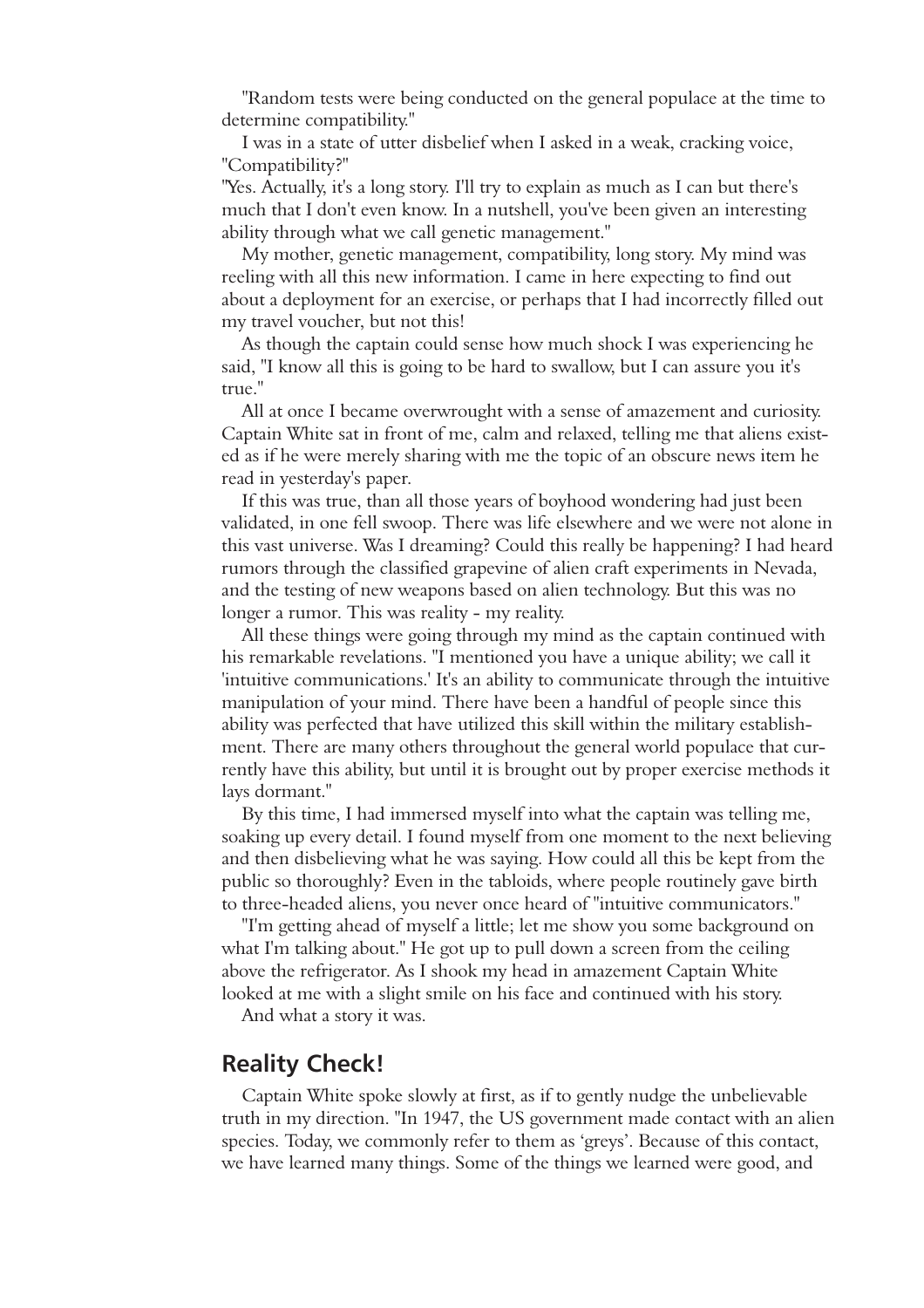"Random tests were being conducted on the general populace at the time to determine compatibility."

I was in a state of utter disbelief when I asked in a weak, cracking voice, "Compatibility?"

"Yes. Actually, it's a long story. I'll try to explain as much as I can but there's much that I don't even know. In a nutshell, you've been given an interesting ability through what we call genetic management."

My mother, genetic management, compatibility, long story. My mind was reeling with all this new information. I came in here expecting to find out about a deployment for an exercise, or perhaps that I had incorrectly filled out my travel voucher, but not this!

As though the captain could sense how much shock I was experiencing he said, "I know all this is going to be hard to swallow, but I can assure you it's true."

All at once I became overwrought with a sense of amazement and curiosity. Captain White sat in front of me, calm and relaxed, telling me that aliens existed as if he were merely sharing with me the topic of an obscure news item he read in yesterday's paper.

If this was true, than all those years of boyhood wondering had just been validated, in one fell swoop. There was life elsewhere and we were not alone in this vast universe. Was I dreaming? Could this really be happening? I had heard rumors through the classified grapevine of alien craft experiments in Nevada, and the testing of new weapons based on alien technology. But this was no longer a rumor. This was reality - my reality.

All these things were going through my mind as the captain continued with his remarkable revelations. "I mentioned you have a unique ability; we call it 'intuitive communications.' It's an ability to communicate through the intuitive manipulation of your mind. There have been a handful of people since this ability was perfected that have utilized this skill within the military establishment. There are many others throughout the general world populace that currently have this ability, but until it is brought out by proper exercise methods it lays dormant."

By this time, I had immersed myself into what the captain was telling me, soaking up every detail. I found myself from one moment to the next believing and then disbelieving what he was saying. How could all this be kept from the public so thoroughly? Even in the tabloids, where people routinely gave birth to three-headed aliens, you never once heard of "intuitive communicators."

"I'm getting ahead of myself a little; let me show you some background on what I'm talking about." He got up to pull down a screen from the ceiling above the refrigerator. As I shook my head in amazement Captain White looked at me with a slight smile on his face and continued with his story.

And what a story it was.

## Reality Check!

Captain White spoke slowly at first, as if to gently nudge the unbelievable truth in my direction. "In 1947, the US government made contact with an alien species. Today, we commonly refer to them as 'greys'. Because of this contact, we have learned many things. Some of the things we learned were good, and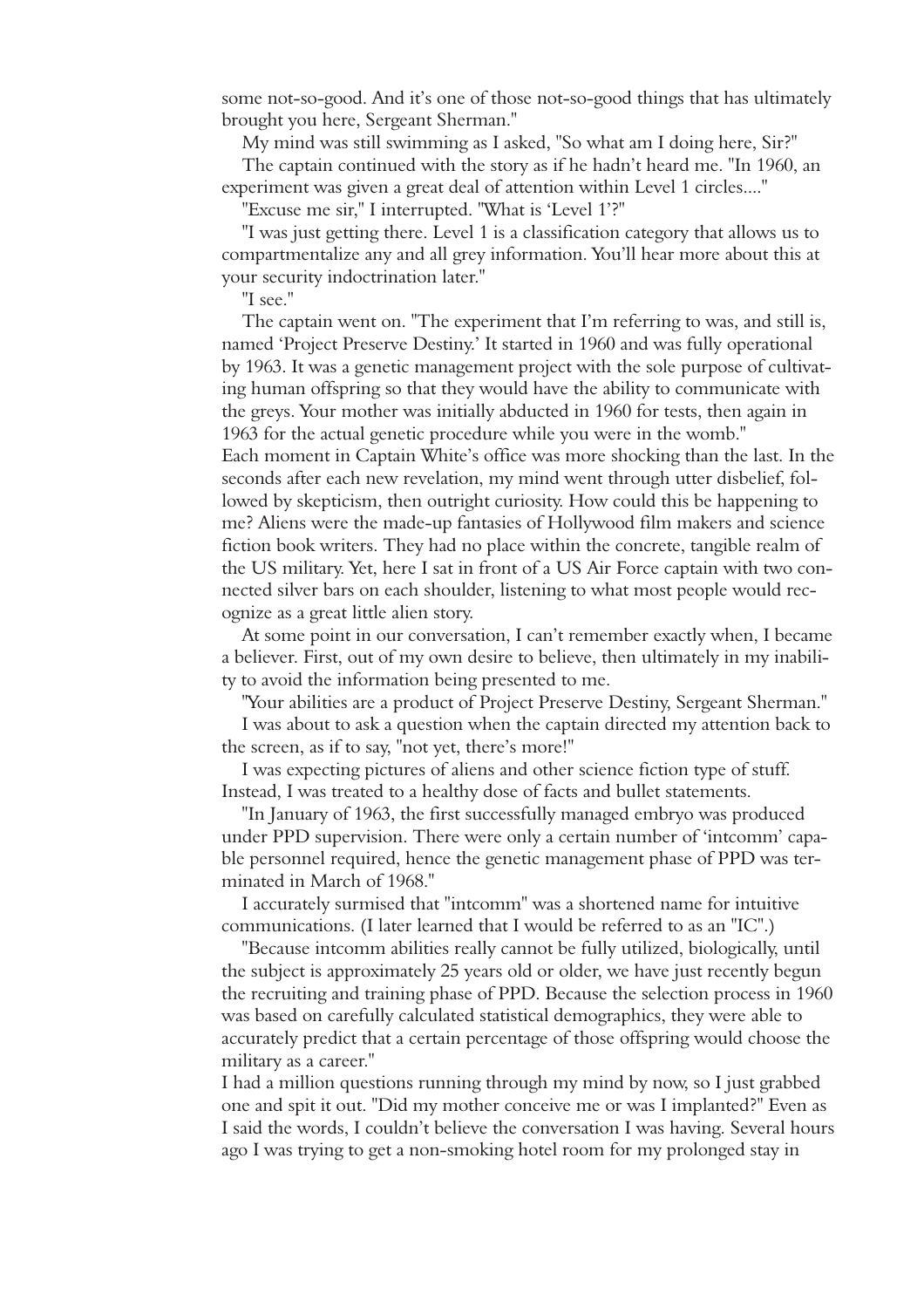some not-so-good. And it's one of those not-so-good things that has ultimately brought you here, Sergeant Sherman."

My mind was still swimming as I asked, "So what am I doing here, Sir?"

The captain continued with the story as if he hadn't heard me. "In 1960, an experiment was given a great deal of attention within Level 1 circles...."

"Excuse me sir," I interrupted. "What is 'Level 1'?"

"I was just getting there. Level 1 is a classification category that allows us to compartmentalize any and all grey information. You'll hear more about this at your security indoctrination later."

"I see."

The captain went on. "The experiment that I'm referring to was, and still is, named 'Project Preserve Destiny.' It started in 1960 and was fully operational by 1963. It was a genetic management project with the sole purpose of cultivating human offspring so that they would have the ability to communicate with the greys. Your mother was initially abducted in 1960 for tests, then again in 1963 for the actual genetic procedure while you were in the womb."

Each moment in Captain White's office was more shocking than the last. In the seconds after each new revelation, my mind went through utter disbelief, followed by skepticism, then outright curiosity. How could this be happening to me? Aliens were the made-up fantasies of Hollywood film makers and science fiction book writers. They had no place within the concrete, tangible realm of the US military. Yet, here I sat in front of a US Air Force captain with two connected silver bars on each shoulder, listening to what most people would recognize as a great little alien story.

At some point in our conversation, I can't remember exactly when, I became a believer. First, out of my own desire to believe, then ultimately in my inability to avoid the information being presented to me.

"Your abilities are a product of Project Preserve Destiny, Sergeant Sherman."

I was about to ask a question when the captain directed my attention back to the screen, as if to say, "not yet, there's more!"

I was expecting pictures of aliens and other science fiction type of stuff. Instead, I was treated to a healthy dose of facts and bullet statements.

"In January of 1963, the first successfully managed embryo was produced under PPD supervision. There were only a certain number of 'intcomm' capable personnel required, hence the genetic management phase of PPD was terminated in March of 1968."

I accurately surmised that "intcomm" was a shortened name for intuitive communications. (I later learned that I would be referred to as an "IC".)

"Because intcomm abilities really cannot be fully utilized, biologically, until the subject is approximately 25 years old or older, we have just recently begun the recruiting and training phase of PPD. Because the selection process in 1960 was based on carefully calculated statistical demographics, they were able to accurately predict that a certain percentage of those offspring would choose the military as a career."

I had a million questions running through my mind by now, so I just grabbed one and spit it out. "Did my mother conceive me or was I implanted?" Even as I said the words, I couldn't believe the conversation I was having. Several hours ago I was trying to get a non-smoking hotel room for my prolonged stay in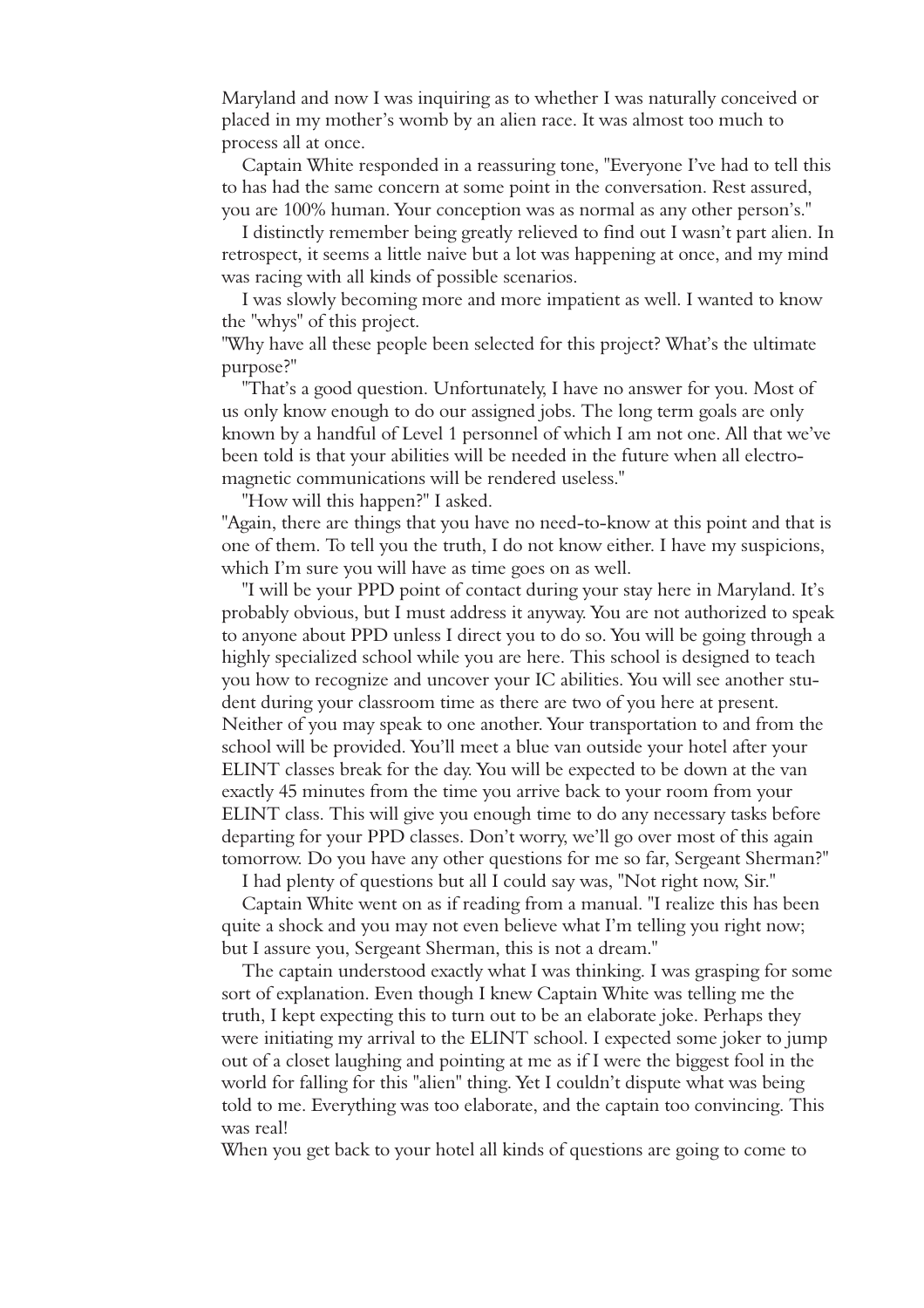Maryland and now I was inquiring as to whether I was naturally conceived or placed in my mother's womb by an alien race. It was almost too much to process all at once.

Captain White responded in a reassuring tone, "Everyone I've had to tell this to has had the same concern at some point in the conversation. Rest assured, you are 100% human. Your conception was as normal as any other person's."

I distinctly remember being greatly relieved to find out I wasn't part alien. In retrospect, it seems a little naive but a lot was happening at once, and my mind was racing with all kinds of possible scenarios.

I was slowly becoming more and more impatient as well. I wanted to know the "whys" of this project.

"Why have all these people been selected for this project? What's the ultimate purpose?"

"That's a good question. Unfortunately, I have no answer for you. Most of us only know enough to do our assigned jobs. The long term goals are only known by a handful of Level 1 personnel of which I am not one. All that we've been told is that your abilities will be needed in the future when all electromagnetic communications will be rendered useless."

"How will this happen?" I asked.

"Again, there are things that you have no need-to-know at this point and that is one of them. To tell you the truth, I do not know either. I have my suspicions, which I'm sure you will have as time goes on as well.

"I will be your PPD point of contact during your stay here in Maryland. It's probably obvious, but I must address it anyway. You are not authorized to speak to anyone about PPD unless I direct you to do so. You will be going through a highly specialized school while you are here. This school is designed to teach you how to recognize and uncover your IC abilities. You will see another student during your classroom time as there are two of you here at present. Neither of you may speak to one another. Your transportation to and from the school will be provided. You'll meet a blue van outside your hotel after your ELINT classes break for the day. You will be expected to be down at the van exactly 45 minutes from the time you arrive back to your room from your ELINT class. This will give you enough time to do any necessary tasks before departing for your PPD classes. Don't worry, we'll go over most of this again tomorrow. Do you have any other questions for me so far, Sergeant Sherman?"

I had plenty of questions but all I could say was, "Not right now, Sir."

Captain White went on as if reading from a manual. "I realize this has been quite a shock and you may not even believe what I'm telling you right now; but I assure you, Sergeant Sherman, this is not a dream."

The captain understood exactly what I was thinking. I was grasping for some sort of explanation. Even though I knew Captain White was telling me the truth, I kept expecting this to turn out to be an elaborate joke. Perhaps they were initiating my arrival to the ELINT school. I expected some joker to jump out of a closet laughing and pointing at me as if I were the biggest fool in the world for falling for this "alien" thing. Yet I couldn't dispute what was being told to me. Everything was too elaborate, and the captain too convincing. This was real!

When you get back to your hotel all kinds of questions are going to come to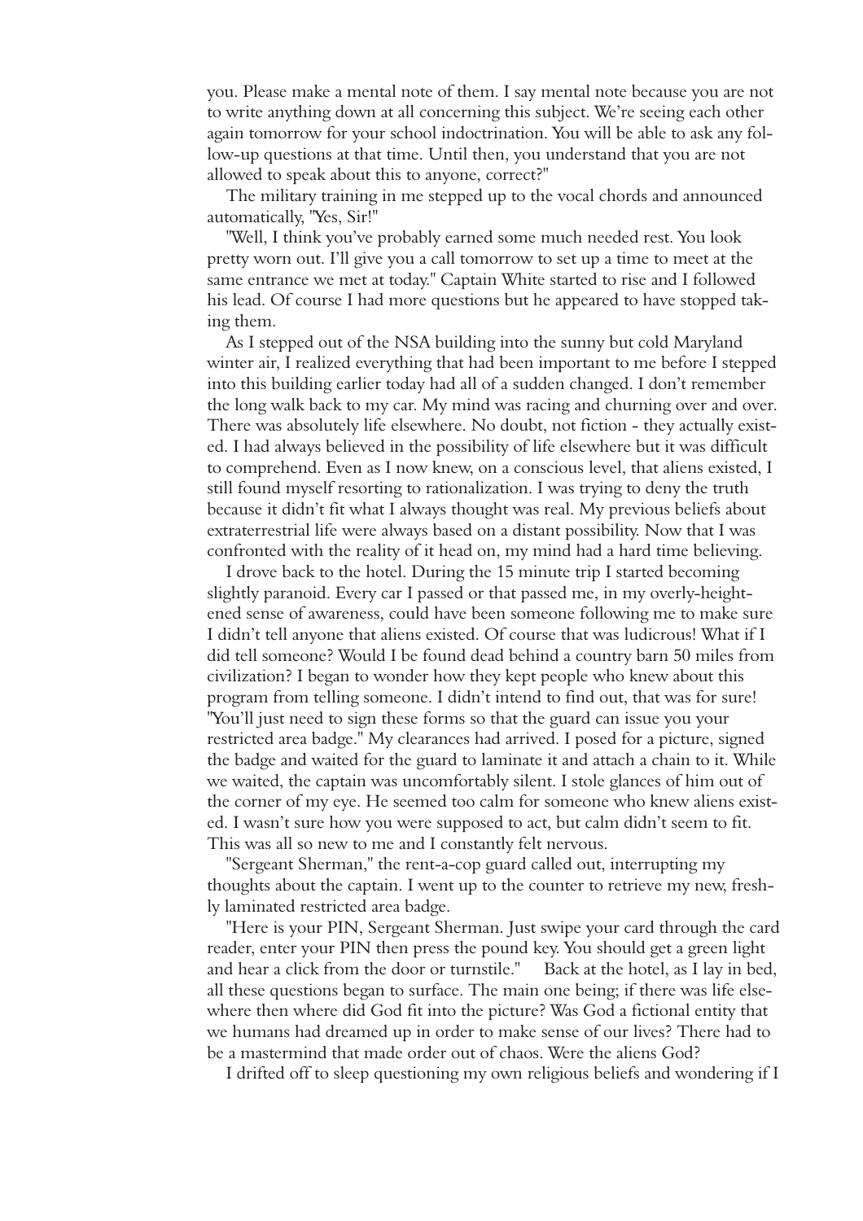you. Please make a mental note of them. I say mental note because you are not to write anything down at all concerning this subject. We're seeing each other again tomorrow for your school indoctrination. You will be able to ask any follow-up questions at that time. Until then, you understand that you are not allowed to speak about this to anyone, correct?"

The military training in me stepped up to the vocal chords and announced automatically, "Yes, Sir!"

"Well, I think you've probably earned some much needed rest. You look pretty worn out. I'll give you a call tomorrow to set up a time to meet at the same entrance we met at today." Captain White started to rise and I followed his lead. Of course I had more questions but he appeared to have stopped taking them.

As I stepped out of the NSA building into the sunny but cold Maryland winter air, I realized everything that had been important to me before I stepped into this building earlier today had all of a sudden changed. I don't remember the long walk back to my car. My mind was racing and churning over and over. There was absolutely life elsewhere. No doubt, not fiction - they actually existed. I had always believed in the possibility of life elsewhere but it was difficult to comprehend. Even as I now knew, on a conscious level, that aliens existed, I still found myself resorting to rationalization. I was trying to deny the truth because it didn't fit what I always thought was real. My previous beliefs about extraterrestrial life were always based on a distant possibility. Now that I was confronted with the reality of it head on, my mind had a hard time believing.

I drove back to the hotel. During the 15 minute trip I started becoming slightly paranoid. Every car I passed or that passed me, in my overly-heightened sense of awareness, could have been someone following me to make sure I didn't tell anyone that aliens existed. Of course that was ludicrous! What if I did tell someone? Would I be found dead behind a country barn 50 miles from civilization? I began to wonder how they kept people who knew about this program from telling someone. I didn't intend to find out, that was for sure! "You'll just need to sign these forms so that the guard can issue you your restricted area badge." My clearances had arrived. I posed for a picture, signed the badge and waited for the guard to laminate it and attach a chain to it. While we waited, the captain was uncomfortably silent. I stole glances of him out of the corner of my eye. He seemed too calm for someone who knew aliens existed. I wasn't sure how you were supposed to act, but calm didn't seem to fit. This was all so new to me and I constantly felt nervous.

"Sergeant Sherman," the rent-a-cop guard called out, interrupting my thoughts about the captain. I went up to the counter to retrieve my new, freshly laminated restricted area badge.

"Here is your PIN, Sergeant Sherman. Just swipe your card through the card reader, enter your PIN then press the pound key. You should get a green light and hear a click from the door or turnstile." Back at the hotel, as I lay in bed, all these questions began to surface. The main one being; if there was life elsewhere then where did God fit into the picture? Was God a fictional entity that we humans had dreamed up in order to make sense of our lives? There had to be a mastermind that made order out of chaos. Were the aliens God?

I drifted off to sleep questioning my own religious beliefs and wondering if I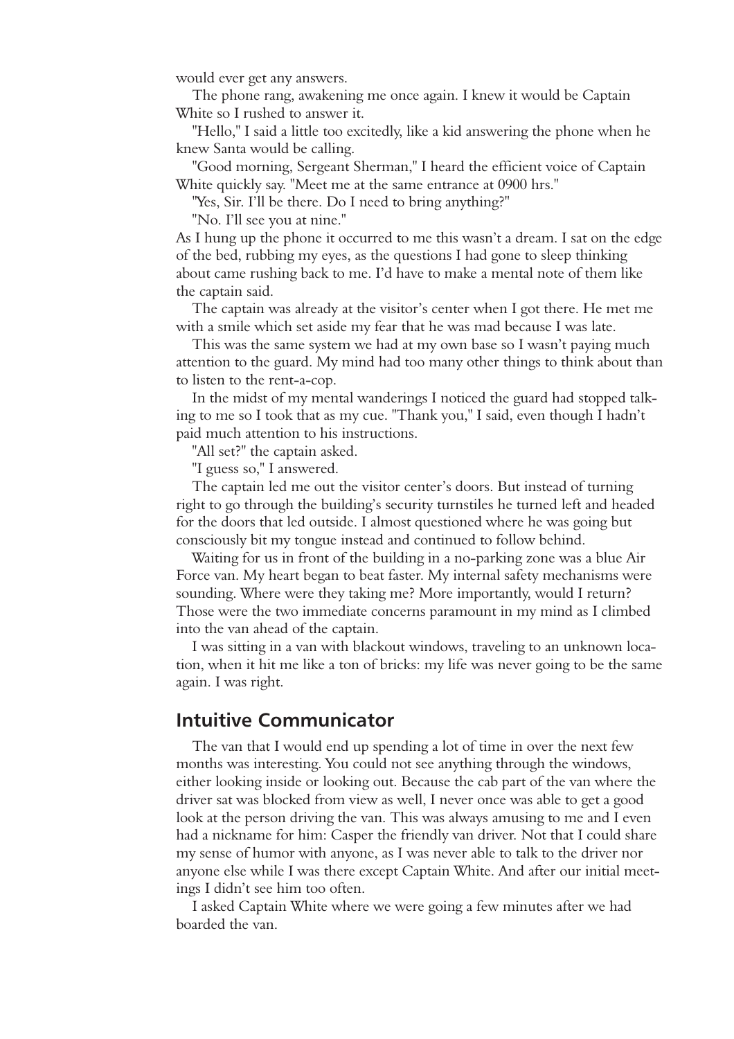would ever get any answers.

The phone rang, awakening me once again. I knew it would be Captain White so I rushed to answer it.

"Hello," I said a little too excitedly, like a kid answering the phone when he knew Santa would be calling.

"Good morning, Sergeant Sherman," I heard the efficient voice of Captain White quickly say. "Meet me at the same entrance at 0900 hrs."

"Yes, Sir. I'll be there. Do I need to bring anything?"

"No. I'll see you at nine."

As I hung up the phone it occurred to me this wasn't a dream. I sat on the edge of the bed, rubbing my eyes, as the questions I had gone to sleep thinking about came rushing back to me. I'd have to make a mental note of them like the captain said.

The captain was already at the visitor's center when I got there. He met me with a smile which set aside my fear that he was mad because I was late.

This was the same system we had at my own base so I wasn't paying much attention to the guard. My mind had too many other things to think about than to listen to the rent-a-cop.

In the midst of my mental wanderings I noticed the guard had stopped talking to me so I took that as my cue. "Thank you," I said, even though I hadn't paid much attention to his instructions.

"All set?" the captain asked.

"I guess so," I answered.

The captain led me out the visitor center's doors. But instead of turning right to go through the building's security turnstiles he turned left and headed for the doors that led outside. I almost questioned where he was going but consciously bit my tongue instead and continued to follow behind.

Waiting for us in front of the building in a no-parking zone was a blue Air Force van. My heart began to beat faster. My internal safety mechanisms were sounding. Where were they taking me? More importantly, would I return? Those were the two immediate concerns paramount in my mind as I climbed into the van ahead of the captain.

I was sitting in a van with blackout windows, traveling to an unknown location, when it hit me like a ton of bricks: my life was never going to be the same again. I was right.

## Intuitive Communicator

The van that I would end up spending a lot of time in over the next few months was interesting. You could not see anything through the windows, either looking inside or looking out. Because the cab part of the van where the driver sat was blocked from view as well, I never once was able to get a good look at the person driving the van. This was always amusing to me and I even had a nickname for him: Casper the friendly van driver. Not that I could share my sense of humor with anyone, as I was never able to talk to the driver nor anyone else while I was there except Captain White. And after our initial meetings I didn't see him too often.

I asked Captain White where we were going a few minutes after we had boarded the van.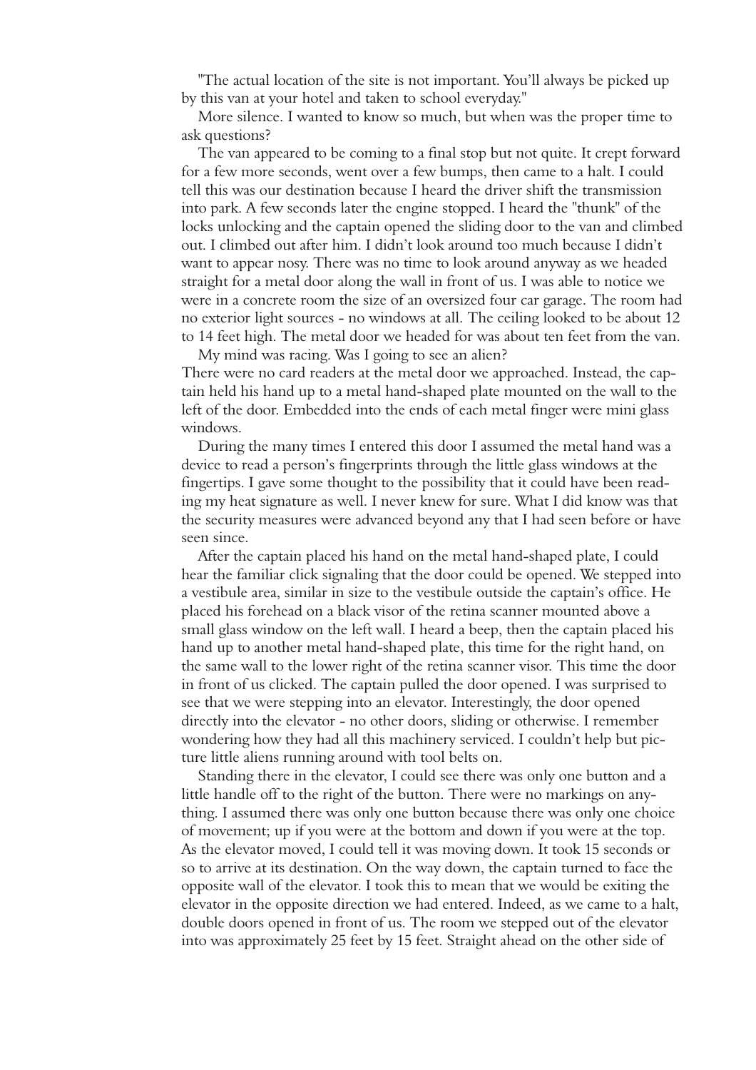"The actual location of the site is not important. You'll always be picked up by this van at your hotel and taken to school everyday."

More silence. I wanted to know so much, but when was the proper time to ask questions?

The van appeared to be coming to a final stop but not quite. It crept forward for a few more seconds, went over a few bumps, then came to a halt. I could tell this was our destination because I heard the driver shift the transmission into park. A few seconds later the engine stopped. I heard the "thunk" of the locks unlocking and the captain opened the sliding door to the van and climbed out. I climbed out after him. I didn't look around too much because I didn't want to appear nosy. There was no time to look around anyway as we headed straight for a metal door along the wall in front of us. I was able to notice we were in a concrete room the size of an oversized four car garage. The room had no exterior light sources - no windows at all. The ceiling looked to be about 12 to 14 feet high. The metal door we headed for was about ten feet from the van.

My mind was racing. Was I going to see an alien?

There were no card readers at the metal door we approached. Instead, the captain held his hand up to a metal hand-shaped plate mounted on the wall to the left of the door. Embedded into the ends of each metal finger were mini glass windows.

During the many times I entered this door I assumed the metal hand was a device to read a person's fingerprints through the little glass windows at the fingertips. I gave some thought to the possibility that it could have been reading my heat signature as well. I never knew for sure. What I did know was that the security measures were advanced beyond any that I had seen before or have seen since.

After the captain placed his hand on the metal hand-shaped plate, I could hear the familiar click signaling that the door could be opened. We stepped into a vestibule area, similar in size to the vestibule outside the captain's office. He placed his forehead on a black visor of the retina scanner mounted above a small glass window on the left wall. I heard a beep, then the captain placed his hand up to another metal hand-shaped plate, this time for the right hand, on the same wall to the lower right of the retina scanner visor. This time the door in front of us clicked. The captain pulled the door opened. I was surprised to see that we were stepping into an elevator. Interestingly, the door opened directly into the elevator - no other doors, sliding or otherwise. I remember wondering how they had all this machinery serviced. I couldn't help but picture little aliens running around with tool belts on.

Standing there in the elevator, I could see there was only one button and a little handle off to the right of the button. There were no markings on anything. I assumed there was only one button because there was only one choice of movement; up if you were at the bottom and down if you were at the top. As the elevator moved, I could tell it was moving down. It took 15 seconds or so to arrive at its destination. On the way down, the captain turned to face the opposite wall of the elevator. I took this to mean that we would be exiting the elevator in the opposite direction we had entered. Indeed, as we came to a halt, double doors opened in front of us. The room we stepped out of the elevator into was approximately 25 feet by 15 feet. Straight ahead on the other side of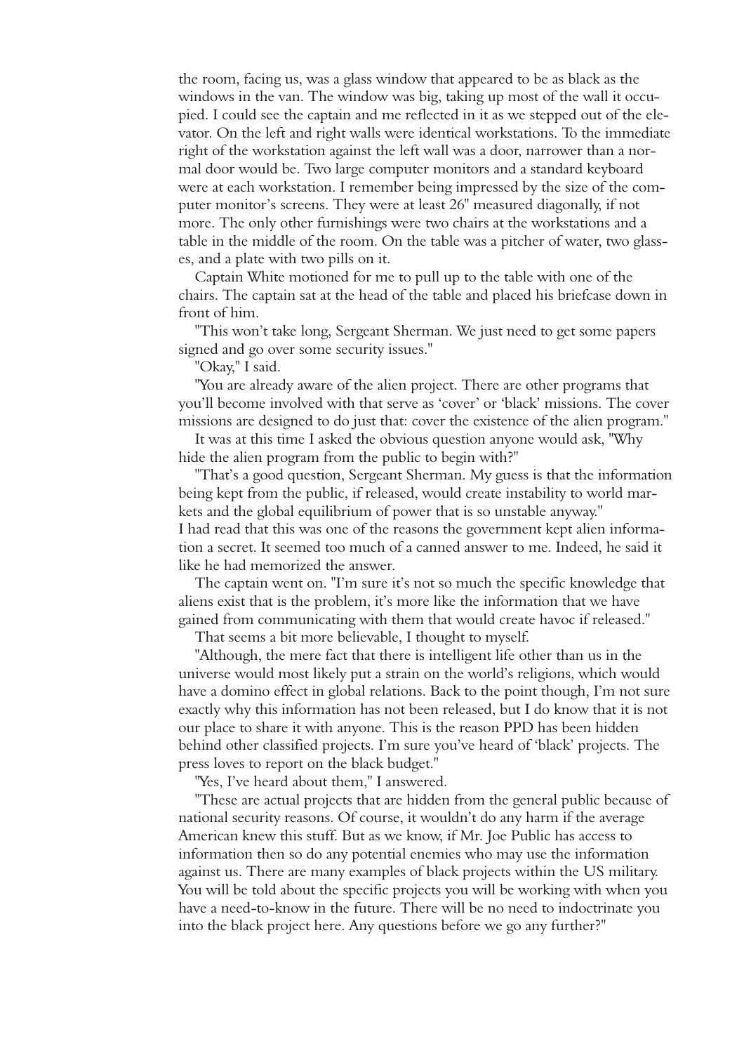the room, facing us, was a glass window that appeared to be as black as the windows in the van. The window was big, taking up most of the wall it occupied. I could see the captain and me reflected in it as we stepped out of the elevator. On the left and right walls were identical workstations. To the immediate right of the workstation against the left wall was a door, narrower than a normal door would be. Two large computer monitors and a standard keyboard were at each workstation. I remember being impressed by the size of the computer monitor's screens. They were at least 26" measured diagonally, if not more. The only other furnishings were two chairs at the workstations and a table in the middle of the room. On the table was a pitcher of water, two glasses, and a plate with two pills on it.

Captain White motioned for me to pull up to the table with one of the chairs. The captain sat at the head of the table and placed his briefcase down in front of him.

"This won't take long, Sergeant Sherman. We just need to get some papers signed and go over some security issues."

"Okay," I said.

"You are already aware of the alien project. There are other programs that you'll become involved with that serve as 'cover' or 'black' missions. The cover missions are designed to do just that: cover the existence of the alien program."

It was at this time I asked the obvious question anyone would ask, "Why hide the alien program from the public to begin with?"

"That's a good question, Sergeant Sherman. My guess is that the information being kept from the public, if released, would create instability to world markets and the global equilibrium of power that is so unstable anyway."

I had read that this was one of the reasons the government kept alien information a secret. It seemed too much of a canned answer to me. Indeed, he said it like he had memorized the answer.

The captain went on. "I'm sure it's not so much the specific knowledge that aliens exist that is the problem, it's more like the information that we have gained from communicating with them that would create havoc if released."

That seems a bit more believable, I thought to myself.

"Although, the mere fact that there is intelligent life other than us in the universe would most likely put a strain on the world's religions, which would have a domino effect in global relations. Back to the point though, I'm not sure exactly why this information has not been released, but I do know that it is not our place to share it with anyone. This is the reason PPD has been hidden behind other classified projects. I'm sure you've heard of 'black' projects. The press loves to report on the black budget."

"Yes, I've heard about them," I answered.

"These are actual projects that are hidden from the general public because of national security reasons. Of course, it wouldn't do any harm if the average American knew this stuff. But as we know, if Mr. Joe Public has access to information then so do any potential enemies who may use the information against us. There are many examples of black projects within the US military. You will be told about the specific projects you will be working with when you have a need-to-know in the future. There will be no need to indoctrinate you into the black project here. Any questions before we go any further?"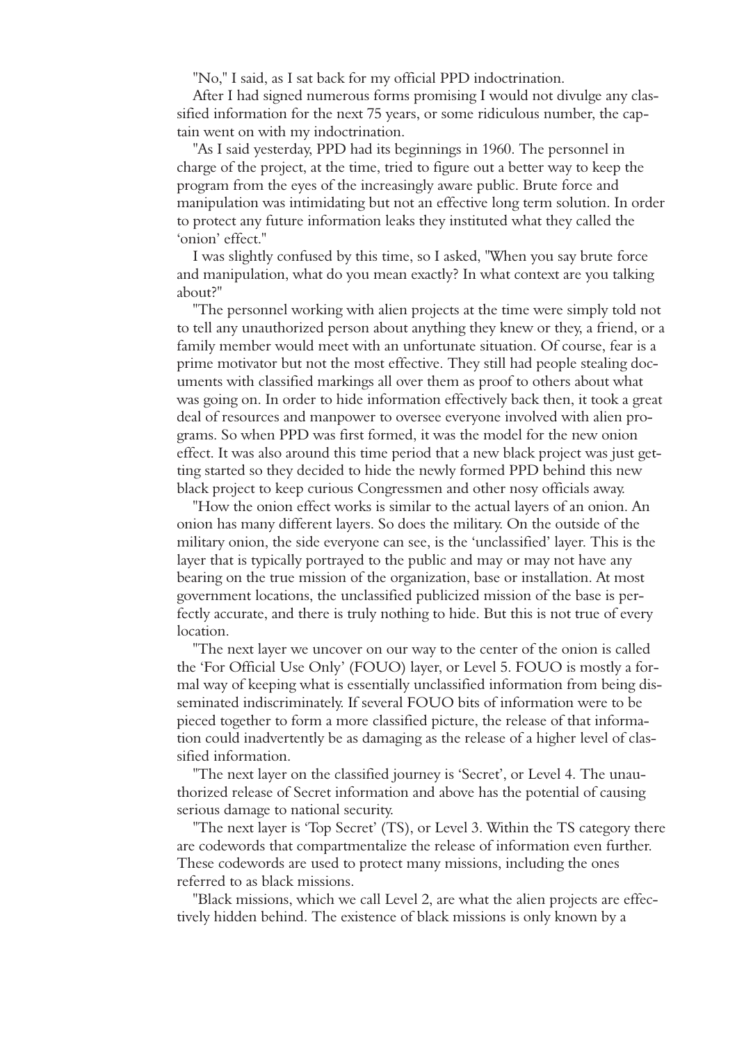"No," I said, as I sat back for my official PPD indoctrination.

After I had signed numerous forms promising I would not divulge any classified information for the next 75 years, or some ridiculous number, the captain went on with my indoctrination.

"As I said yesterday, PPD had its beginnings in 1960. The personnel in charge of the project, at the time, tried to figure out a better way to keep the program from the eyes of the increasingly aware public. Brute force and manipulation was intimidating but not an effective long term solution. In order to protect any future information leaks they instituted what they called the 'onion' effect."

I was slightly confused by this time, so I asked, "When you say brute force and manipulation, what do you mean exactly? In what context are you talking about?"

"The personnel working with alien projects at the time were simply told not to tell any unauthorized person about anything they knew or they, a friend, or a family member would meet with an unfortunate situation. Of course, fear is a prime motivator but not the most effective. They still had people stealing documents with classified markings all over them as proof to others about what was going on. In order to hide information effectively back then, it took a great deal of resources and manpower to oversee everyone involved with alien programs. So when PPD was first formed, it was the model for the new onion effect. It was also around this time period that a new black project was just getting started so they decided to hide the newly formed PPD behind this new black project to keep curious Congressmen and other nosy officials away.

"How the onion effect works is similar to the actual layers of an onion. An onion has many different layers. So does the military. On the outside of the military onion, the side everyone can see, is the 'unclassified' layer. This is the layer that is typically portrayed to the public and may or may not have any bearing on the true mission of the organization, base or installation. At most government locations, the unclassified publicized mission of the base is perfectly accurate, and there is truly nothing to hide. But this is not true of every location.

"The next layer we uncover on our way to the center of the onion is called the 'For Official Use Only' (FOUO) layer, or Level 5. FOUO is mostly a formal way of keeping what is essentially unclassified information from being disseminated indiscriminately. If several FOUO bits of information were to be pieced together to form a more classified picture, the release of that information could inadvertently be as damaging as the release of a higher level of classified information.

"The next layer on the classified journey is 'Secret', or Level 4. The unauthorized release of Secret information and above has the potential of causing serious damage to national security.

"The next layer is 'Top Secret' (TS), or Level 3. Within the TS category there are codewords that compartmentalize the release of information even further. These codewords are used to protect many missions, including the ones referred to as black missions.

"Black missions, which we call Level 2, are what the alien projects are effectively hidden behind. The existence of black missions is only known by a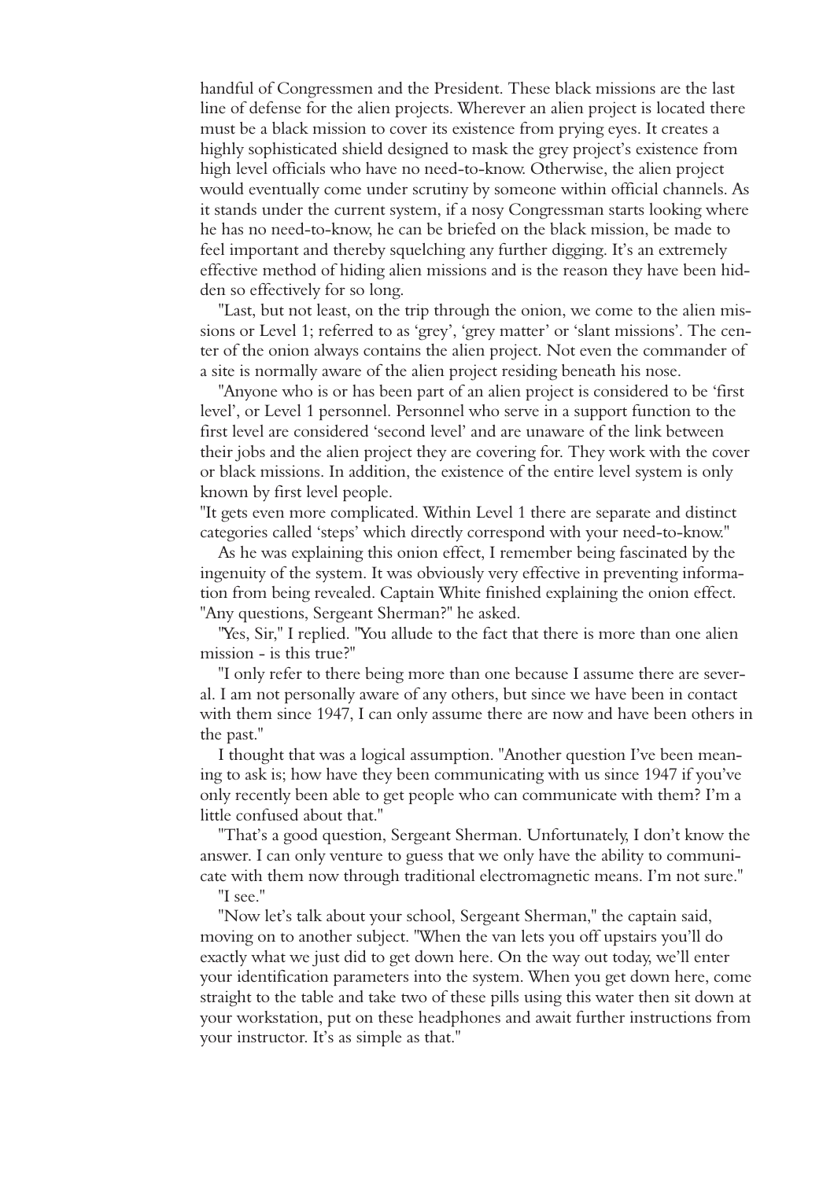handful of Congressmen and the President. These black missions are the last line of defense for the alien projects. Wherever an alien project is located there must be a black mission to cover its existence from prying eyes. It creates a highly sophisticated shield designed to mask the grey project's existence from high level officials who have no need-to-know. Otherwise, the alien project would eventually come under scrutiny by someone within official channels. As it stands under the current system, if a nosy Congressman starts looking where he has no need-to-know, he can be briefed on the black mission, be made to feel important and thereby squelching any further digging. It's an extremely effective method of hiding alien missions and is the reason they have been hidden so effectively for so long.

"Last, but not least, on the trip through the onion, we come to the alien missions or Level 1; referred to as 'grey', 'grey matter' or 'slant missions'. The center of the onion always contains the alien project. Not even the commander of a site is normally aware of the alien project residing beneath his nose.

"Anyone who is or has been part of an alien project is considered to be 'first level', or Level 1 personnel. Personnel who serve in a support function to the first level are considered 'second level' and are unaware of the link between their jobs and the alien project they are covering for. They work with the cover or black missions. In addition, the existence of the entire level system is only known by first level people.

"It gets even more complicated. Within Level 1 there are separate and distinct categories called 'steps' which directly correspond with your need-to-know."

As he was explaining this onion effect, I remember being fascinated by the ingenuity of the system. It was obviously very effective in preventing information from being revealed. Captain White finished explaining the onion effect. "Any questions, Sergeant Sherman?" he asked.

"Yes, Sir," I replied. "You allude to the fact that there is more than one alien mission - is this true?"

"I only refer to there being more than one because I assume there are several. I am not personally aware of any others, but since we have been in contact with them since 1947, I can only assume there are now and have been others in the past."

I thought that was a logical assumption. "Another question I've been meaning to ask is; how have they been communicating with us since 1947 if you've only recently been able to get people who can communicate with them? I'm a little confused about that."

"That's a good question, Sergeant Sherman. Unfortunately, I don't know the answer. I can only venture to guess that we only have the ability to communicate with them now through traditional electromagnetic means. I'm not sure."

"I see."

"Now let's talk about your school, Sergeant Sherman," the captain said, moving on to another subject. "When the van lets you off upstairs you'll do exactly what we just did to get down here. On the way out today, we'll enter your identification parameters into the system. When you get down here, come straight to the table and take two of these pills using this water then sit down at your workstation, put on these headphones and await further instructions from your instructor. It's as simple as that."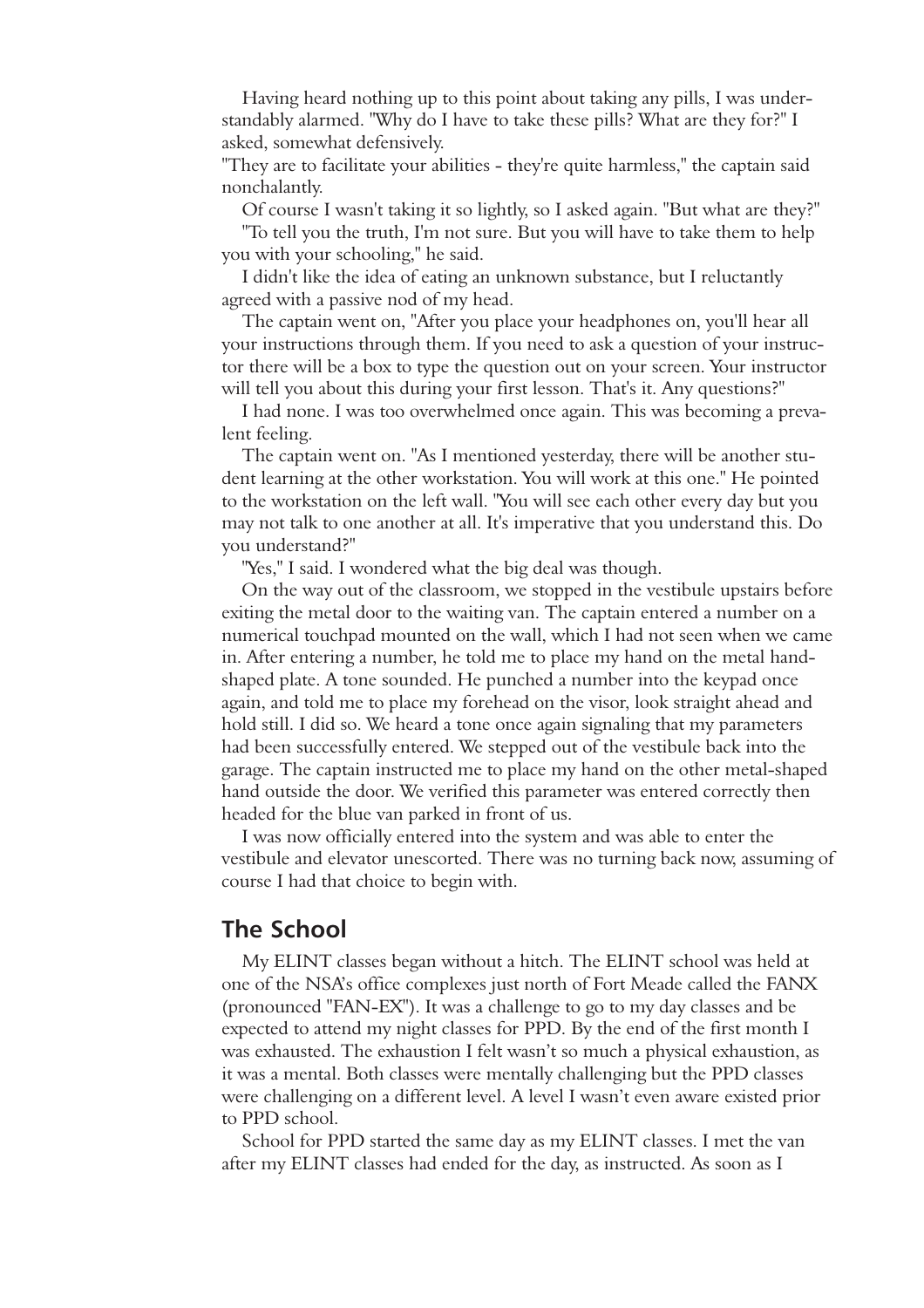Having heard nothing up to this point about taking any pills, I was understandably alarmed. "Why do I have to take these pills? What are they for?" I asked, somewhat defensively.

"They are to facilitate your abilities - they're quite harmless," the captain said nonchalantly.

Of course I wasn't taking it so lightly, so I asked again. "But what are they?"

"To tell you the truth, I'm not sure. But you will have to take them to help you with your schooling," he said.

I didn't like the idea of eating an unknown substance, but I reluctantly agreed with a passive nod of my head.

The captain went on, "After you place your headphones on, you'll hear all your instructions through them. If you need to ask a question of your instructor there will be a box to type the question out on your screen. Your instructor will tell you about this during your first lesson. That's it. Any questions?"

I had none. I was too overwhelmed once again. This was becoming a prevalent feeling.

The captain went on. "As I mentioned yesterday, there will be another student learning at the other workstation. You will work at this one." He pointed to the workstation on the left wall. "You will see each other every day but you may not talk to one another at all. It's imperative that you understand this. Do you understand?"

"Yes," I said. I wondered what the big deal was though.

On the way out of the classroom, we stopped in the vestibule upstairs before exiting the metal door to the waiting van. The captain entered a number on a numerical touchpad mounted on the wall, which I had not seen when we came in. After entering a number, he told me to place my hand on the metal hand-shaped plate. A tone sounded. He punched a number into the keypad once again, and told me to place my forehead on the visor, look straight ahead and hold still. I did so. We heard a tone once again signaling that my parameters had been successfully entered. We stepped out of the vestibule back into the garage. The captain instructed me to place my hand on the other metal-shaped hand outside the door. We verified this parameter was entered correctly then headed for the blue van parked in front of us.

I was now officially entered into the system and was able to enter the vestibule and elevator unescorted. There was no turning back now, assuming of course I had that choice to begin with.

## The School

My ELINT classes began without a hitch. The ELINT school was held at one of the NSA's office complexes just north of Fort Meade called the FANX (pronounced "FAN-EX"). It was a challenge to go to my day classes and be expected to attend my night classes for PPD. By the end of the first month I was exhausted. The exhaustion I felt wasn't so much a physical exhaustion, as it was a mental. Both classes were mentally challenging but the PPD classes were challenging on a different level. A level I wasn't even aware existed prior to PPD school.

School for PPD started the same day as my ELINT classes. I met the van after my ELINT classes had ended for the day, as instructed. As soon as I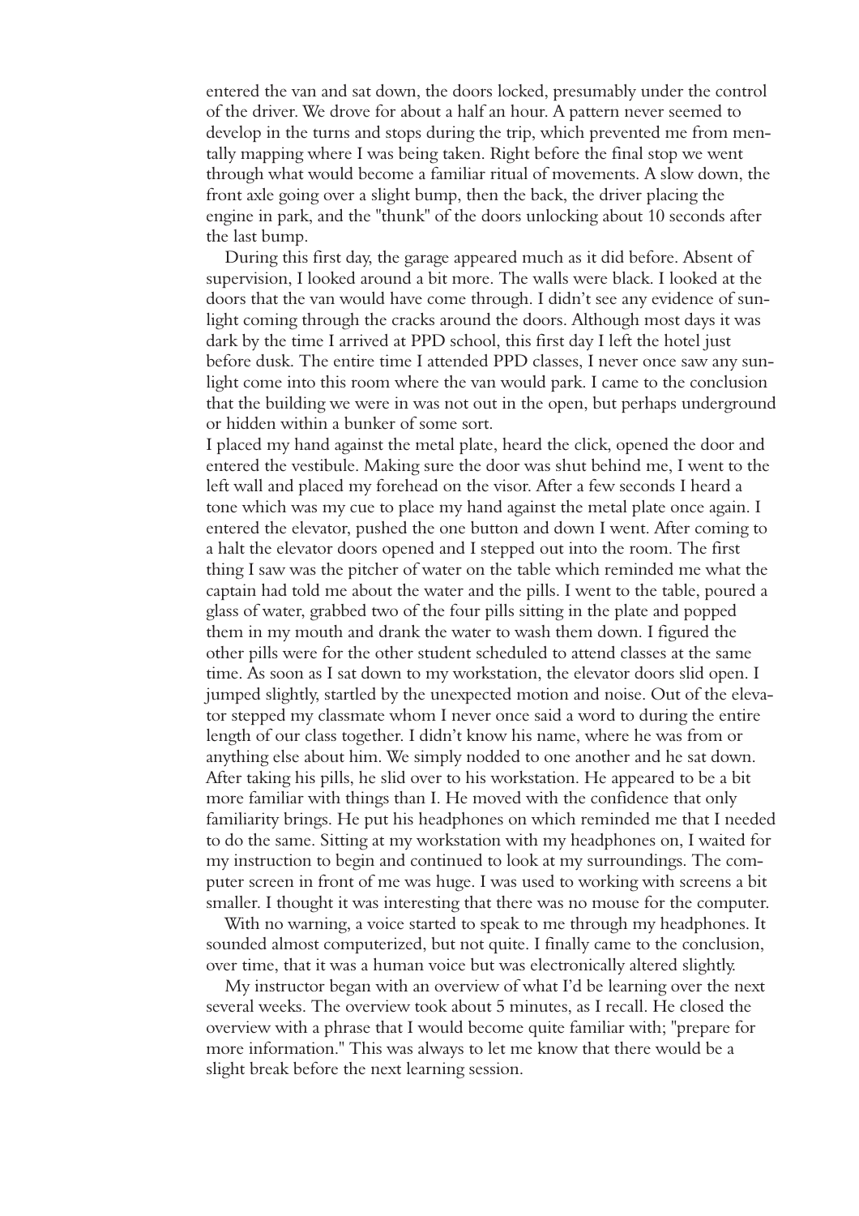entered the van and sat down, the doors locked, presumably under the control of the driver. We drove for about a half an hour. A pattern never seemed to develop in the turns and stops during the trip, which prevented me from mentally mapping where I was being taken. Right before the final stop we went through what would become a familiar ritual of movements. A slow down, the front axle going over a slight bump, then the back, the driver placing the engine in park, and the "thunk" of the doors unlocking about 10 seconds after the last bump.

During this first day, the garage appeared much as it did before. Absent of supervision, I looked around a bit more. The walls were black. I looked at the doors that the van would have come through. I didn't see any evidence of sunlight coming through the cracks around the doors. Although most days it was dark by the time I arrived at PPD school, this first day I left the hotel just before dusk. The entire time I attended PPD classes, I never once saw any sunlight come into this room where the van would park. I came to the conclusion that the building we were in was not out in the open, but perhaps underground or hidden within a bunker of some sort.

I placed my hand against the metal plate, heard the click, opened the door and entered the vestibule. Making sure the door was shut behind me, I went to the left wall and placed my forehead on the visor. After a few seconds I heard a tone which was my cue to place my hand against the metal plate once again. I entered the elevator, pushed the one button and down I went. After coming to a halt the elevator doors opened and I stepped out into the room. The first thing I saw was the pitcher of water on the table which reminded me what the captain had told me about the water and the pills. I went to the table, poured a glass of water, grabbed two of the four pills sitting in the plate and popped them in my mouth and drank the water to wash them down. I figured the other pills were for the other student scheduled to attend classes at the same time. As soon as I sat down to my workstation, the elevator doors slid open. I jumped slightly, startled by the unexpected motion and noise. Out of the elevator stepped my classmate whom I never once said a word to during the entire length of our class together. I didn't know his name, where he was from or anything else about him. We simply nodded to one another and he sat down. After taking his pills, he slid over to his workstation. He appeared to be a bit more familiar with things than I. He moved with the confidence that only familiarity brings. He put his headphones on which reminded me that I needed to do the same. Sitting at my workstation with my headphones on, I waited for my instruction to begin and continued to look at my surroundings. The computer screen in front of me was huge. I was used to working with screens a bit smaller. I thought it was interesting that there was no mouse for the computer.

With no warning, a voice started to speak to me through my headphones. It sounded almost computerized, but not quite. I finally came to the conclusion, over time, that it was a human voice but was electronically altered slightly.

My instructor began with an overview of what I'd be learning over the next several weeks. The overview took about 5 minutes, as I recall. He closed the overview with a phrase that I would become quite familiar with; "prepare for more information." This was always to let me know that there would be a slight break before the next learning session.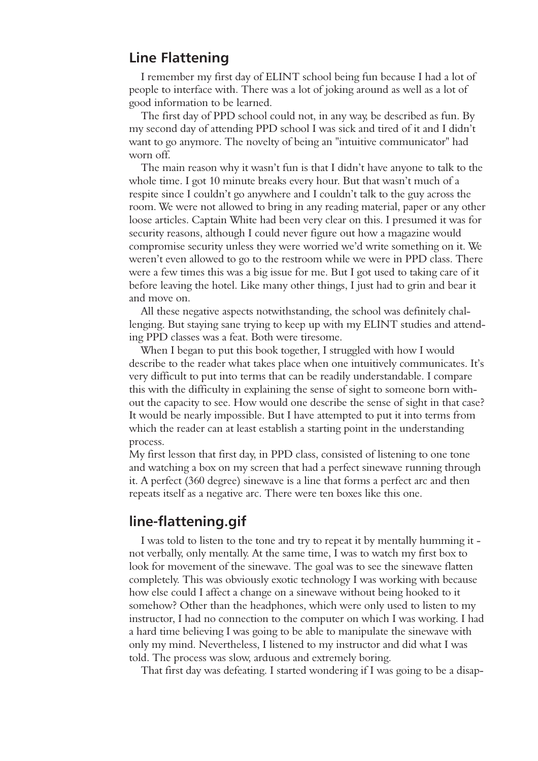## Line Flattening

I remember my first day of ELINT school being fun because I had a lot of people to interface with. There was a lot of joking around as well as a lot of good information to be learned.

The first day of PPD school could not, in any way, be described as fun. By my second day of attending PPD school I was sick and tired of it and I didn't want to go anymore. The novelty of being an "intuitive communicator" had worn off.

The main reason why it wasn't fun is that I didn't have anyone to talk to the whole time. I got 10 minute breaks every hour. But that wasn't much of a respite since I couldn't go anywhere and I couldn't talk to the guy across the room. We were not allowed to bring in any reading material, paper or any other loose articles. Captain White had been very clear on this. I presumed it was for security reasons, although I could never figure out how a magazine would compromise security unless they were worried we'd write something on it. We weren't even allowed to go to the restroom while we were in PPD class. There were a few times this was a big issue for me. But I got used to taking care of it before leaving the hotel. Like many other things, I just had to grin and bear it and move on.

All these negative aspects notwithstanding, the school was definitely challenging. But staying sane trying to keep up with my ELINT studies and attending PPD classes was a feat. Both were tiresome.

When I began to put this book together, I struggled with how I would describe to the reader what takes place when one intuitively communicates. It's very difficult to put into terms that can be readily understandable. I compare this with the difficulty in explaining the sense of sight to someone born without the capacity to see. How would one describe the sense of sight in that case? It would be nearly impossible. But I have attempted to put it into terms from which the reader can at least establish a starting point in the understanding process.

My first lesson that first day, in PPD class, consisted of listening to one tone and watching a box on my screen that had a perfect sinewave running through it. A perfect (360 degree) sinewave is a line that forms a perfect arc and then repeats itself as a negative arc. There were ten boxes like this one.

## line-flattening.gif

I was told to listen to the tone and try to repeat it by mentally humming it - not verbally, only mentally. At the same time, I was to watch my first box to look for movement of the sinewave. The goal was to see the sinewave flatten completely. This was obviously exotic technology I was working with because how else could I affect a change on a sinewave without being hooked to it somehow? Other than the headphones, which were only used to listen to my instructor, I had no connection to the computer on which I was working. I had a hard time believing I was going to be able to manipulate the sinewave with only my mind. Nevertheless, I listened to my instructor and did what I was told. The process was slow, arduous and extremely boring.

That first day was defeating. I started wondering if I was going to be a disap-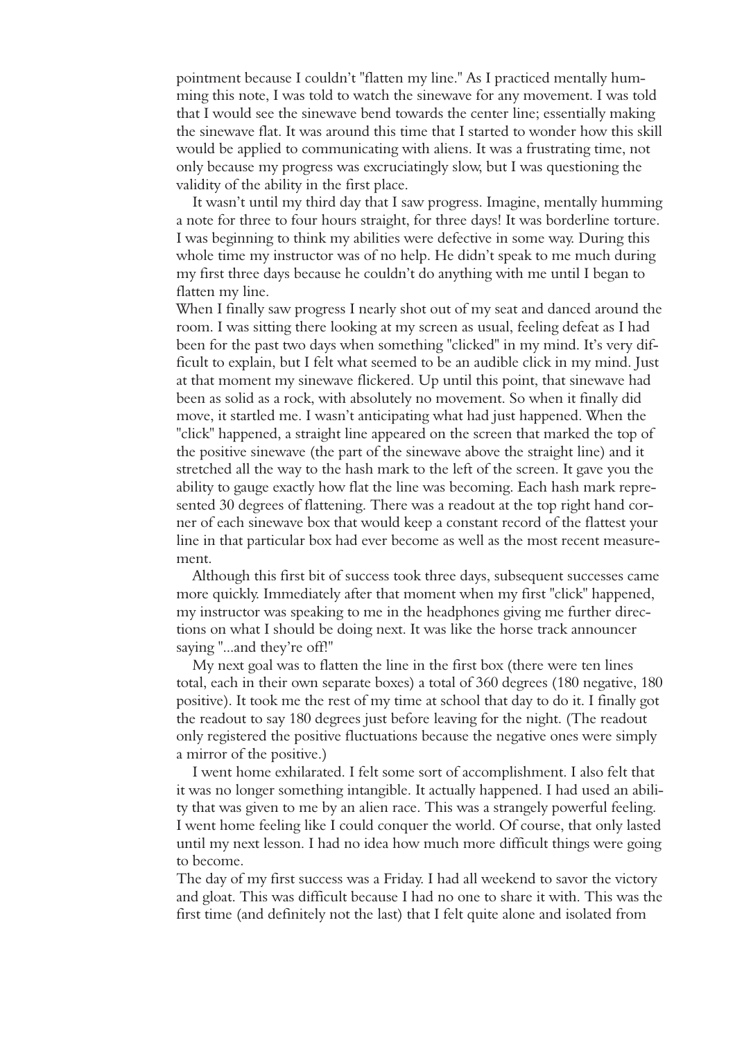pointment because I couldn't "flatten my line." As I practiced mentally humming this note, I was told to watch the sinewave for any movement. I was told that I would see the sinewave bend towards the center line; essentially making the sinewave flat. It was around this time that I started to wonder how this skill would be applied to communicating with aliens. It was a frustrating time, not only because my progress was excruciatingly slow, but I was questioning the validity of the ability in the first place.

It wasn't until my third day that I saw progress. Imagine, mentally humming a note for three to four hours straight, for three days! It was borderline torture. I was beginning to think my abilities were defective in some way. During this whole time my instructor was of no help. He didn't speak to me much during my first three days because he couldn't do anything with me until I began to flatten my line.

When I finally saw progress I nearly shot out of my seat and danced around the room. I was sitting there looking at my screen as usual, feeling defeat as I had been for the past two days when something "clicked" in my mind. It's very difficult to explain, but I felt what seemed to be an audible click in my mind. Just at that moment my sinewave flickered. Up until this point, that sinewave had been as solid as a rock, with absolutely no movement. So when it finally did move, it startled me. I wasn't anticipating what had just happened. When the "click" happened, a straight line appeared on the screen that marked the top of the positive sinewave (the part of the sinewave above the straight line) and it stretched all the way to the hash mark to the left of the screen. It gave you the ability to gauge exactly how flat the line was becoming. Each hash mark represented 30 degrees of flattening. There was a readout at the top right hand corner of each sinewave box that would keep a constant record of the flattest your line in that particular box had ever become as well as the most recent measurement.

Although this first bit of success took three days, subsequent successes came more quickly. Immediately after that moment when my first "click" happened, my instructor was speaking to me in the headphones giving me further directions on what I should be doing next. It was like the horse track announcer saying "...and they're off!"

My next goal was to flatten the line in the first box (there were ten lines total, each in their own separate boxes) a total of 360 degrees (180 negative, 180 positive). It took me the rest of my time at school that day to do it. I finally got the readout to say 180 degrees just before leaving for the night. (The readout only registered the positive fluctuations because the negative ones were simply a mirror of the positive.)

I went home exhilarated. I felt some sort of accomplishment. I also felt that it was no longer something intangible. It actually happened. I had used an ability that was given to me by an alien race. This was a strangely powerful feeling. I went home feeling like I could conquer the world. Of course, that only lasted until my next lesson. I had no idea how much more difficult things were going to become.

The day of my first success was a Friday. I had all weekend to savor the victory and gloat. This was difficult because I had no one to share it with. This was the first time (and definitely not the last) that I felt quite alone and isolated from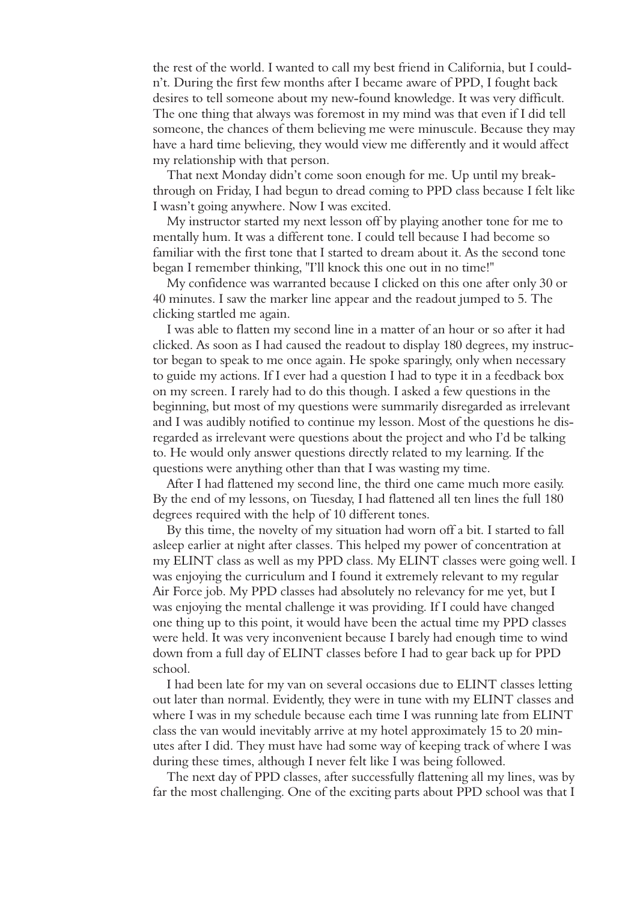the rest of the world. I wanted to call my best friend in California, but I couldn't. During the first few months after I became aware of PPD, I fought back desires to tell someone about my new-found knowledge. It was very difficult. The one thing that always was foremost in my mind was that even if I did tell someone, the chances of them believing me were minuscule. Because they may have a hard time believing, they would view me differently and it would affect my relationship with that person.

That next Monday didn't come soon enough for me. Up until my breakthrough on Friday, I had begun to dread coming to PPD class because I felt like I wasn't going anywhere. Now I was excited.

My instructor started my next lesson off by playing another tone for me to mentally hum. It was a different tone. I could tell because I had become so familiar with the first tone that I started to dream about it. As the second tone began I remember thinking, "I'll knock this one out in no time!"

My confidence was warranted because I clicked on this one after only 30 or 40 minutes. I saw the marker line appear and the readout jumped to 5. The clicking startled me again.

I was able to flatten my second line in a matter of an hour or so after it had clicked. As soon as I had caused the readout to display 180 degrees, my instructor began to speak to me once again. He spoke sparingly, only when necessary to guide my actions. If I ever had a question I had to type it in a feedback box on my screen. I rarely had to do this though. I asked a few questions in the beginning, but most of my questions were summarily disregarded as irrelevant and I was audibly notified to continue my lesson. Most of the questions he disregarded as irrelevant were questions about the project and who I'd be talking to. He would only answer questions directly related to my learning. If the questions were anything other than that I was wasting my time.

After I had flattened my second line, the third one came much more easily. By the end of my lessons, on Tuesday, I had flattened all ten lines the full 180 degrees required with the help of 10 different tones.

By this time, the novelty of my situation had worn off a bit. I started to fall asleep earlier at night after classes. This helped my power of concentration at my ELINT class as well as my PPD class. My ELINT classes were going well. I was enjoying the curriculum and I found it extremely relevant to my regular Air Force job. My PPD classes had absolutely no relevancy for me yet, but I was enjoying the mental challenge it was providing. If I could have changed one thing up to this point, it would have been the actual time my PPD classes were held. It was very inconvenient because I barely had enough time to wind down from a full day of ELINT classes before I had to gear back up for PPD school.

I had been late for my van on several occasions due to ELINT classes letting out later than normal. Evidently, they were in tune with my ELINT classes and where I was in my schedule because each time I was running late from ELINT class the van would inevitably arrive at my hotel approximately 15 to 20 minutes after I did. They must have had some way of keeping track of where I was during these times, although I never felt like I was being followed.

The next day of PPD classes, after successfully flattening all my lines, was by far the most challenging. One of the exciting parts about PPD school was that I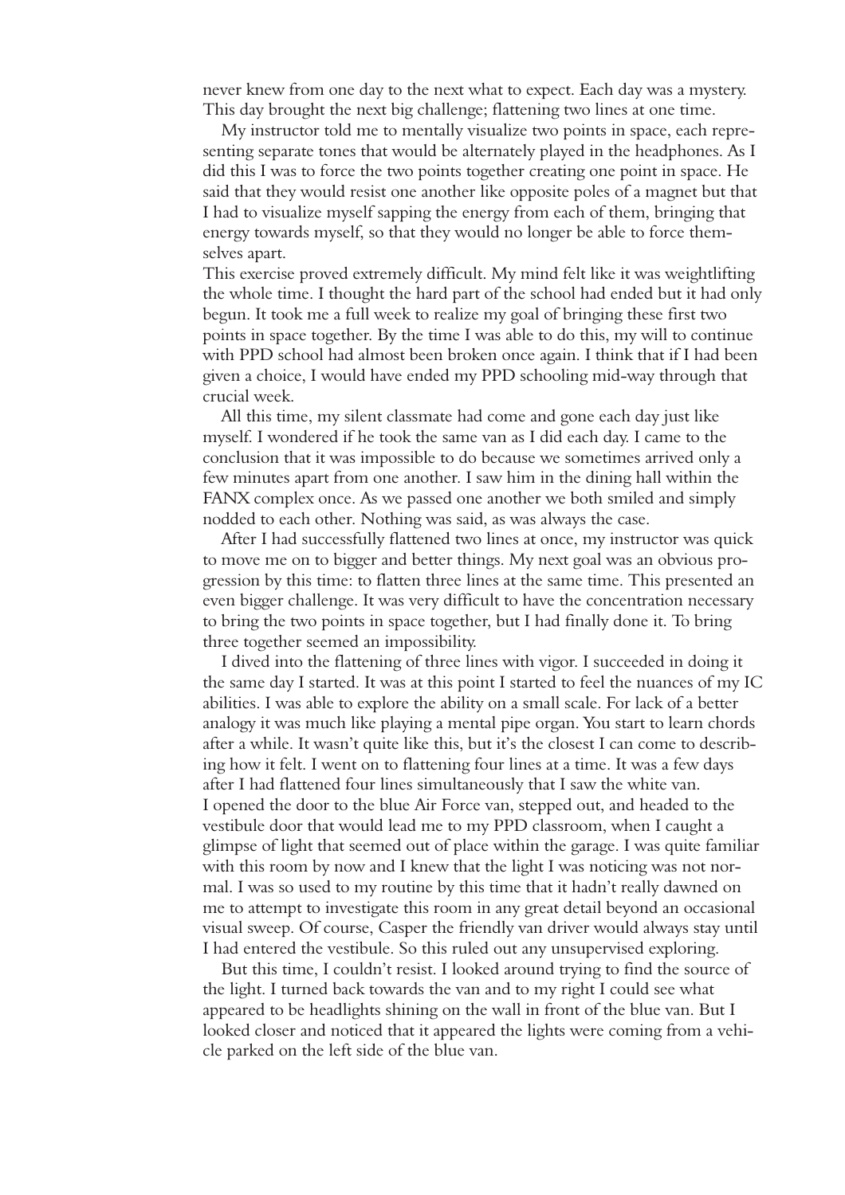never knew from one day to the next what to expect. Each day was a mystery. This day brought the next big challenge; flattening two lines at one time.

My instructor told me to mentally visualize two points in space, each representing separate tones that would be alternately played in the headphones. As I did this I was to force the two points together creating one point in space. He said that they would resist one another like opposite poles of a magnet but that I had to visualize myself sapping the energy from each of them, bringing that energy towards myself, so that they would no longer be able to force themselves apart.

This exercise proved extremely difficult. My mind felt like it was weightlifting the whole time. I thought the hard part of the school had ended but it had only begun. It took me a full week to realize my goal of bringing these first two points in space together. By the time I was able to do this, my will to continue with PPD school had almost been broken once again. I think that if I had been given a choice, I would have ended my PPD schooling mid-way through that crucial week.

All this time, my silent classmate had come and gone each day just like myself. I wondered if he took the same van as I did each day. I came to the conclusion that it was impossible to do because we sometimes arrived only a few minutes apart from one another. I saw him in the dining hall within the FANX complex once. As we passed one another we both smiled and simply nodded to each other. Nothing was said, as was always the case.

After I had successfully flattened two lines at once, my instructor was quick to move me on to bigger and better things. My next goal was an obvious progression by this time: to flatten three lines at the same time. This presented an even bigger challenge. It was very difficult to have the concentration necessary to bring the two points in space together, but I had finally done it. To bring three together seemed an impossibility.

I dived into the flattening of three lines with vigor. I succeeded in doing it the same day I started. It was at this point I started to feel the nuances of my IC abilities. I was able to explore the ability on a small scale. For lack of a better analogy it was much like playing a mental pipe organ. You start to learn chords after a while. It wasn't quite like this, but it's the closest I can come to describing how it felt. I went on to flattening four lines at a time. It was a few days after I had flattened four lines simultaneously that I saw the white van.

I opened the door to the blue Air Force van, stepped out, and headed to the vestibule door that would lead me to my PPD classroom, when I caught a glimpse of light that seemed out of place within the garage. I was quite familiar with this room by now and I knew that the light I was noticing was not normal. I was so used to my routine by this time that it hadn't really dawned on me to attempt to investigate this room in any great detail beyond an occasional visual sweep. Of course, Casper the friendly van driver would always stay until I had entered the vestibule. So this ruled out any unsupervised exploring.

But this time, I couldn't resist. I looked around trying to find the source of the light. I turned back towards the van and to my right I could see what appeared to be headlights shining on the wall in front of the blue van. But I looked closer and noticed that it appeared the lights were coming from a vehicle parked on the left side of the blue van.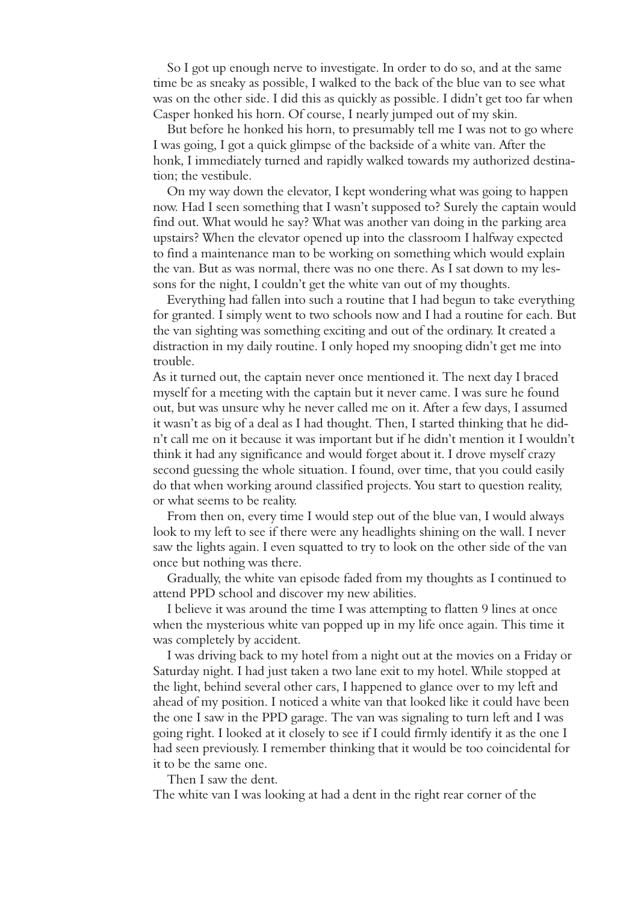So I got up enough nerve to investigate. In order to do so, and at the same time be as sneaky as possible, I walked to the back of the blue van to see what was on the other side. I did this as quickly as possible. I didn't get too far when Casper honked his horn. Of course, I nearly jumped out of my skin.

But before he honked his horn, to presumably tell me I was not to go where I was going, I got a quick glimpse of the backside of a white van. After the honk, I immediately turned and rapidly walked towards my authorized destination; the vestibule.

On my way down the elevator, I kept wondering what was going to happen now. Had I seen something that I wasn't supposed to? Surely the captain would find out. What would he say? What was another van doing in the parking area upstairs? When the elevator opened up into the classroom I halfway expected to find a maintenance man to be working on something which would explain the van. But as was normal, there was no one there. As I sat down to my lessons for the night, I couldn't get the white van out of my thoughts.

Everything had fallen into such a routine that I had begun to take everything for granted. I simply went to two schools now and I had a routine for each. But the van sighting was something exciting and out of the ordinary. It created a distraction in my daily routine. I only hoped my snooping didn't get me into trouble.

As it turned out, the captain never once mentioned it. The next day I braced myself for a meeting with the captain but it never came. I was sure he found out, but was unsure why he never called me on it. After a few days, I assumed it wasn't as big of a deal as I had thought. Then, I started thinking that he didn't call me on it because it was important but if he didn't mention it I wouldn't think it had any significance and would forget about it. I drove myself crazy second guessing the whole situation. I found, over time, that you could easily do that when working around classified projects. You start to question reality, or what seems to be reality.

From then on, every time I would step out of the blue van, I would always look to my left to see if there were any headlights shining on the wall. I never saw the lights again. I even squatted to try to look on the other side of the van once but nothing was there.

Gradually, the white van episode faded from my thoughts as I continued to attend PPD school and discover my new abilities.

I believe it was around the time I was attempting to flatten 9 lines at once when the mysterious white van popped up in my life once again. This time it was completely by accident.

I was driving back to my hotel from a night out at the movies on a Friday or Saturday night. I had just taken a two lane exit to my hotel. While stopped at the light, behind several other cars, I happened to glance over to my left and ahead of my position. I noticed a white van that looked like it could have been the one I saw in the PPD garage. The van was signaling to turn left and I was going right. I looked at it closely to see if I could firmly identify it as the one I had seen previously. I remember thinking that it would be too coincidental for it to be the same one.

Then I saw the dent.

The white van I was looking at had a dent in the right rear corner of the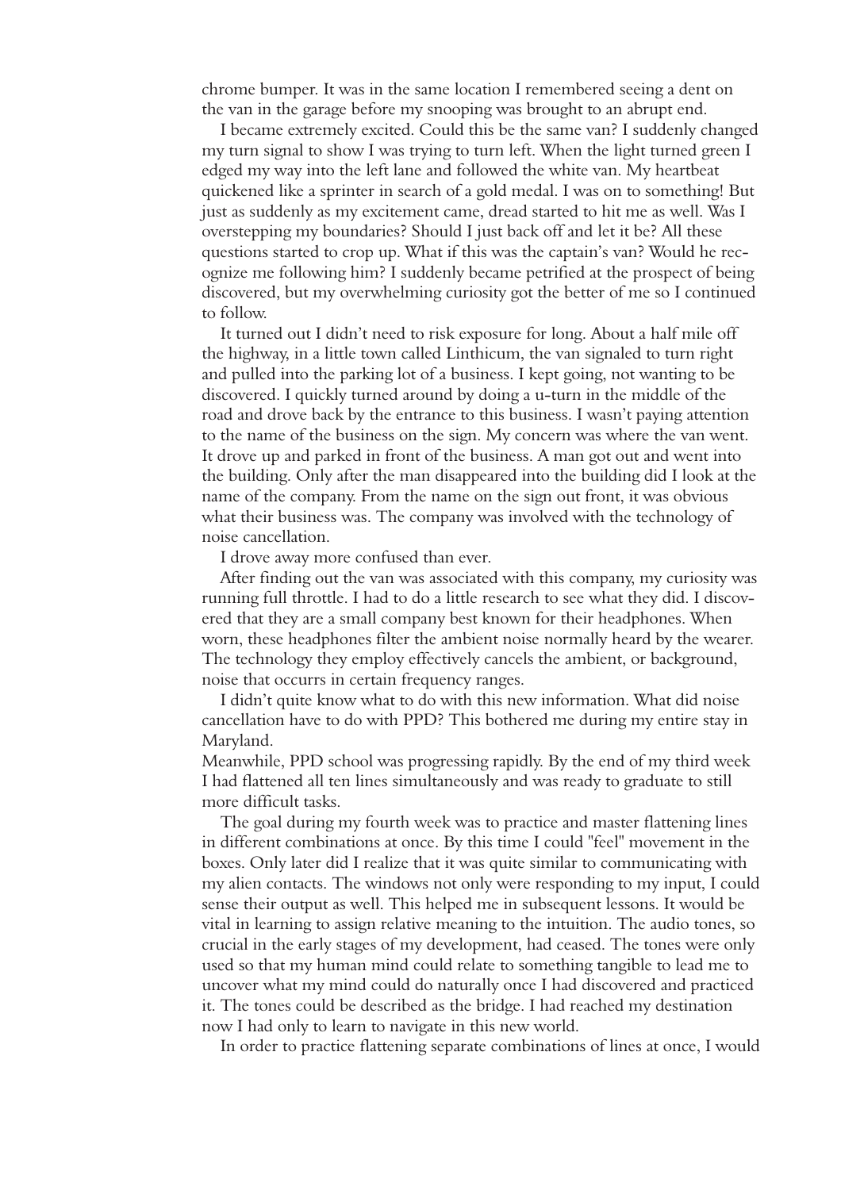chrome bumper. It was in the same location I remembered seeing a dent on the van in the garage before my snooping was brought to an abrupt end.

I became extremely excited. Could this be the same van? I suddenly changed my turn signal to show I was trying to turn left. When the light turned green I edged my way into the left lane and followed the white van. My heartbeat quickened like a sprinter in search of a gold medal. I was on to something! But just as suddenly as my excitement came, dread started to hit me as well. Was I overstepping my boundaries? Should I just back off and let it be? All these questions started to crop up. What if this was the captain's van? Would he recognize me following him? I suddenly became petrified at the prospect of being discovered, but my overwhelming curiosity got the better of me so I continued to follow.

It turned out I didn't need to risk exposure for long. About a half mile off the highway, in a little town called Linthicum, the van signaled to turn right and pulled into the parking lot of a business. I kept going, not wanting to be discovered. I quickly turned around by doing a u-turn in the middle of the road and drove back by the entrance to this business. I wasn't paying attention to the name of the business on the sign. My concern was where the van went. It drove up and parked in front of the business. A man got out and went into the building. Only after the man disappeared into the building did I look at the name of the company. From the name on the sign out front, it was obvious what their business was. The company was involved with the technology of noise cancellation.

I drove away more confused than ever.

After finding out the van was associated with this company, my curiosity was running full throttle. I had to do a little research to see what they did. I discovered that they are a small company best known for their headphones. When worn, these headphones filter the ambient noise normally heard by the wearer. The technology they employ effectively cancels the ambient, or background, noise that occurrs in certain frequency ranges.

I didn't quite know what to do with this new information. What did noise cancellation have to do with PPD? This bothered me during my entire stay in Maryland.

Meanwhile, PPD school was progressing rapidly. By the end of my third week I had flattened all ten lines simultaneously and was ready to graduate to still more difficult tasks.

The goal during my fourth week was to practice and master flattening lines in different combinations at once. By this time I could "feel" movement in the boxes. Only later did I realize that it was quite similar to communicating with my alien contacts. The windows not only were responding to my input, I could sense their output as well. This helped me in subsequent lessons. It would be vital in learning to assign relative meaning to the intuition. The audio tones, so crucial in the early stages of my development, had ceased. The tones were only used so that my human mind could relate to something tangible to lead me to uncover what my mind could do naturally once I had discovered and practiced it. The tones could be described as the bridge. I had reached my destination now I had only to learn to navigate in this new world.

In order to practice flattening separate combinations of lines at once, I would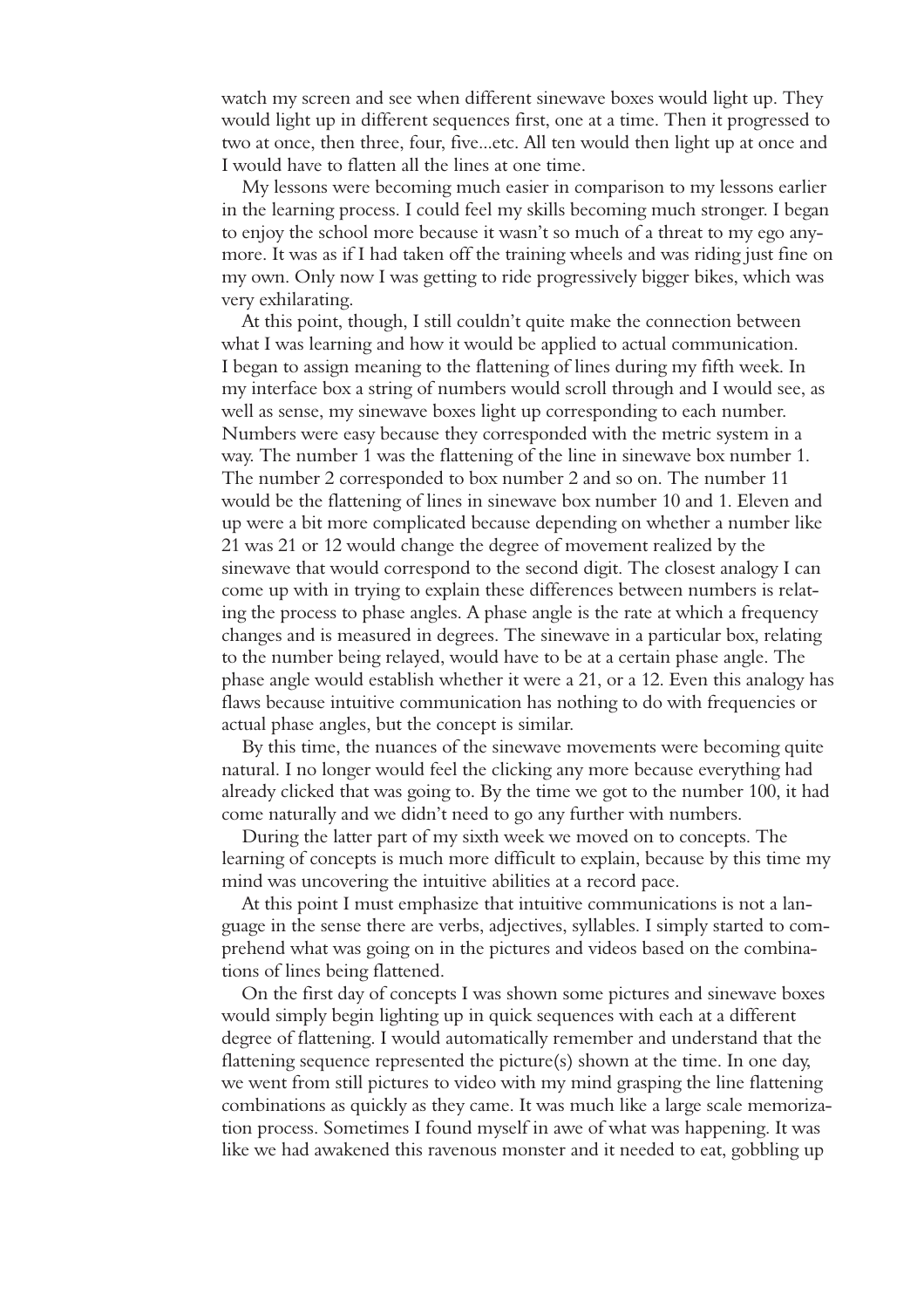watch my screen and see when different sinewave boxes would light up. They would light up in different sequences first, one at a time. Then it progressed to two at once, then three, four, five...etc. All ten would then light up at once and I would have to flatten all the lines at one time.

My lessons were becoming much easier in comparison to my lessons earlier in the learning process. I could feel my skills becoming much stronger. I began to enjoy the school more because it wasn't so much of a threat to my ego anymore. It was as if I had taken off the training wheels and was riding just fine on my own. Only now I was getting to ride progressively bigger bikes, which was very exhilarating.

At this point, though, I still couldn't quite make the connection between what I was learning and how it would be applied to actual communication. I began to assign meaning to the flattening of lines during my fifth week. In my interface box a string of numbers would scroll through and I would see, as well as sense, my sinewave boxes light up corresponding to each number. Numbers were easy because they corresponded with the metric system in a way. The number 1 was the flattening of the line in sinewave box number 1. The number 2 corresponded to box number 2 and so on. The number 11 would be the flattening of lines in sinewave box number 10 and 1. Eleven and up were a bit more complicated because depending on whether a number like 21 was 21 or 12 would change the degree of movement realized by the sinewave that would correspond to the second digit. The closest analogy I can come up with in trying to explain these differences between numbers is relating the process to phase angles. A phase angle is the rate at which a frequency changes and is measured in degrees. The sinewave in a particular box, relating to the number being relayed, would have to be at a certain phase angle. The phase angle would establish whether it were a 21, or a 12. Even this analogy has flaws because intuitive communication has nothing to do with frequencies or actual phase angles, but the concept is similar.

By this time, the nuances of the sinewave movements were becoming quite natural. I no longer would feel the clicking any more because everything had already clicked that was going to. By the time we got to the number 100, it had come naturally and we didn't need to go any further with numbers.

During the latter part of my sixth week we moved on to concepts. The learning of concepts is much more difficult to explain, because by this time my mind was uncovering the intuitive abilities at a record pace.

At this point I must emphasize that intuitive communications is not a language in the sense there are verbs, adjectives, syllables. I simply started to comprehend what was going on in the pictures and videos based on the combinations of lines being flattened.

On the first day of concepts I was shown some pictures and sinewave boxes would simply begin lighting up in quick sequences with each at a different degree of flattening. I would automatically remember and understand that the flattening sequence represented the picture(s) shown at the time. In one day, we went from still pictures to video with my mind grasping the line flattening combinations as quickly as they came. It was much like a large scale memorization process. Sometimes I found myself in awe of what was happening. It was like we had awakened this ravenous monster and it needed to eat, gobbling up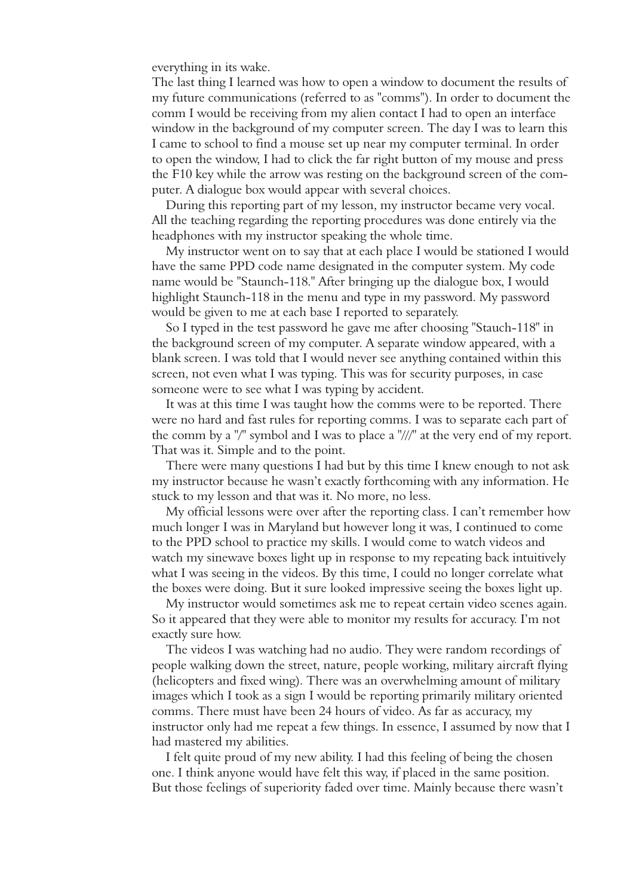everything in its wake.

The last thing I learned was how to open a window to document the results of my future communications (referred to as "comms"). In order to document the comm I would be receiving from my alien contact I had to open an interface window in the background of my computer screen. The day I was to learn this I came to school to find a mouse set up near my computer terminal. In order to open the window, I had to click the far right button of my mouse and press the F10 key while the arrow was resting on the background screen of the computer. A dialogue box would appear with several choices.

During this reporting part of my lesson, my instructor became very vocal. All the teaching regarding the reporting procedures was done entirely via the headphones with my instructor speaking the whole time.

My instructor went on to say that at each place I would be stationed I would have the same PPD code name designated in the computer system. My code name would be "Staunch-118." After bringing up the dialogue box, I would highlight Staunch-118 in the menu and type in my password. My password would be given to me at each base I reported to separately.

So I typed in the test password he gave me after choosing "Stauch-118" in the background screen of my computer. A separate window appeared, with a blank screen. I was told that I would never see anything contained within this screen, not even what I was typing. This was for security purposes, in case someone were to see what I was typing by accident.

It was at this time I was taught how the comms were to be reported. There were no hard and fast rules for reporting comms. I was to separate each part of the comm by a "/" symbol and I was to place a "///" at the very end of my report. That was it. Simple and to the point.

There were many questions I had but by this time I knew enough to not ask my instructor because he wasn't exactly forthcoming with any information. He stuck to my lesson and that was it. No more, no less.

My official lessons were over after the reporting class. I can't remember how much longer I was in Maryland but however long it was, I continued to come to the PPD school to practice my skills. I would come to watch videos and watch my sinewave boxes light up in response to my repeating back intuitively what I was seeing in the videos. By this time, I could no longer correlate what the boxes were doing. But it sure looked impressive seeing the boxes light up.

My instructor would sometimes ask me to repeat certain video scenes again. So it appeared that they were able to monitor my results for accuracy. I'm not exactly sure how.

The videos I was watching had no audio. They were random recordings of people walking down the street, nature, people working, military aircraft flying (helicopters and fixed wing). There was an overwhelming amount of military images which I took as a sign I would be reporting primarily military oriented comms. There must have been 24 hours of video. As far as accuracy, my instructor only had me repeat a few things. In essence, I assumed by now that I had mastered my abilities.

I felt quite proud of my new ability. I had this feeling of being the chosen one. I think anyone would have felt this way, if placed in the same position. But those feelings of superiority faded over time. Mainly because there wasn't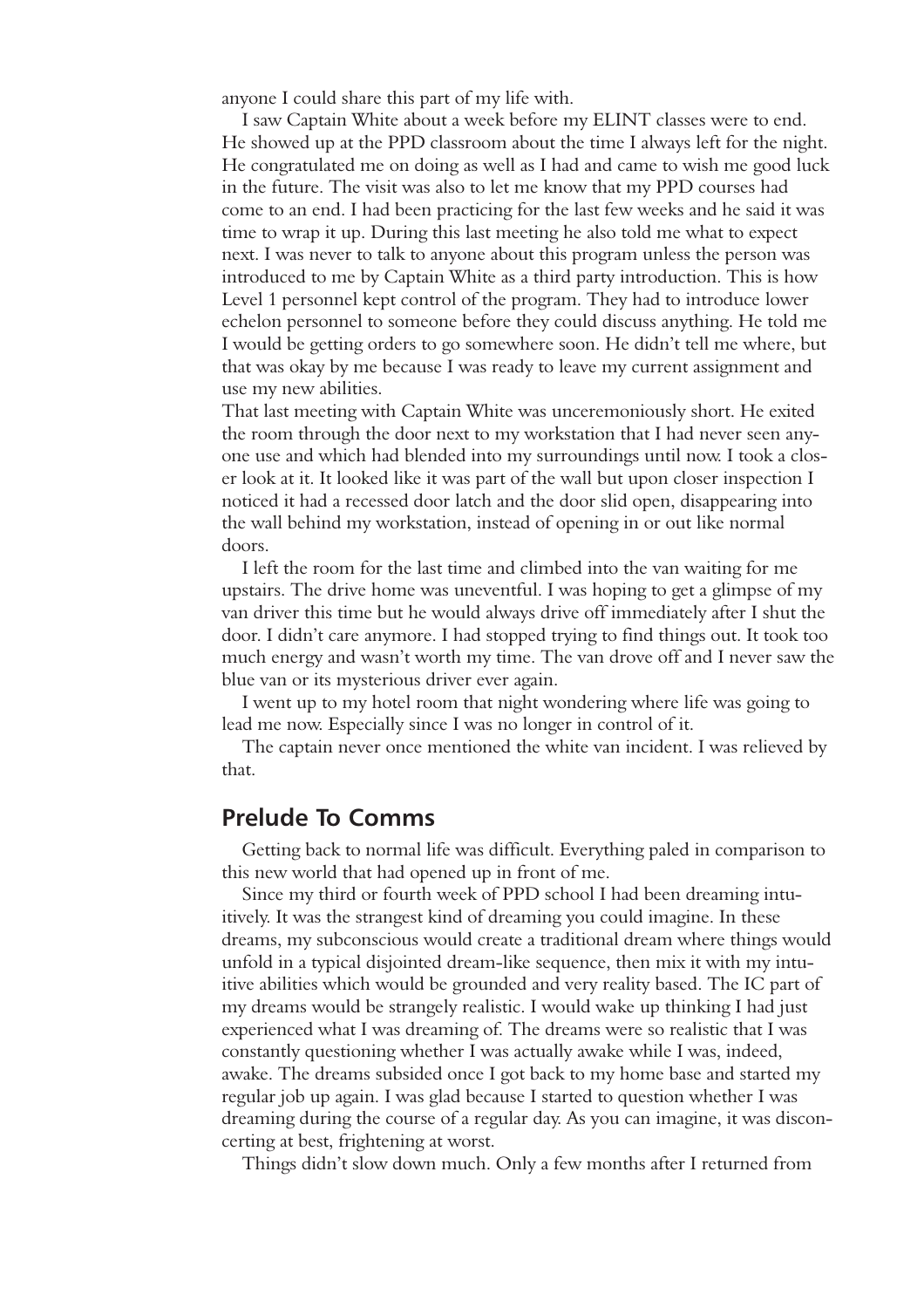anyone I could share this part of my life with.

I saw Captain White about a week before my ELINT classes were to end. He showed up at the PPD classroom about the time I always left for the night. He congratulated me on doing as well as I had and came to wish me good luck in the future. The visit was also to let me know that my PPD courses had come to an end. I had been practicing for the last few weeks and he said it was time to wrap it up. During this last meeting he also told me what to expect next. I was never to talk to anyone about this program unless the person was introduced to me by Captain White as a third party introduction. This is how Level 1 personnel kept control of the program. They had to introduce lower echelon personnel to someone before they could discuss anything. He told me I would be getting orders to go somewhere soon. He didn't tell me where, but that was okay by me because I was ready to leave my current assignment and use my new abilities.

That last meeting with Captain White was unceremoniously short. He exited the room through the door next to my workstation that I had never seen anyone use and which had blended into my surroundings until now. I took a closer look at it. It looked like it was part of the wall but upon closer inspection I noticed it had a recessed door latch and the door slid open, disappearing into the wall behind my workstation, instead of opening in or out like normal doors.

I left the room for the last time and climbed into the van waiting for me upstairs. The drive home was uneventful. I was hoping to get a glimpse of my van driver this time but he would always drive off immediately after I shut the door. I didn't care anymore. I had stopped trying to find things out. It took too much energy and wasn't worth my time. The van drove off and I never saw the blue van or its mysterious driver ever again.

I went up to my hotel room that night wondering where life was going to lead me now. Especially since I was no longer in control of it.

The captain never once mentioned the white van incident. I was relieved by that.

## Prelude To Comms

Getting back to normal life was difficult. Everything paled in comparison to this new world that had opened up in front of me.

Since my third or fourth week of PPD school I had been dreaming intuitively. It was the strangest kind of dreaming you could imagine. In these dreams, my subconscious would create a traditional dream where things would unfold in a typical disjointed dream-like sequence, then mix it with my intuitive abilities which would be grounded and very reality based. The IC part of my dreams would be strangely realistic. I would wake up thinking I had just experienced what I was dreaming of. The dreams were so realistic that I was constantly questioning whether I was actually awake while I was, indeed, awake. The dreams subsided once I got back to my home base and started my regular job up again. I was glad because I started to question whether I was dreaming during the course of a regular day. As you can imagine, it was disconcerting at best, frightening at worst.

Things didn't slow down much. Only a few months after I returned from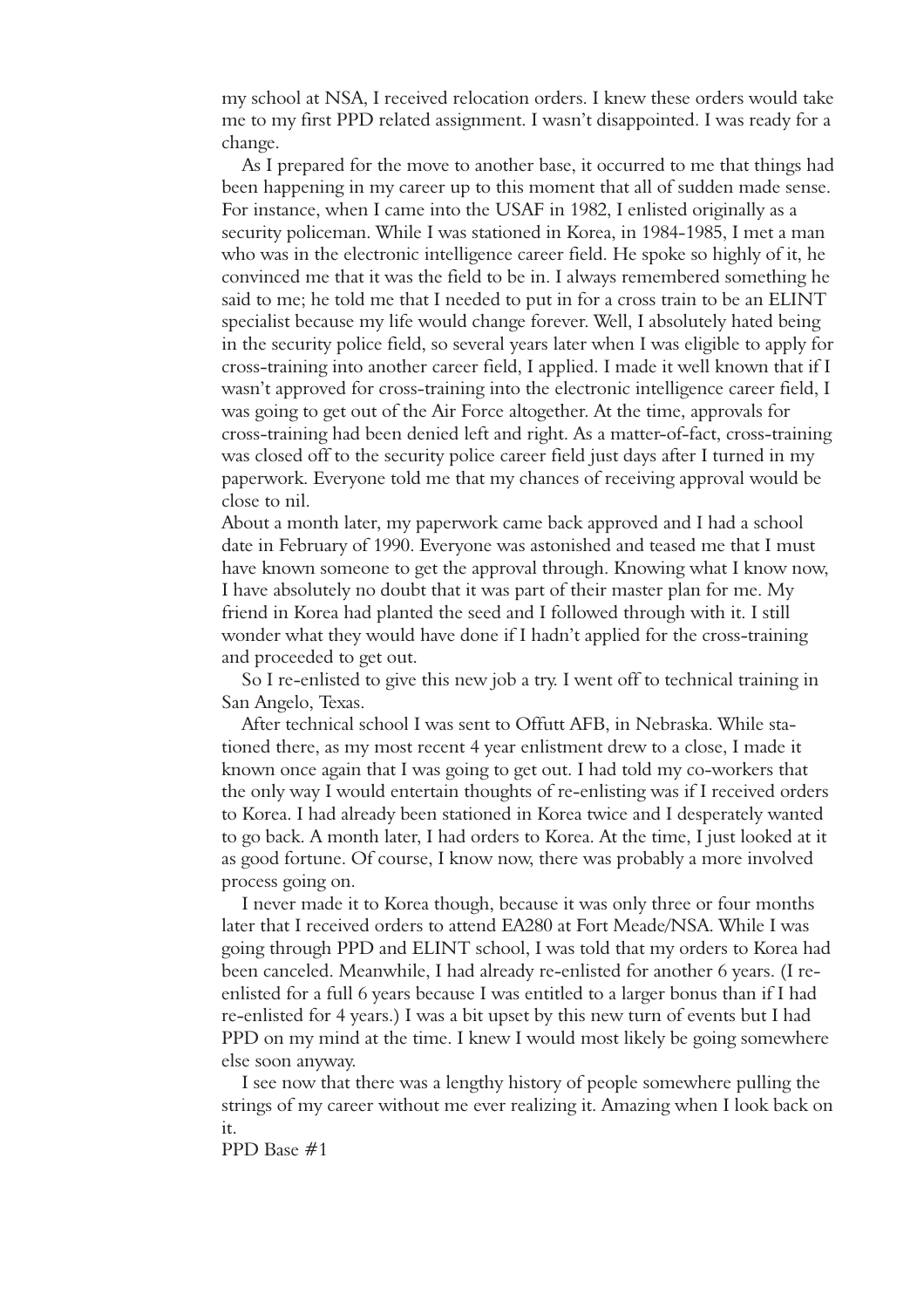my school at NSA, I received relocation orders. I knew these orders would take me to my first PPD related assignment. I wasn't disappointed. I was ready for a change.

As I prepared for the move to another base, it occurred to me that things had been happening in my career up to this moment that all of sudden made sense. For instance, when I came into the USAF in 1982, I enlisted originally as a security policeman. While I was stationed in Korea, in 1984-1985, I met a man who was in the electronic intelligence career field. He spoke so highly of it, he convinced me that it was the field to be in. I always remembered something he said to me; he told me that I needed to put in for a cross train to be an ELINT specialist because my life would change forever. Well, I absolutely hated being in the security police field, so several years later when I was eligible to apply for cross-training into another career field, I applied. I made it well known that if I wasn't approved for cross-training into the electronic intelligence career field, I was going to get out of the Air Force altogether. At the time, approvals for cross-training had been denied left and right. As a matter-of-fact, cross-training was closed off to the security police career field just days after I turned in my paperwork. Everyone told me that my chances of receiving approval would be close to nil.

About a month later, my paperwork came back approved and I had a school date in February of 1990. Everyone was astonished and teased me that I must have known someone to get the approval through. Knowing what I know now, I have absolutely no doubt that it was part of their master plan for me. My friend in Korea had planted the seed and I followed through with it. I still wonder what they would have done if I hadn't applied for the cross-training and proceeded to get out.

So I re-enlisted to give this new job a try. I went off to technical training in San Angelo, Texas.

After technical school I was sent to Offutt AFB, in Nebraska. While stationed there, as my most recent 4 year enlistment drew to a close, I made it known once again that I was going to get out. I had told my co-workers that the only way I would entertain thoughts of re-enlisting was if I received orders to Korea. I had already been stationed in Korea twice and I desperately wanted to go back. A month later, I had orders to Korea. At the time, I just looked at it as good fortune. Of course, I know now, there was probably a more involved process going on.

I never made it to Korea though, because it was only three or four months later that I received orders to attend EA280 at Fort Meade/NSA. While I was going through PPD and ELINT school, I was told that my orders to Korea had been canceled. Meanwhile, I had already re-enlisted for another 6 years. (I re-enlisted for a full 6 years because I was entitled to a larger bonus than if I had re-enlisted for 4 years.) I was a bit upset by this new turn of events but I had PPD on my mind at the time. I knew I would most likely be going somewhere else soon anyway.

I see now that there was a lengthy history of people somewhere pulling the strings of my career without me ever realizing it. Amazing when I look back on it.

## PPD Base #1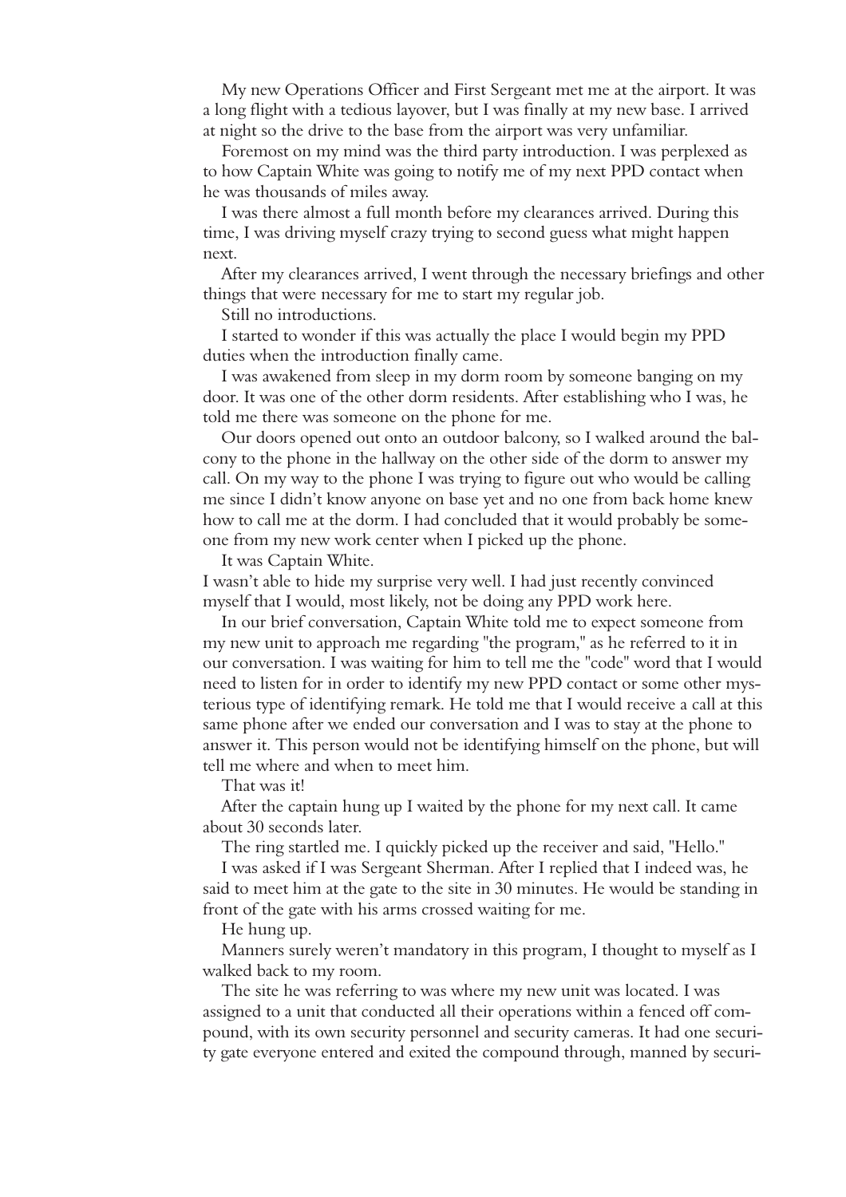My new Operations Officer and First Sergeant met me at the airport. It was a long flight with a tedious layover, but I was finally at my new base. I arrived at night so the drive to the base from the airport was very unfamiliar.

Foremost on my mind was the third party introduction. I was perplexed as to how Captain White was going to notify me of my next PPD contact when he was thousands of miles away.

I was there almost a full month before my clearances arrived. During this time, I was driving myself crazy trying to second guess what might happen next.

After my clearances arrived, I went through the necessary briefings and other things that were necessary for me to start my regular job.

Still no introductions.

I started to wonder if this was actually the place I would begin my PPD duties when the introduction finally came.

I was awakened from sleep in my dorm room by someone banging on my door. It was one of the other dorm residents. After establishing who I was, he told me there was someone on the phone for me.

Our doors opened out onto an outdoor balcony, so I walked around the balcony to the phone in the hallway on the other side of the dorm to answer my call. On my way to the phone I was trying to figure out who would be calling me since I didn't know anyone on base yet and no one from back home knew how to call me at the dorm. I had concluded that it would probably be someone from my new work center when I picked up the phone.

It was Captain White.

I wasn't able to hide my surprise very well. I had just recently convinced myself that I would, most likely, not be doing any PPD work here.

In our brief conversation, Captain White told me to expect someone from my new unit to approach me regarding "the program," as he referred to it in our conversation. I was waiting for him to tell me the "code" word that I would need to listen for in order to identify my new PPD contact or some other mysterious type of identifying remark. He told me that I would receive a call at this same phone after we ended our conversation and I was to stay at the phone to answer it. This person would not be identifying himself on the phone, but will tell me where and when to meet him.

That was it!

After the captain hung up I waited by the phone for my next call. It came about 30 seconds later.

The ring startled me. I quickly picked up the receiver and said, "Hello."

I was asked if I was Sergeant Sherman. After I replied that I indeed was, he said to meet him at the gate to the site in 30 minutes. He would be standing in front of the gate with his arms crossed waiting for me.

He hung up.

Manners surely weren't mandatory in this program, I thought to myself as I walked back to my room.

The site he was referring to was where my new unit was located. I was assigned to a unit that conducted all their operations within a fenced off compound, with its own security personnel and security cameras. It had one security gate everyone entered and exited the compound through, manned by securi-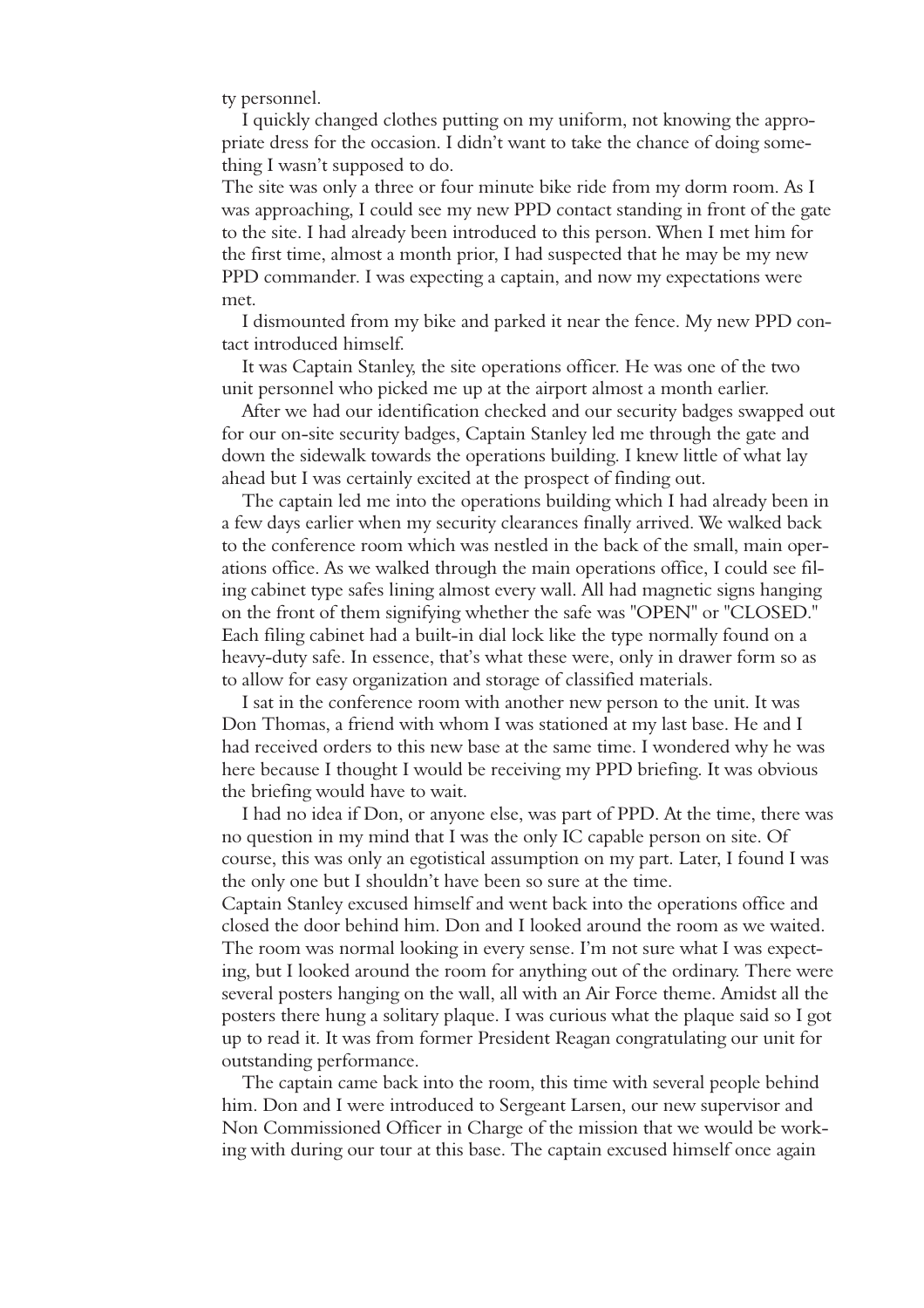ty personnel.

I quickly changed clothes putting on my uniform, not knowing the appropriate dress for the occasion. I didn't want to take the chance of doing something I wasn't supposed to do.

The site was only a three or four minute bike ride from my dorm room. As I was approaching, I could see my new PPD contact standing in front of the gate to the site. I had already been introduced to this person. When I met him for the first time, almost a month prior, I had suspected that he may be my new PPD commander. I was expecting a captain, and now my expectations were met.

I dismounted from my bike and parked it near the fence. My new PPD contact introduced himself.

It was Captain Stanley, the site operations officer. He was one of the two unit personnel who picked me up at the airport almost a month earlier.

After we had our identification checked and our security badges swapped out for our on-site security badges, Captain Stanley led me through the gate and down the sidewalk towards the operations building. I knew little of what lay ahead but I was certainly excited at the prospect of finding out.

The captain led me into the operations building which I had already been in a few days earlier when my security clearances finally arrived. We walked back to the conference room which was nestled in the back of the small, main operations office. As we walked through the main operations office, I could see filing cabinet type safes lining almost every wall. All had magnetic signs hanging on the front of them signifying whether the safe was "OPEN" or "CLOSED." Each filing cabinet had a built-in dial lock like the type normally found on a heavy-duty safe. In essence, that's what these were, only in drawer form so as to allow for easy organization and storage of classified materials.

I sat in the conference room with another new person to the unit. It was Don Thomas, a friend with whom I was stationed at my last base. He and I had received orders to this new base at the same time. I wondered why he was here because I thought I would be receiving my PPD briefing. It was obvious the briefing would have to wait.

I had no idea if Don, or anyone else, was part of PPD. At the time, there was no question in my mind that I was the only IC capable person on site. Of course, this was only an egotistical assumption on my part. Later, I found I was the only one but I shouldn't have been so sure at the time.

Captain Stanley excused himself and went back into the operations office and closed the door behind him. Don and I looked around the room as we waited. The room was normal looking in every sense. I'm not sure what I was expecting, but I looked around the room for anything out of the ordinary. There were several posters hanging on the wall, all with an Air Force theme. Amidst all the posters there hung a solitary plaque. I was curious what the plaque said so I got up to read it. It was from former President Reagan congratulating our unit for outstanding performance.

The captain came back into the room, this time with several people behind him. Don and I were introduced to Sergeant Larsen, our new supervisor and Non Commissioned Officer in Charge of the mission that we would be working with during our tour at this base. The captain excused himself once again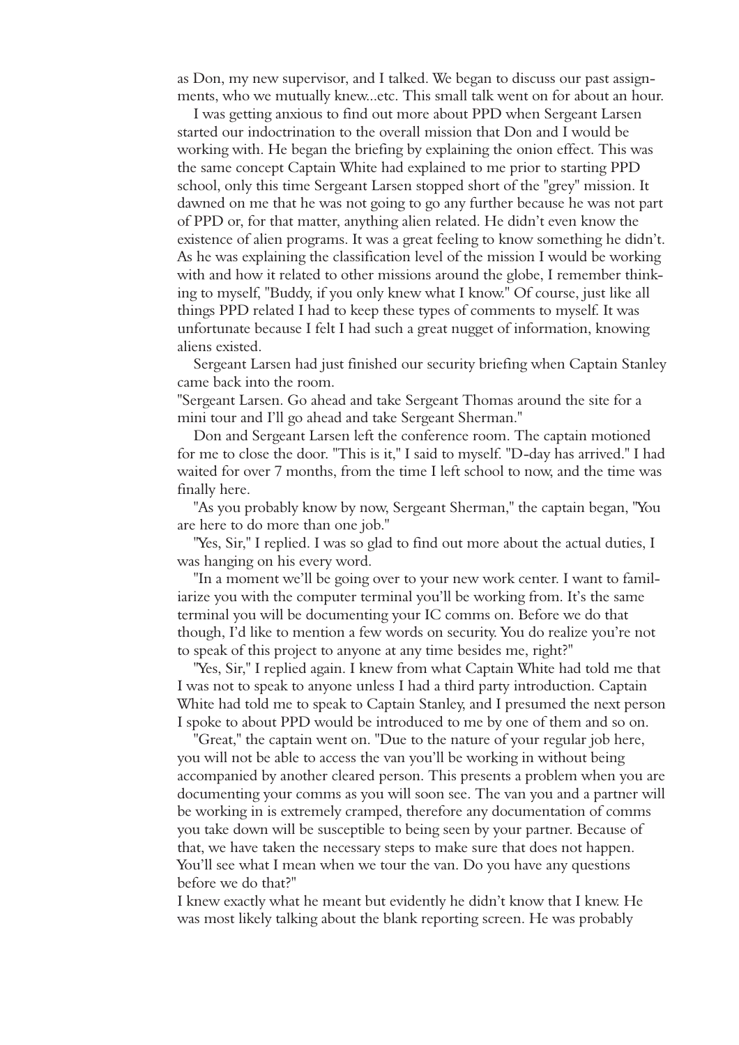as Don, my new supervisor, and I talked. We began to discuss our past assignments, who we mutually knew...etc. This small talk went on for about an hour.

I was getting anxious to find out more about PPD when Sergeant Larsen started our indoctrination to the overall mission that Don and I would be working with. He began the briefing by explaining the onion effect. This was the same concept Captain White had explained to me prior to starting PPD school, only this time Sergeant Larsen stopped short of the "grey" mission. It dawned on me that he was not going to go any further because he was not part of PPD or, for that matter, anything alien related. He didn't even know the existence of alien programs. It was a great feeling to know something he didn't. As he was explaining the classification level of the mission I would be working with and how it related to other missions around the globe, I remember thinking to myself, "Buddy, if you only knew what I know." Of course, just like all things PPD related I had to keep these types of comments to myself. It was unfortunate because I felt I had such a great nugget of information, knowing aliens existed.

Sergeant Larsen had just finished our security briefing when Captain Stanley came back into the room.

"Sergeant Larsen. Go ahead and take Sergeant Thomas around the site for a mini tour and I'll go ahead and take Sergeant Sherman."

Don and Sergeant Larsen left the conference room. The captain motioned for me to close the door. "This is it," I said to myself. "D-day has arrived." I had waited for over 7 months, from the time I left school to now, and the time was finally here.

"As you probably know by now, Sergeant Sherman," the captain began, "You are here to do more than one job."

"Yes, Sir," I replied. I was so glad to find out more about the actual duties, I was hanging on his every word.

"In a moment we'll be going over to your new work center. I want to familiarize you with the computer terminal you'll be working from. It's the same terminal you will be documenting your IC comms on. Before we do that though, I'd like to mention a few words on security. You do realize you're not to speak of this project to anyone at any time besides me, right?"

"Yes, Sir," I replied again. I knew from what Captain White had told me that I was not to speak to anyone unless I had a third party introduction. Captain White had told me to speak to Captain Stanley, and I presumed the next person I spoke to about PPD would be introduced to me by one of them and so on.

"Great," the captain went on. "Due to the nature of your regular job here, you will not be able to access the van you'll be working in without being accompanied by another cleared person. This presents a problem when you are documenting your comms as you will soon see. The van you and a partner will be working in is extremely cramped, therefore any documentation of comms you take down will be susceptible to being seen by your partner. Because of that, we have taken the necessary steps to make sure that does not happen. You'll see what I mean when we tour the van. Do you have any questions before we do that?"

I knew exactly what he meant but evidently he didn't know that I knew. He was most likely talking about the blank reporting screen. He was probably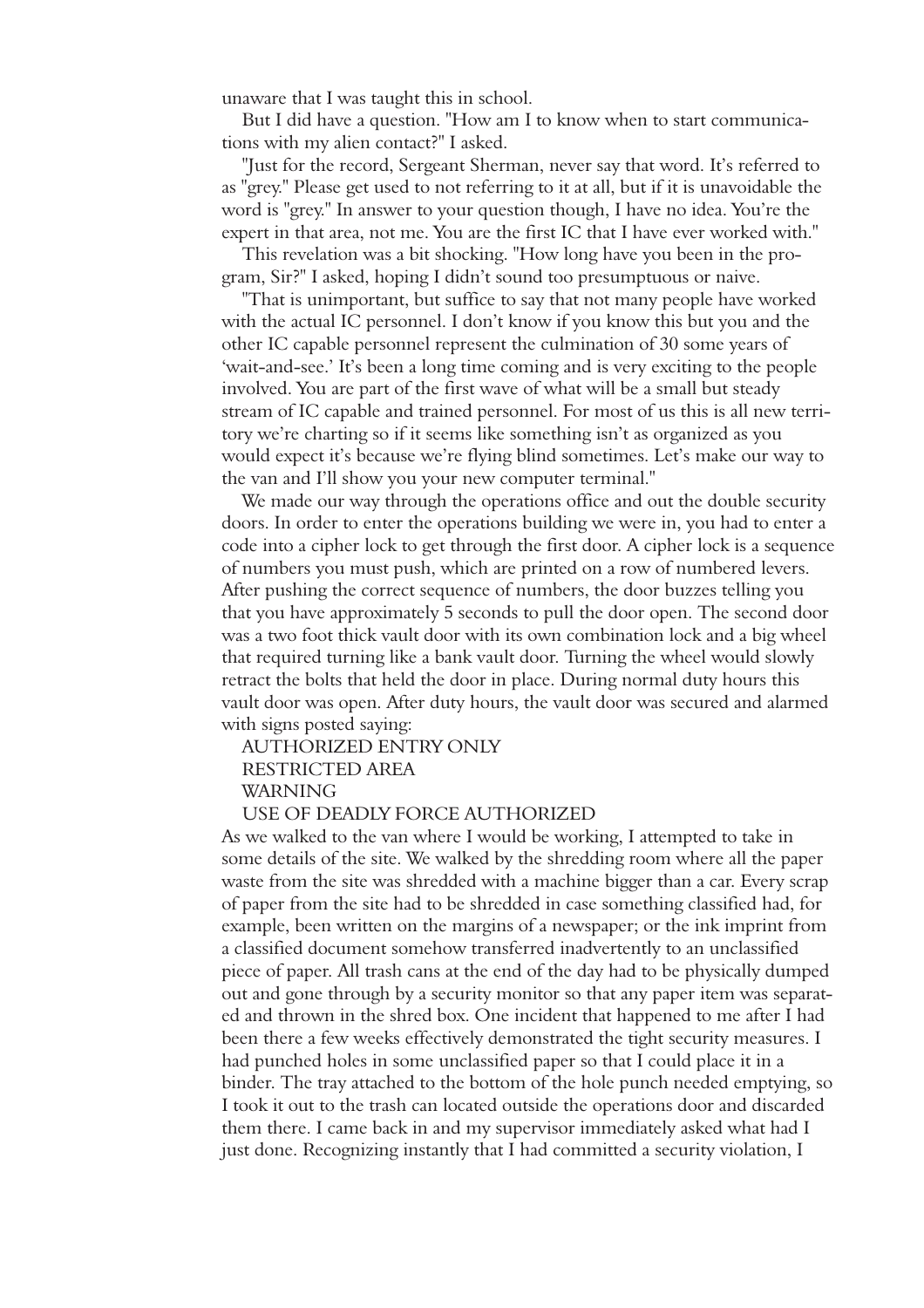unaware that I was taught this in school.

But I did have a question. "How am I to know when to start communications with my alien contact?" I asked.

"Just for the record, Sergeant Sherman, never say that word. It's referred to as "grey." Please get used to not referring to it at all, but if it is unavoidable the word is "grey." In answer to your question though, I have no idea. You're the expert in that area, not me. You are the first IC that I have ever worked with."

This revelation was a bit shocking. "How long have you been in the program, Sir?" I asked, hoping I didn't sound too presumptuous or naive.

"That is unimportant, but suffice to say that not many people have worked with the actual IC personnel. I don't know if you know this but you and the other IC capable personnel represent the culmination of 30 some years of 'wait-and-see.' It's been a long time coming and is very exciting to the people involved. You are part of the first wave of what will be a small but steady stream of IC capable and trained personnel. For most of us this is all new territory we're charting so if it seems like something isn't as organized as you would expect it's because we're flying blind sometimes. Let's make our way to the van and I'll show you your new computer terminal."

We made our way through the operations office and out the double security doors. In order to enter the operations building we were in, you had to enter a code into a cipher lock to get through the first door. A cipher lock is a sequence of numbers you must push, which are printed on a row of numbered levers. After pushing the correct sequence of numbers, the door buzzes telling you that you have approximately 5 seconds to pull the door open. The second door was a two foot thick vault door with its own combination lock and a big wheel that required turning like a bank vault door. Turning the wheel would slowly retract the bolts that held the door in place. During normal duty hours this vault door was open. After duty hours, the vault door was secured and alarmed with signs posted saying:

AUTHORIZED ENTRY ONLY
RESTRICTED AREA
WARNING
USE OF DEADLY FORCE AUTHORIZED

As we walked to the van where I would be working, I attempted to take in some details of the site. We walked by the shredding room where all the paper waste from the site was shredded with a machine bigger than a car. Every scrap of paper from the site had to be shredded in case something classified had, for example, been written on the margins of a newspaper; or the ink imprint from a classified document somehow transferred inadvertently to an unclassified piece of paper. All trash cans at the end of the day had to be physically dumped out and gone through by a security monitor so that any paper item was separated and thrown in the shred box. One incident that happened to me after I had been there a few weeks effectively demonstrated the tight security measures. I had punched holes in some unclassified paper so that I could place it in a binder. The tray attached to the bottom of the hole punch needed emptying, so I took it out to the trash can located outside the operations door and discarded them there. I came back in and my supervisor immediately asked what had I just done. Recognizing instantly that I had committed a security violation, I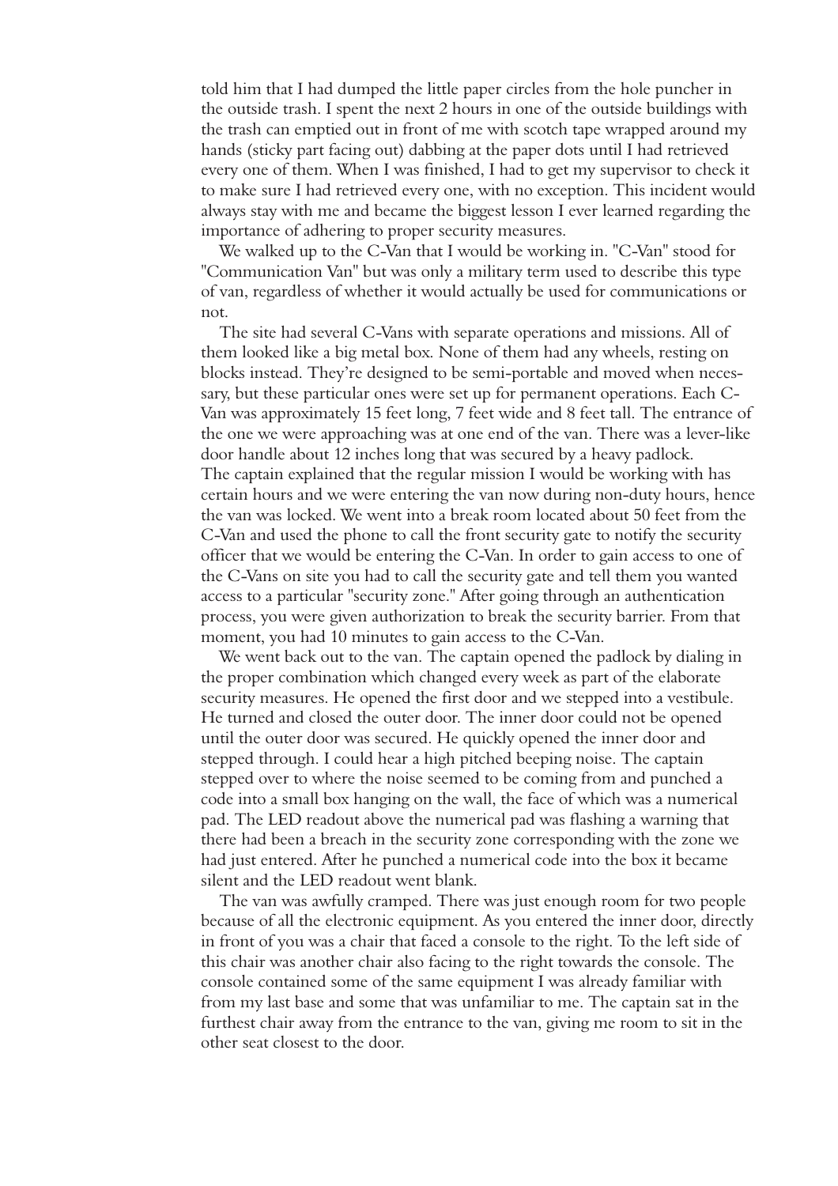told him that I had dumped the little paper circles from the hole puncher in the outside trash. I spent the next 2 hours in one of the outside buildings with the trash can emptied out in front of me with scotch tape wrapped around my hands (sticky part facing out) dabbing at the paper dots until I had retrieved every one of them. When I was finished, I had to get my supervisor to check it to make sure I had retrieved every one, with no exception. This incident would always stay with me and became the biggest lesson I ever learned regarding the importance of adhering to proper security measures.

We walked up to the C-Van that I would be working in. "C-Van" stood for "Communication Van" but was only a military term used to describe this type of van, regardless of whether it would actually be used for communications or not.

The site had several C-Vans with separate operations and missions. All of them looked like a big metal box. None of them had any wheels, resting on blocks instead. They're designed to be semi-portable and moved when necessary, but these particular ones were set up for permanent operations. Each C-Van was approximately 15 feet long, 7 feet wide and 8 feet tall. The entrance of the one we were approaching was at one end of the van. There was a lever-like door handle about 12 inches long that was secured by a heavy padlock. The captain explained that the regular mission I would be working with has certain hours and we were entering the van now during non-duty hours, hence the van was locked. We went into a break room located about 50 feet from the C-Van and used the phone to call the front security gate to notify the security officer that we would be entering the C-Van. In order to gain access to one of the C-Vans on site you had to call the security gate and tell them you wanted access to a particular "security zone." After going through an authentication process, you were given authorization to break the security barrier. From that moment, you had 10 minutes to gain access to the C-Van.

We went back out to the van. The captain opened the padlock by dialing in the proper combination which changed every week as part of the elaborate security measures. He opened the first door and we stepped into a vestibule. He turned and closed the outer door. The inner door could not be opened until the outer door was secured. He quickly opened the inner door and stepped through. I could hear a high pitched beeping noise. The captain stepped over to where the noise seemed to be coming from and punched a code into a small box hanging on the wall, the face of which was a numerical pad. The LED readout above the numerical pad was flashing a warning that there had been a breach in the security zone corresponding with the zone we had just entered. After he punched a numerical code into the box it became silent and the LED readout went blank.

The van was awfully cramped. There was just enough room for two people because of all the electronic equipment. As you entered the inner door, directly in front of you was a chair that faced a console to the right. To the left side of this chair was another chair also facing to the right towards the console. The console contained some of the same equipment I was already familiar with from my last base and some that was unfamiliar to me. The captain sat in the furthest chair away from the entrance to the van, giving me room to sit in the other seat closest to the door.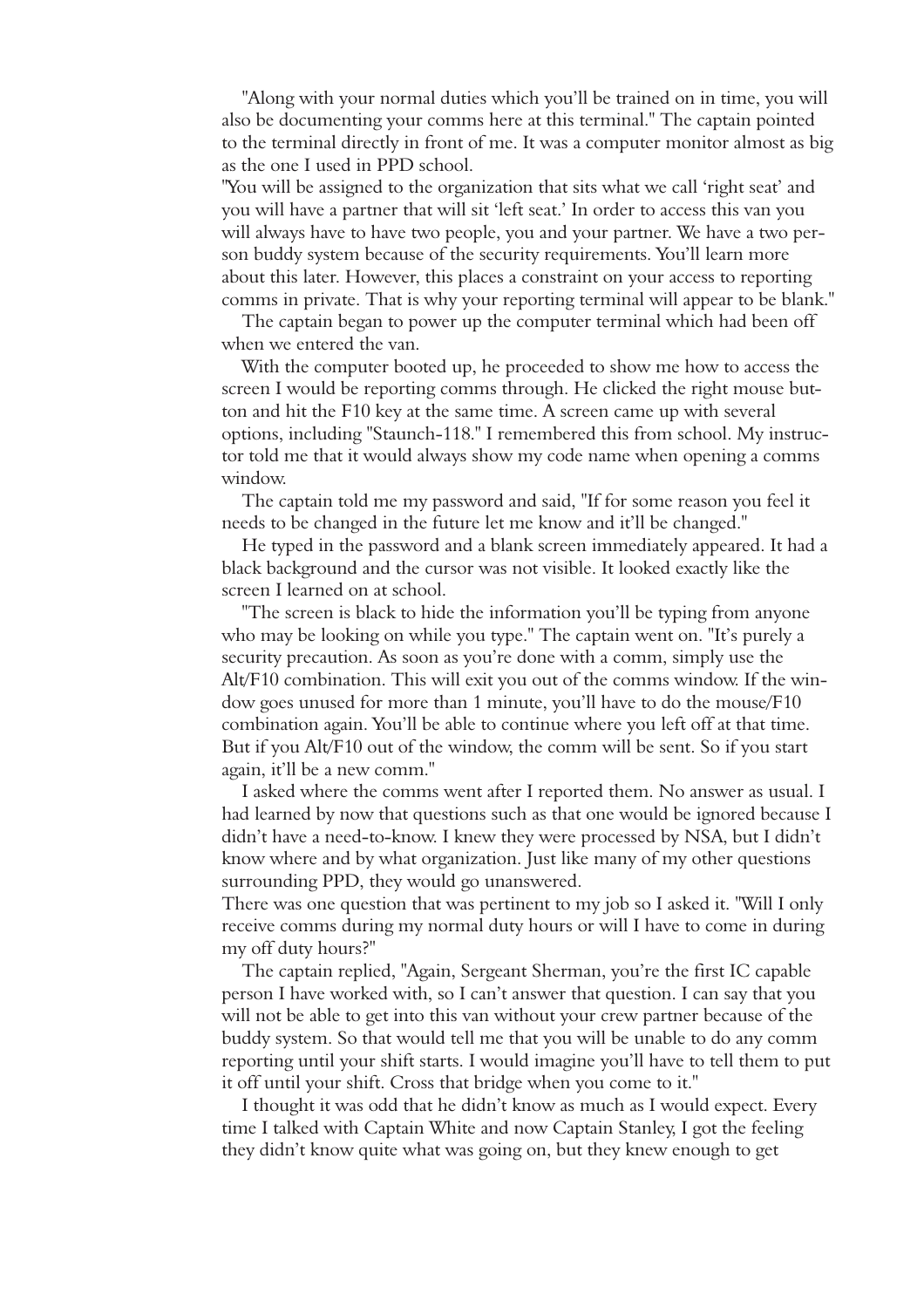"Along with your normal duties which you'll be trained on in time, you will also be documenting your comms here at this terminal." The captain pointed to the terminal directly in front of me. It was a computer monitor almost as big as the one I used in PPD school.

"You will be assigned to the organization that sits what we call 'right seat' and you will have a partner that will sit 'left seat.' In order to access this van you will always have to have two people, you and your partner. We have a two person buddy system because of the security requirements. You'll learn more about this later. However, this places a constraint on your access to reporting comms in private. That is why your reporting terminal will appear to be blank."

The captain began to power up the computer terminal which had been off when we entered the van.

With the computer booted up, he proceeded to show me how to access the screen I would be reporting comms through. He clicked the right mouse button and hit the F10 key at the same time. A screen came up with several options, including "Staunch-118." I remembered this from school. My instructor told me that it would always show my code name when opening a comms window.

The captain told me my password and said, "If for some reason you feel it needs to be changed in the future let me know and it'll be changed."

He typed in the password and a blank screen immediately appeared. It had a black background and the cursor was not visible. It looked exactly like the screen I learned on at school.

"The screen is black to hide the information you'll be typing from anyone who may be looking on while you type." The captain went on. "It's purely a security precaution. As soon as you're done with a comm, simply use the Alt/F10 combination. This will exit you out of the comms window. If the window goes unused for more than 1 minute, you'll have to do the mouse/F10 combination again. You'll be able to continue where you left off at that time. But if you Alt/F10 out of the window, the comm will be sent. So if you start again, it'll be a new comm."

I asked where the comms went after I reported them. No answer as usual. I had learned by now that questions such as that one would be ignored because I didn't have a need-to-know. I knew they were processed by NSA, but I didn't know where and by what organization. Just like many of my other questions surrounding PPD, they would go unanswered.

There was one question that was pertinent to my job so I asked it. "Will I only receive comms during my normal duty hours or will I have to come in during my off duty hours?"

The captain replied, "Again, Sergeant Sherman, you're the first IC capable person I have worked with, so I can't answer that question. I can say that you will not be able to get into this van without your crew partner because of the buddy system. So that would tell me that you will be unable to do any comm reporting until your shift starts. I would imagine you'll have to tell them to put it off until your shift. Cross that bridge when you come to it."

I thought it was odd that he didn't know as much as I would expect. Every time I talked with Captain White and now Captain Stanley, I got the feeling they didn't know quite what was going on, but they knew enough to get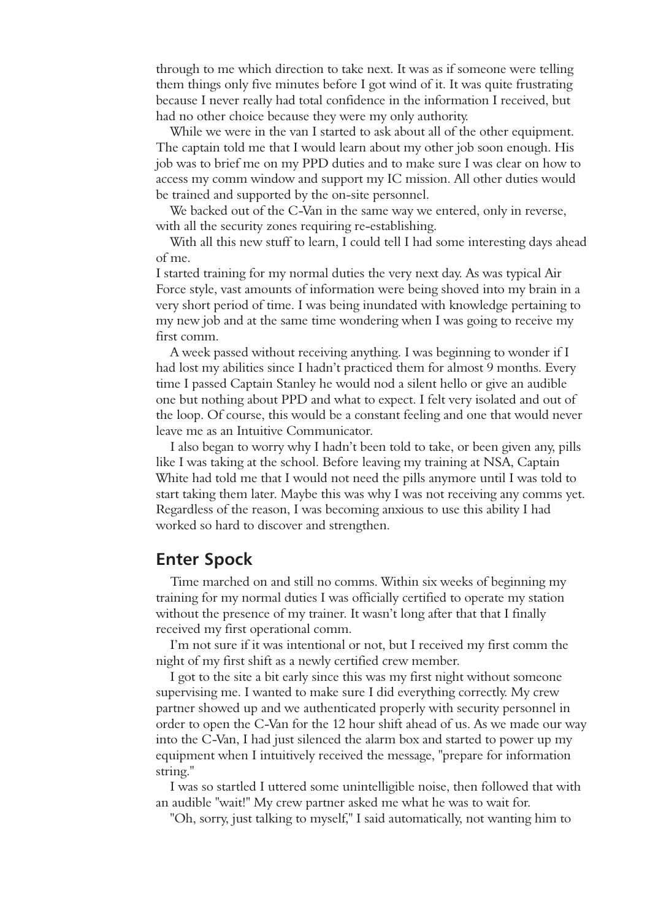through to me which direction to take next. It was as if someone were telling them things only five minutes before I got wind of it. It was quite frustrating because I never really had total confidence in the information I received, but had no other choice because they were my only authority.

While we were in the van I started to ask about all of the other equipment. The captain told me that I would learn about my other job soon enough. His job was to brief me on my PPD duties and to make sure I was clear on how to access my comm window and support my IC mission. All other duties would be trained and supported by the on-site personnel.

We backed out of the C-Van in the same way we entered, only in reverse, with all the security zones requiring re-establishing.

With all this new stuff to learn, I could tell I had some interesting days ahead of me.

I started training for my normal duties the very next day. As was typical Air Force style, vast amounts of information were being shoved into my brain in a very short period of time. I was being inundated with knowledge pertaining to my new job and at the same time wondering when I was going to receive my first comm.

A week passed without receiving anything. I was beginning to wonder if I had lost my abilities since I hadn't practiced them for almost 9 months. Every time I passed Captain Stanley he would nod a silent hello or give an audible one but nothing about PPD and what to expect. I felt very isolated and out of the loop. Of course, this would be a constant feeling and one that would never leave me as an Intuitive Communicator.

I also began to worry why I hadn't been told to take, or been given any, pills like I was taking at the school. Before leaving my training at NSA, Captain White had told me that I would not need the pills anymore until I was told to start taking them later. Maybe this was why I was not receiving any comms yet. Regardless of the reason, I was becoming anxious to use this ability I had worked so hard to discover and strengthen.

## Enter Spock

Time marched on and still no comms. Within six weeks of beginning my training for my normal duties I was officially certified to operate my station without the presence of my trainer. It wasn't long after that that I finally received my first operational comm.

I'm not sure if it was intentional or not, but I received my first comm the night of my first shift as a newly certified crew member.

I got to the site a bit early since this was my first night without someone supervising me. I wanted to make sure I did everything correctly. My crew partner showed up and we authenticated properly with security personnel in order to open the C-Van for the 12 hour shift ahead of us. As we made our way into the C-Van, I had just silenced the alarm box and started to power up my equipment when I intuitively received the message, "prepare for information string."

I was so startled I uttered some unintelligible noise, then followed that with an audible "wait!" My crew partner asked me what he was to wait for.

"Oh, sorry, just talking to myself," I said automatically, not wanting him to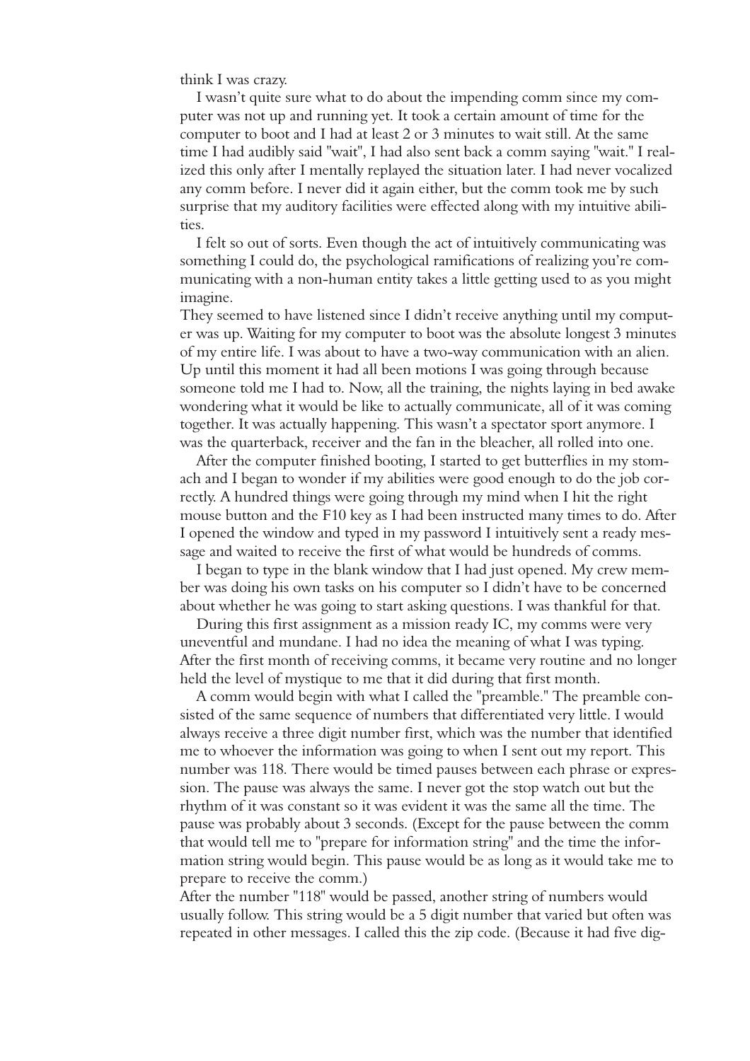think I was crazy.

I wasn't quite sure what to do about the impending comm since my computer was not up and running yet. It took a certain amount of time for the computer to boot and I had at least 2 or 3 minutes to wait still. At the same time I had audibly said "wait", I had also sent back a comm saying "wait." I realized this only after I mentally replayed the situation later. I had never vocalized any comm before. I never did it again either, but the comm took me by such surprise that my auditory facilities were effected along with my intuitive abilities.

I felt so out of sorts. Even though the act of intuitively communicating was something I could do, the psychological ramifications of realizing you're communicating with a non-human entity takes a little getting used to as you might imagine.

They seemed to have listened since I didn't receive anything until my computer was up. Waiting for my computer to boot was the absolute longest 3 minutes of my entire life. I was about to have a two-way communication with an alien. Up until this moment it had all been motions I was going through because someone told me I had to. Now, all the training, the nights laying in bed awake wondering what it would be like to actually communicate, all of it was coming together. It was actually happening. This wasn't a spectator sport anymore. I was the quarterback, receiver and the fan in the bleacher, all rolled into one.

After the computer finished booting, I started to get butterflies in my stomach and I began to wonder if my abilities were good enough to do the job correctly. A hundred things were going through my mind when I hit the right mouse button and the F10 key as I had been instructed many times to do. After I opened the window and typed in my password I intuitively sent a ready message and waited to receive the first of what would be hundreds of comms.

I began to type in the blank window that I had just opened. My crew member was doing his own tasks on his computer so I didn't have to be concerned about whether he was going to start asking questions. I was thankful for that.

During this first assignment as a mission ready IC, my comms were very uneventful and mundane. I had no idea the meaning of what I was typing. After the first month of receiving comms, it became very routine and no longer held the level of mystique to me that it did during that first month.

A comm would begin with what I called the "preamble." The preamble consisted of the same sequence of numbers that differentiated very little. I would always receive a three digit number first, which was the number that identified me to whoever the information was going to when I sent out my report. This number was 118. There would be timed pauses between each phrase or expression. The pause was always the same. I never got the stop watch out but the rhythm of it was constant so it was evident it was the same all the time. The pause was probably about 3 seconds. (Except for the pause between the comm that would tell me to "prepare for information string" and the time the information string would begin. This pause would be as long as it would take me to prepare to receive the comm.)

After the number "118" would be passed, another string of numbers would usually follow. This string would be a 5 digit number that varied but often was repeated in other messages. I called this the zip code. (Because it had five dig-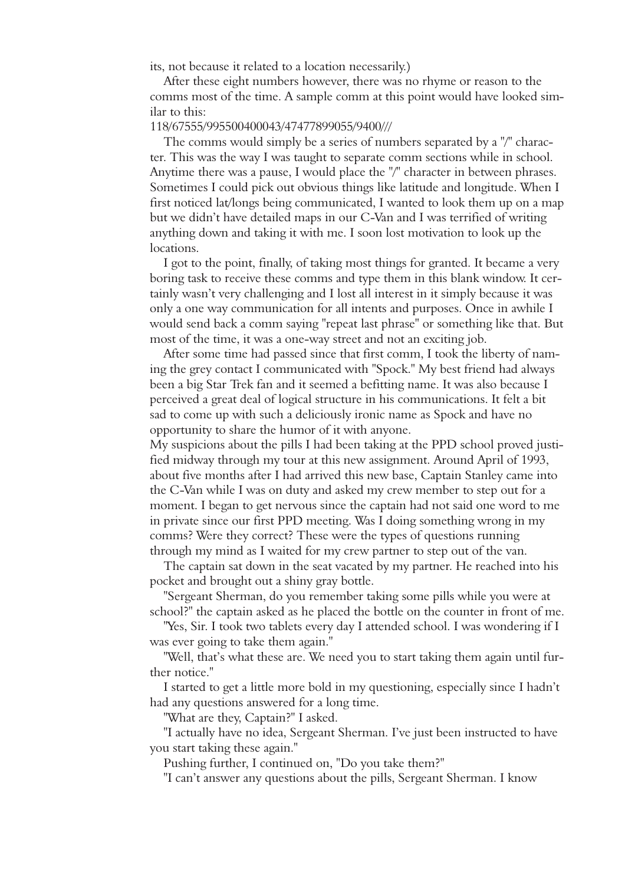its, not because it related to a location necessarily.)

After these eight numbers however, there was no rhyme or reason to the comms most of the time. A sample comm at this point would have looked similar to this:

118/67555/995500400043/47477899055/9400///

The comms would simply be a series of numbers separated by a "/" character. This was the way I was taught to separate comm sections while in school. Anytime there was a pause, I would place the "/" character in between phrases. Sometimes I could pick out obvious things like latitude and longitude. When I first noticed lat/longs being communicated, I wanted to look them up on a map but we didn't have detailed maps in our C-Van and I was terrified of writing anything down and taking it with me. I soon lost motivation to look up the locations.

I got to the point, finally, of taking most things for granted. It became a very boring task to receive these comms and type them in this blank window. It certainly wasn't very challenging and I lost all interest in it simply because it was only a one way communication for all intents and purposes. Once in awhile I would send back a comm saying "repeat last phrase" or something like that. But most of the time, it was a one-way street and not an exciting job.

After some time had passed since that first comm, I took the liberty of naming the grey contact I communicated with "Spock." My best friend had always been a big Star Trek fan and it seemed a befitting name. It was also because I perceived a great deal of logical structure in his communications. It felt a bit sad to come up with such a deliciously ironic name as Spock and have no opportunity to share the humor of it with anyone.

My suspicions about the pills I had been taking at the PPD school proved justified midway through my tour at this new assignment. Around April of 1993, about five months after I had arrived this new base, Captain Stanley came into the C-Van while I was on duty and asked my crew member to step out for a moment. I began to get nervous since the captain had not said one word to me in private since our first PPD meeting. Was I doing something wrong in my comms? Were they correct? These were the types of questions running through my mind as I waited for my crew partner to step out of the van.

The captain sat down in the seat vacated by my partner. He reached into his pocket and brought out a shiny gray bottle.

"Sergeant Sherman, do you remember taking some pills while you were at school?" the captain asked as he placed the bottle on the counter in front of me.

"Yes, Sir. I took two tablets every day I attended school. I was wondering if I was ever going to take them again."

"Well, that's what these are. We need you to start taking them again until further notice."

I started to get a little more bold in my questioning, especially since I hadn't had any questions answered for a long time.

"What are they, Captain?" I asked.

"I actually have no idea, Sergeant Sherman. I've just been instructed to have you start taking these again."

Pushing further, I continued on, "Do you take them?"

"I can't answer any questions about the pills, Sergeant Sherman. I know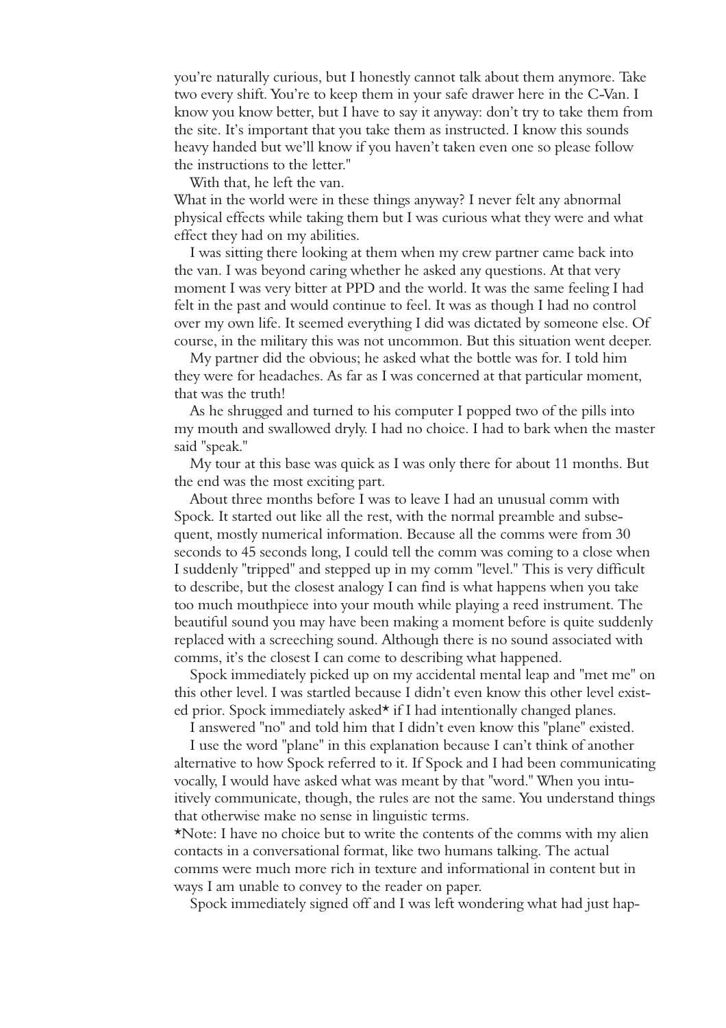you're naturally curious, but I honestly cannot talk about them anymore. Take two every shift. You're to keep them in your safe drawer here in the C-Van. I know you know better, but I have to say it anyway: don't try to take them from the site. It's important that you take them as instructed. I know this sounds heavy handed but we'll know if you haven't taken even one so please follow the instructions to the letter."

With that, he left the van.

What in the world were in these things anyway? I never felt any abnormal physical effects while taking them but I was curious what they were and what effect they had on my abilities.

I was sitting there looking at them when my crew partner came back into the van. I was beyond caring whether he asked any questions. At that very moment I was very bitter at PPD and the world. It was the same feeling I had felt in the past and would continue to feel. It was as though I had no control over my own life. It seemed everything I did was dictated by someone else. Of course, in the military this was not uncommon. But this situation went deeper.

My partner did the obvious; he asked what the bottle was for. I told him they were for headaches. As far as I was concerned at that particular moment, that was the truth!

As he shrugged and turned to his computer I popped two of the pills into my mouth and swallowed dryly. I had no choice. I had to bark when the master said "speak."

My tour at this base was quick as I was only there for about 11 months. But the end was the most exciting part.

About three months before I was to leave I had an unusual comm with Spock. It started out like all the rest, with the normal preamble and subsequent, mostly numerical information. Because all the comms were from 30 seconds to 45 seconds long, I could tell the comm was coming to a close when I suddenly "tripped" and stepped up in my comm "level." This is very difficult to describe, but the closest analogy I can find is what happens when you take too much mouthpiece into your mouth while playing a reed instrument. The beautiful sound you may have been making a moment before is quite suddenly replaced with a screeching sound. Although there is no sound associated with comms, it's the closest I can come to describing what happened.

Spock immediately picked up on my accidental mental leap and "met me" on this other level. I was startled because I didn't even know this other level existed prior. Spock immediately asked* if I had intentionally changed planes.

I answered "no" and told him that I didn't even know this "plane" existed.

I use the word "plane" in this explanation because I can't think of another alternative to how Spock referred to it. If Spock and I had been communicating vocally, I would have asked what was meant by that "word." When you intuitively communicate, though, the rules are not the same. You understand things that otherwise make no sense in linguistic terms.

*Note: I have no choice but to write the contents of the comms with my alien contacts in a conversational format, like two humans talking. The actual comms were much more rich in texture and informational in content but in ways I am unable to convey to the reader on paper.

Spock immediately signed off and I was left wondering what had just hap-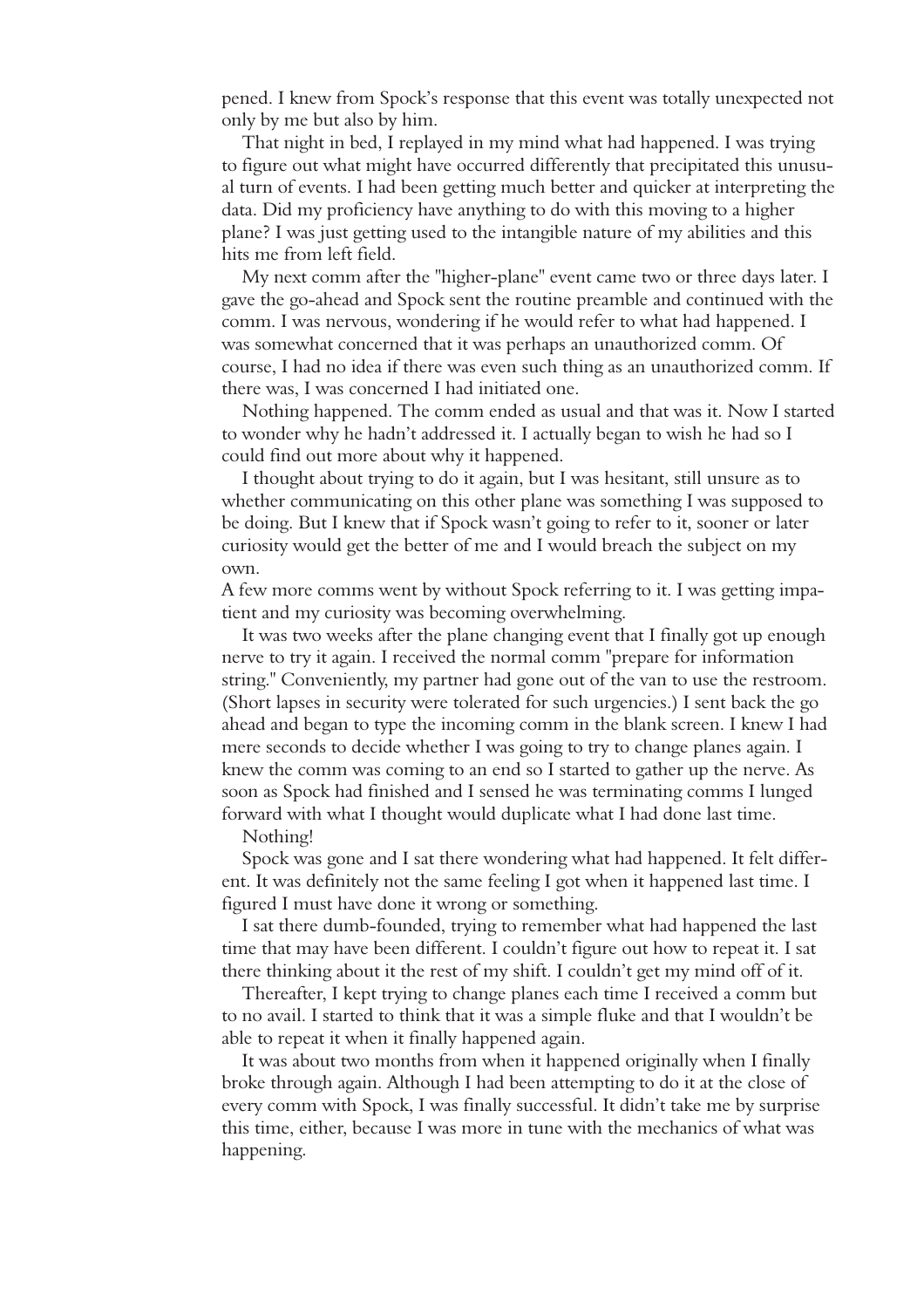pened. I knew from Spock's response that this event was totally unexpected not only by me but also by him.

That night in bed, I replayed in my mind what had happened. I was trying to figure out what might have occurred differently that precipitated this unusual turn of events. I had been getting much better and quicker at interpreting the data. Did my proficiency have anything to do with this moving to a higher plane? I was just getting used to the intangible nature of my abilities and this hits me from left field.

My next comm after the "higher-plane" event came two or three days later. I gave the go-ahead and Spock sent the routine preamble and continued with the comm. I was nervous, wondering if he would refer to what had happened. I was somewhat concerned that it was perhaps an unauthorized comm. Of course, I had no idea if there was even such thing as an unauthorized comm. If there was, I was concerned I had initiated one.

Nothing happened. The comm ended as usual and that was it. Now I started to wonder why he hadn't addressed it. I actually began to wish he had so I could find out more about why it happened.

I thought about trying to do it again, but I was hesitant, still unsure as to whether communicating on this other plane was something I was supposed to be doing. But I knew that if Spock wasn't going to refer to it, sooner or later curiosity would get the better of me and I would breach the subject on my own.

A few more comms went by without Spock referring to it. I was getting impatient and my curiosity was becoming overwhelming.

It was two weeks after the plane changing event that I finally got up enough nerve to try it again. I received the normal comm "prepare for information string." Conveniently, my partner had gone out of the van to use the restroom. (Short lapses in security were tolerated for such urgencies.) I sent back the go ahead and began to type the incoming comm in the blank screen. I knew I had mere seconds to decide whether I was going to try to change planes again. I knew the comm was coming to an end so I started to gather up the nerve. As soon as Spock had finished and I sensed he was terminating comms I lunged forward with what I thought would duplicate what I had done last time.

Nothing!

Spock was gone and I sat there wondering what had happened. It felt different. It was definitely not the same feeling I got when it happened last time. I figured I must have done it wrong or something.

I sat there dumb-founded, trying to remember what had happened the last time that may have been different. I couldn't figure out how to repeat it. I sat there thinking about it the rest of my shift. I couldn't get my mind off of it.

Thereafter, I kept trying to change planes each time I received a comm but to no avail. I started to think that it was a simple fluke and that I wouldn't be able to repeat it when it finally happened again.

It was about two months from when it happened originally when I finally broke through again. Although I had been attempting to do it at the close of every comm with Spock, I was finally successful. It didn't take me by surprise this time, either, because I was more in tune with the mechanics of what was happening.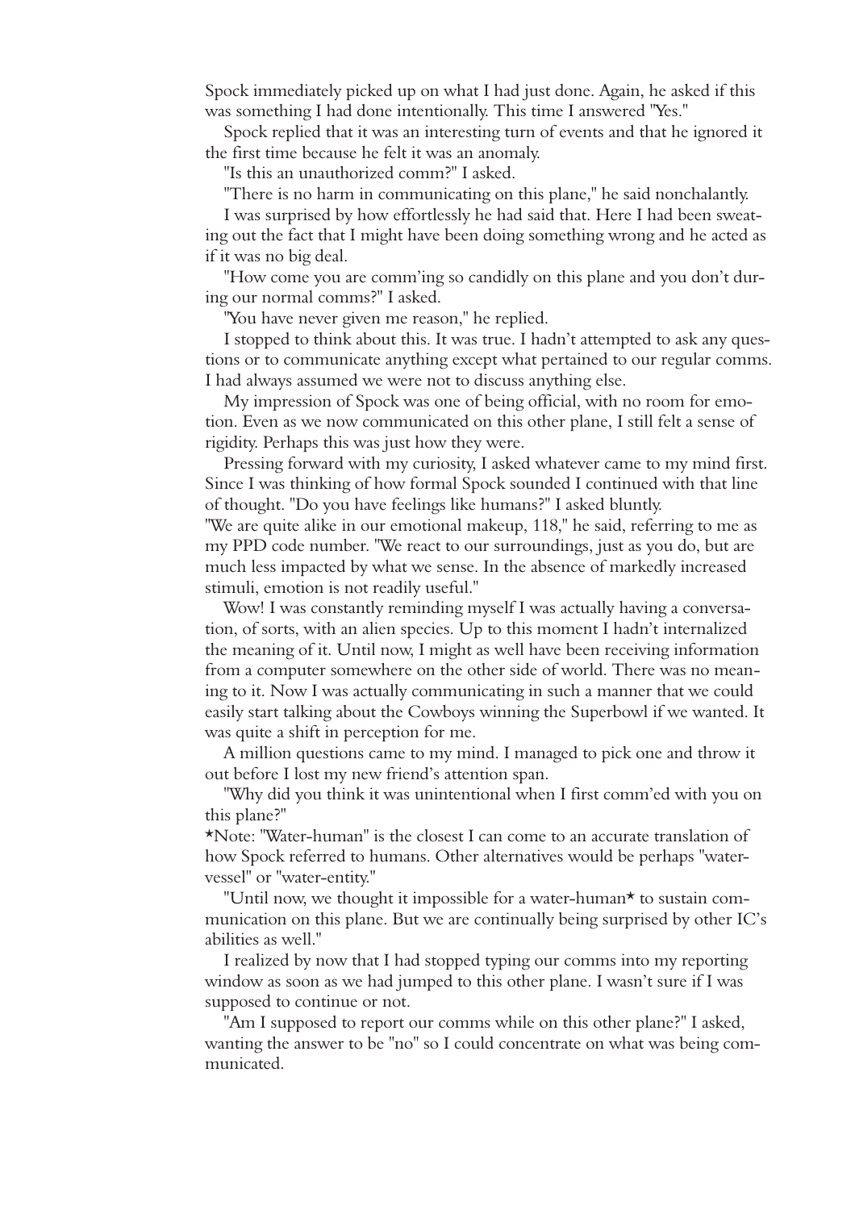Spock immediately picked up on what I had just done. Again, he asked if this was something I had done intentionally. This time I answered "Yes."

Spock replied that it was an interesting turn of events and that he ignored it the first time because he felt it was an anomaly.

"Is this an unauthorized comm?" I asked.

"There is no harm in communicating on this plane," he said nonchalantly.

I was surprised by how effortlessly he had said that. Here I had been sweating out the fact that I might have been doing something wrong and he acted as if it was no big deal.

"How come you are comm'ing so candidly on this plane and you don't during our normal comms?" I asked.

"You have never given me reason," he replied.

I stopped to think about this. It was true. I hadn't attempted to ask any questions or to communicate anything except what pertained to our regular comms. I had always assumed we were not to discuss anything else.

My impression of Spock was one of being official, with no room for emotion. Even as we now communicated on this other plane, I still felt a sense of rigidity. Perhaps this was just how they were.

Pressing forward with my curiosity, I asked whatever came to my mind first. Since I was thinking of how formal Spock sounded I continued with that line of thought. "Do you have feelings like humans?" I asked bluntly.

"We are quite alike in our emotional makeup, 118," he said, referring to me as my PPD code number. "We react to our surroundings, just as you do, but are much less impacted by what we sense. In the absence of markedly increased stimuli, emotion is not readily useful."

Wow! I was constantly reminding myself I was actually having a conversation, of sorts, with an alien species. Up to this moment I hadn't internalized the meaning of it. Until now, I might as well have been receiving information from a computer somewhere on the other side of world. There was no meaning to it. Now I was actually communicating in such a manner that we could easily start talking about the Cowboys winning the Superbowl if we wanted. It was quite a shift in perception for me.

A million questions came to my mind. I managed to pick one and throw it out before I lost my new friend's attention span.

"Why did you think it was unintentional when I first comm'ed with you on this plane?"

*Note: "Water-human" is the closest I can come to an accurate translation of how Spock referred to humans. Other alternatives would be perhaps "water-vessel" or "water-entity."

"Until now, we thought it impossible for a water-human* to sustain communication on this plane. But we are continually being surprised by other IC's abilities as well."

I realized by now that I had stopped typing our comms into my reporting window as soon as we had jumped to this other plane. I wasn't sure if I was supposed to continue or not.

"Am I supposed to report our comms while on this other plane?" I asked, wanting the answer to be "no" so I could concentrate on what was being communicated.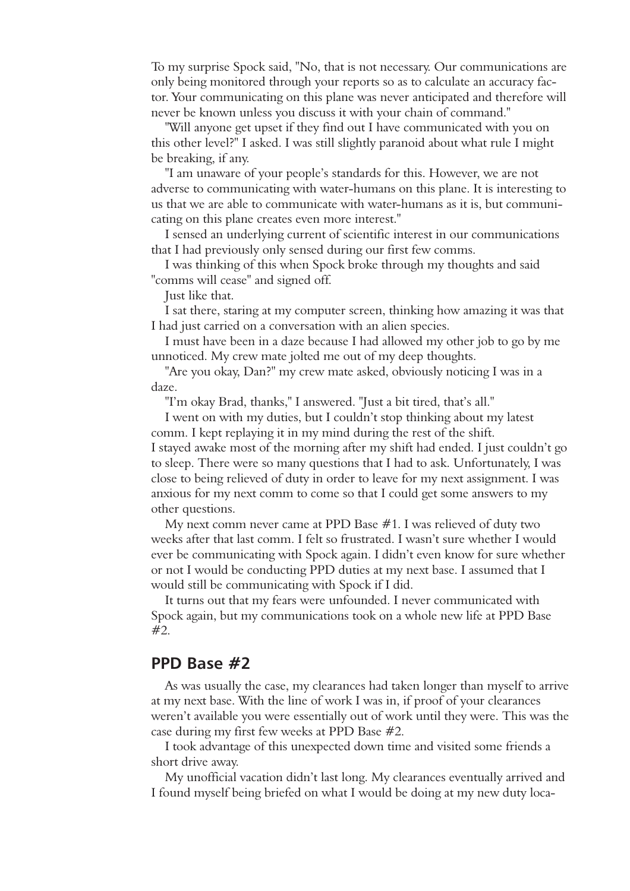To my surprise Spock said, "No, that is not necessary. Our communications are only being monitored through your reports so as to calculate an accuracy factor. Your communicating on this plane was never anticipated and therefore will never be known unless you discuss it with your chain of command."

"Will anyone get upset if they find out I have communicated with you on this other level?" I asked. I was still slightly paranoid about what rule I might be breaking, if any.

"I am unaware of your people's standards for this. However, we are not adverse to communicating with water-humans on this plane. It is interesting to us that we are able to communicate with water-humans as it is, but communicating on this plane creates even more interest."

I sensed an underlying current of scientific interest in our communications that I had previously only sensed during our first few comms.

I was thinking of this when Spock broke through my thoughts and said "comms will cease" and signed off.

Just like that.

I sat there, staring at my computer screen, thinking how amazing it was that I had just carried on a conversation with an alien species.

I must have been in a daze because I had allowed my other job to go by me unnoticed. My crew mate jolted me out of my deep thoughts.

"Are you okay, Dan?" my crew mate asked, obviously noticing I was in a daze.

"I'm okay Brad, thanks," I answered. "Just a bit tired, that's all."

I went on with my duties, but I couldn't stop thinking about my latest comm. I kept replaying it in my mind during the rest of the shift.
I stayed awake most of the morning after my shift had ended. I just couldn't go to sleep. There were so many questions that I had to ask. Unfortunately, I was close to being relieved of duty in order to leave for my next assignment. I was anxious for my next comm to come so that I could get some answers to my other questions.

My next comm never came at PPD Base #1. I was relieved of duty two weeks after that last comm. I felt so frustrated. I wasn't sure whether I would ever be communicating with Spock again. I didn't even know for sure whether or not I would be conducting PPD duties at my next base. I assumed that I would still be communicating with Spock if I did.

It turns out that my fears were unfounded. I never communicated with Spock again, but my communications took on a whole new life at PPD Base #2.

## PPD Base #2

As was usually the case, my clearances had taken longer than myself to arrive at my next base. With the line of work I was in, if proof of your clearances weren't available you were essentially out of work until they were. This was the case during my first few weeks at PPD Base #2.

I took advantage of this unexpected down time and visited some friends a short drive away.

My unofficial vacation didn't last long. My clearances eventually arrived and I found myself being briefed on what I would be doing at my new duty loca-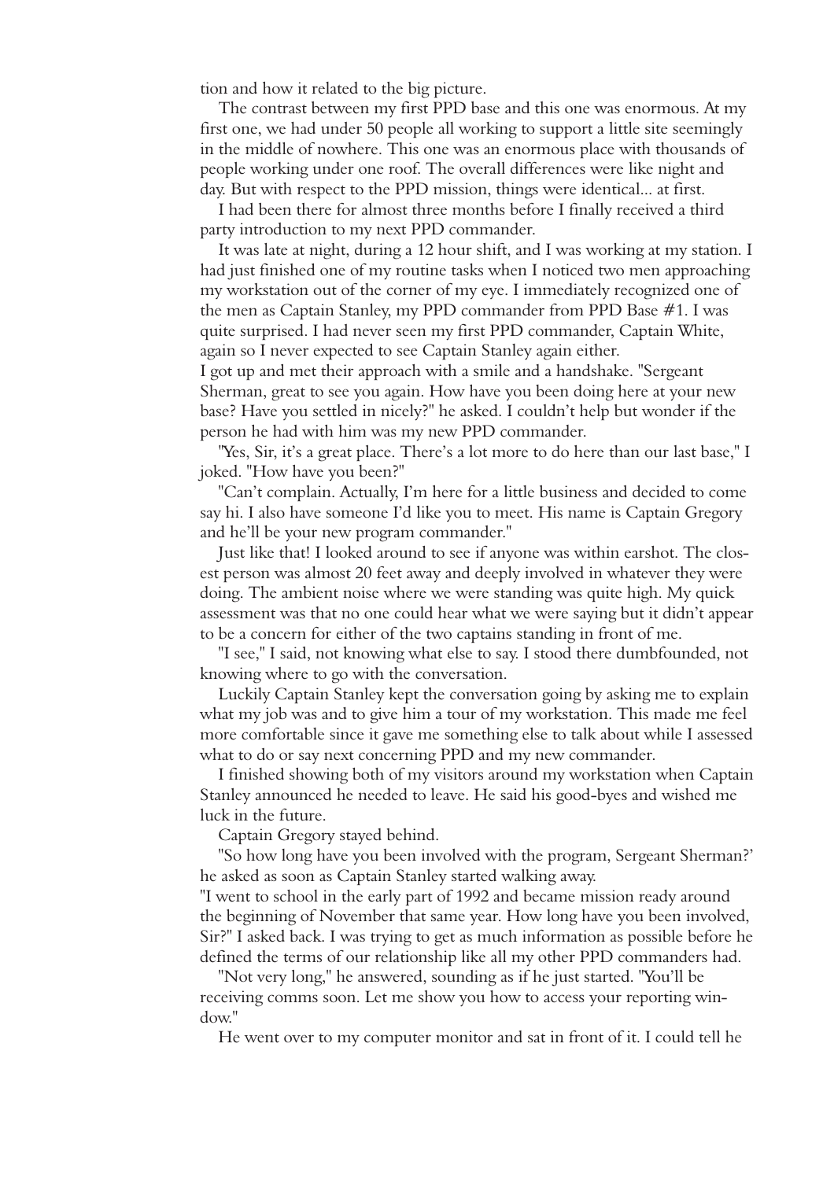tion and how it related to the big picture.

The contrast between my first PPD base and this one was enormous. At my first one, we had under 50 people all working to support a little site seemingly in the middle of nowhere. This one was an enormous place with thousands of people working under one roof. The overall differences were like night and day. But with respect to the PPD mission, things were identical... at first.

I had been there for almost three months before I finally received a third party introduction to my next PPD commander.

It was late at night, during a 12 hour shift, and I was working at my station. I had just finished one of my routine tasks when I noticed two men approaching my workstation out of the corner of my eye. I immediately recognized one of the men as Captain Stanley, my PPD commander from PPD Base #1. I was quite surprised. I had never seen my first PPD commander, Captain White, again so I never expected to see Captain Stanley again either.

I got up and met their approach with a smile and a handshake. "Sergeant Sherman, great to see you again. How have you been doing here at your new base? Have you settled in nicely?" he asked. I couldn't help but wonder if the person he had with him was my new PPD commander.

"Yes, Sir, it's a great place. There's a lot more to do here than our last base," I joked. "How have you been?"

"Can't complain. Actually, I'm here for a little business and decided to come say hi. I also have someone I'd like you to meet. His name is Captain Gregory and he'll be your new program commander."

Just like that! I looked around to see if anyone was within earshot. The closest person was almost 20 feet away and deeply involved in whatever they were doing. The ambient noise where we were standing was quite high. My quick assessment was that no one could hear what we were saying but it didn't appear to be a concern for either of the two captains standing in front of me.

"I see," I said, not knowing what else to say. I stood there dumbfounded, not knowing where to go with the conversation.

Luckily Captain Stanley kept the conversation going by asking me to explain what my job was and to give him a tour of my workstation. This made me feel more comfortable since it gave me something else to talk about while I assessed what to do or say next concerning PPD and my new commander.

I finished showing both of my visitors around my workstation when Captain Stanley announced he needed to leave. He said his good-byes and wished me luck in the future.

Captain Gregory stayed behind.

"So how long have you been involved with the program, Sergeant Sherman?' he asked as soon as Captain Stanley started walking away.

"I went to school in the early part of 1992 and became mission ready around the beginning of November that same year. How long have you been involved, Sir?" I asked back. I was trying to get as much information as possible before he defined the terms of our relationship like all my other PPD commanders had.

"Not very long," he answered, sounding as if he just started. "You'll be receiving comms soon. Let me show you how to access your reporting window."

He went over to my computer monitor and sat in front of it. I could tell he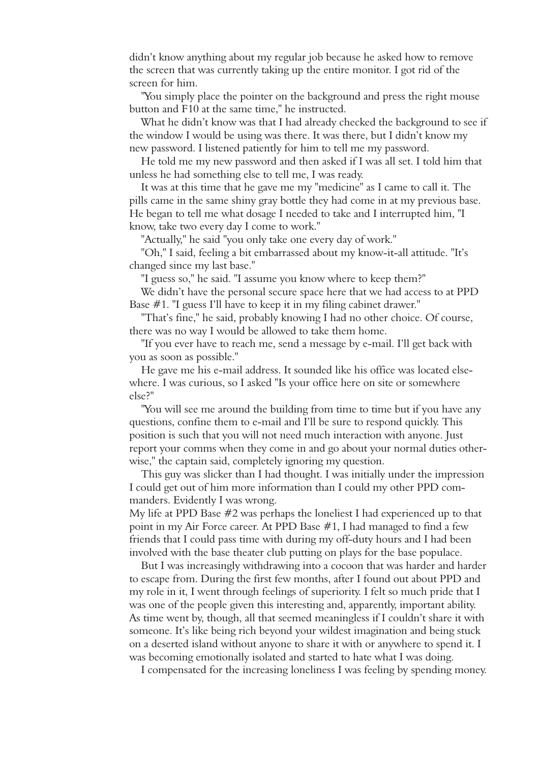didn't know anything about my regular job because he asked how to remove the screen that was currently taking up the entire monitor. I got rid of the screen for him.

"You simply place the pointer on the background and press the right mouse button and F10 at the same time," he instructed.

What he didn't know was that I had already checked the background to see if the window I would be using was there. It was there, but I didn't know my new password. I listened patiently for him to tell me my password.

He told me my new password and then asked if I was all set. I told him that unless he had something else to tell me, I was ready.

It was at this time that he gave me my "medicine" as I came to call it. The pills came in the same shiny gray bottle they had come in at my previous base. He began to tell me what dosage I needed to take and I interrupted him, "I know, take two every day I come to work."

"Actually," he said "you only take one every day of work."

"Oh," I said, feeling a bit embarrassed about my know-it-all attitude. "It's changed since my last base."

"I guess so," he said. "I assume you know where to keep them?"

We didn't have the personal secure space here that we had access to at PPD Base #1. "I guess I'll have to keep it in my filing cabinet drawer."

"That's fine," he said, probably knowing I had no other choice. Of course, there was no way I would be allowed to take them home.

"If you ever have to reach me, send a message by e-mail. I'll get back with you as soon as possible."

He gave me his e-mail address. It sounded like his office was located elsewhere. I was curious, so I asked "Is your office here on site or somewhere else?"

"You will see me around the building from time to time but if you have any questions, confine them to e-mail and I'll be sure to respond quickly. This position is such that you will not need much interaction with anyone. Just report your comms when they come in and go about your normal duties otherwise," the captain said, completely ignoring my question.

This guy was slicker than I had thought. I was initially under the impression I could get out of him more information than I could my other PPD commanders. Evidently I was wrong.

My life at PPD Base #2 was perhaps the loneliest I had experienced up to that point in my Air Force career. At PPD Base #1, I had managed to find a few friends that I could pass time with during my off-duty hours and I had been involved with the base theater club putting on plays for the base populace.

But I was increasingly withdrawing into a cocoon that was harder and harder to escape from. During the first few months, after I found out about PPD and my role in it, I went through feelings of superiority. I felt so much pride that I was one of the people given this interesting and, apparently, important ability. As time went by, though, all that seemed meaningless if I couldn't share it with someone. It's like being rich beyond your wildest imagination and being stuck on a deserted island without anyone to share it with or anywhere to spend it. I was becoming emotionally isolated and started to hate what I was doing.

I compensated for the increasing loneliness I was feeling by spending money.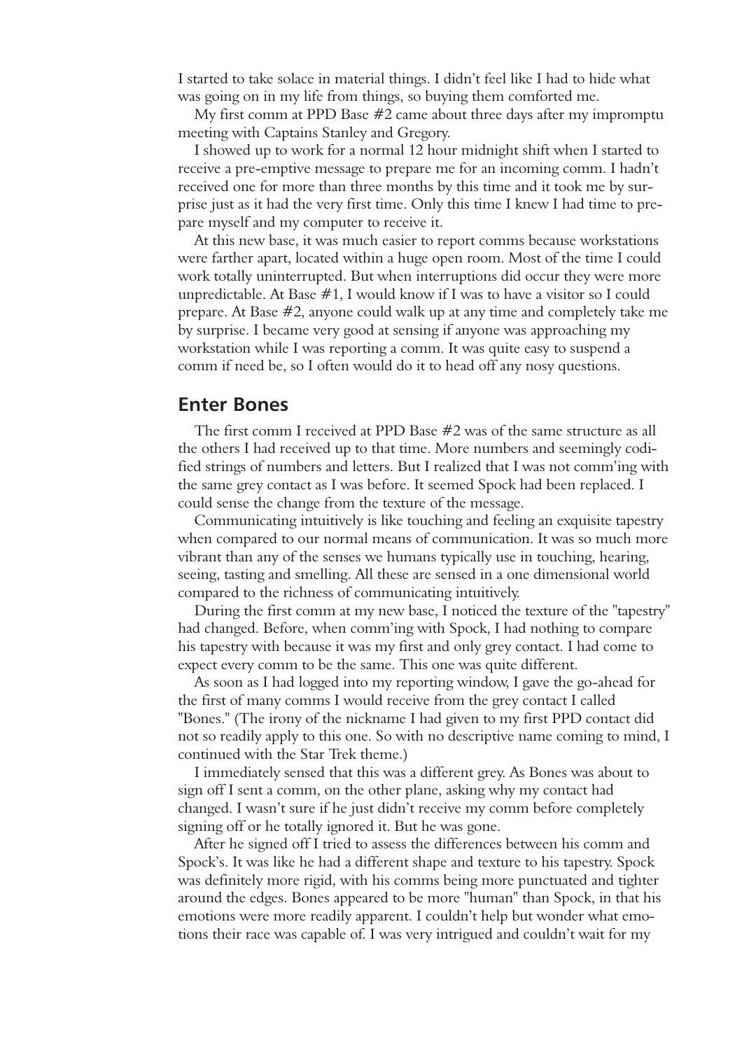I started to take solace in material things. I didn't feel like I had to hide what was going on in my life from things, so buying them comforted me.

My first comm at PPD Base #2 came about three days after my impromptu meeting with Captains Stanley and Gregory.

I showed up to work for a normal 12 hour midnight shift when I started to receive a pre-emptive message to prepare me for an incoming comm. I hadn't received one for more than three months by this time and it took me by surprise just as it had the very first time. Only this time I knew I had time to prepare myself and my computer to receive it.

At this new base, it was much easier to report comms because workstations were farther apart, located within a huge open room. Most of the time I could work totally uninterrupted. But when interruptions did occur they were more unpredictable. At Base #1, I would know if I was to have a visitor so I could prepare. At Base #2, anyone could walk up at any time and completely take me by surprise. I became very good at sensing if anyone was approaching my workstation while I was reporting a comm. It was quite easy to suspend a comm if need be, so I often would do it to head off any nosy questions.

## Enter Bones

The first comm I received at PPD Base #2 was of the same structure as all the others I had received up to that time. More numbers and seemingly codified strings of numbers and letters. But I realized that I was not comm'ing with the same grey contact as I was before. It seemed Spock had been replaced. I could sense the change from the texture of the message.

Communicating intuitively is like touching and feeling an exquisite tapestry when compared to our normal means of communication. It was so much more vibrant than any of the senses we humans typically use in touching, hearing, seeing, tasting and smelling. All these are sensed in a one dimensional world compared to the richness of communicating intuitively.

During the first comm at my new base, I noticed the texture of the "tapestry" had changed. Before, when comm'ing with Spock, I had nothing to compare his tapestry with because it was my first and only grey contact. I had come to expect every comm to be the same. This one was quite different.

As soon as I had logged into my reporting window, I gave the go-ahead for the first of many comms I would receive from the grey contact I called "Bones." (The irony of the nickname I had given to my first PPD contact did not so readily apply to this one. So with no descriptive name coming to mind, I continued with the Star Trek theme.)

I immediately sensed that this was a different grey. As Bones was about to sign off I sent a comm, on the other plane, asking why my contact had changed. I wasn't sure if he just didn't receive my comm before completely signing off or he totally ignored it. But he was gone.

After he signed off I tried to assess the differences between his comm and Spock's. It was like he had a different shape and texture to his tapestry. Spock was definitely more rigid, with his comms being more punctuated and tighter around the edges. Bones appeared to be more "human" than Spock, in that his emotions were more readily apparent. I couldn't help but wonder what emotions their race was capable of. I was very intrigued and couldn't wait for my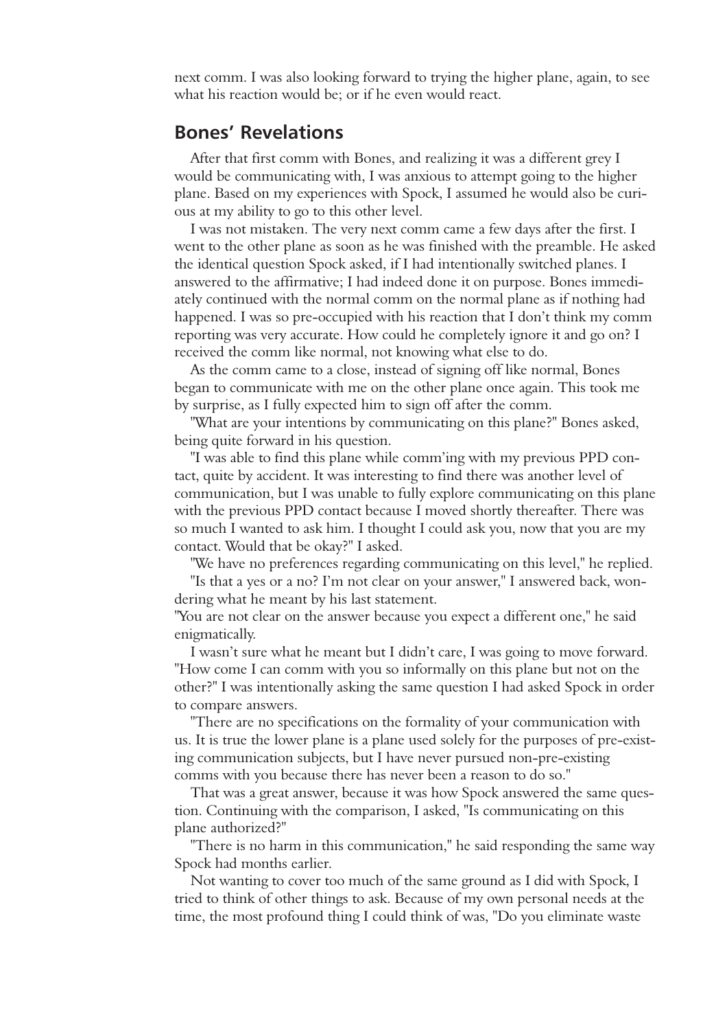next comm. I was also looking forward to trying the higher plane, again, to see what his reaction would be; or if he even would react.

## Bones' Revelations

After that first comm with Bones, and realizing it was a different grey I would be communicating with, I was anxious to attempt going to the higher plane. Based on my experiences with Spock, I assumed he would also be curious at my ability to go to this other level.

I was not mistaken. The very next comm came a few days after the first. I went to the other plane as soon as he was finished with the preamble. He asked the identical question Spock asked, if I had intentionally switched planes. I answered to the affirmative; I had indeed done it on purpose. Bones immediately continued with the normal comm on the normal plane as if nothing had happened. I was so pre-occupied with his reaction that I don't think my comm reporting was very accurate. How could he completely ignore it and go on? I received the comm like normal, not knowing what else to do.

As the comm came to a close, instead of signing off like normal, Bones began to communicate with me on the other plane once again. This took me by surprise, as I fully expected him to sign off after the comm.

"What are your intentions by communicating on this plane?" Bones asked, being quite forward in his question.

"I was able to find this plane while comm'ing with my previous PPD contact, quite by accident. It was interesting to find there was another level of communication, but I was unable to fully explore communicating on this plane with the previous PPD contact because I moved shortly thereafter. There was so much I wanted to ask him. I thought I could ask you, now that you are my contact. Would that be okay?" I asked.

"We have no preferences regarding communicating on this level," he replied.

"Is that a yes or a no? I'm not clear on your answer," I answered back, wondering what he meant by his last statement.

"You are not clear on the answer because you expect a different one," he said enigmatically.

I wasn't sure what he meant but I didn't care, I was going to move forward. "How come I can comm with you so informally on this plane but not on the other?" I was intentionally asking the same question I had asked Spock in order to compare answers.

"There are no specifications on the formality of your communication with us. It is true the lower plane is a plane used solely for the purposes of pre-existing communication subjects, but I have never pursued non-pre-existing comms with you because there has never been a reason to do so."

That was a great answer, because it was how Spock answered the same question. Continuing with the comparison, I asked, "Is communicating on this plane authorized?"

"There is no harm in this communication," he said responding the same way Spock had months earlier.

Not wanting to cover too much of the same ground as I did with Spock, I tried to think of other things to ask. Because of my own personal needs at the time, the most profound thing I could think of was, "Do you eliminate waste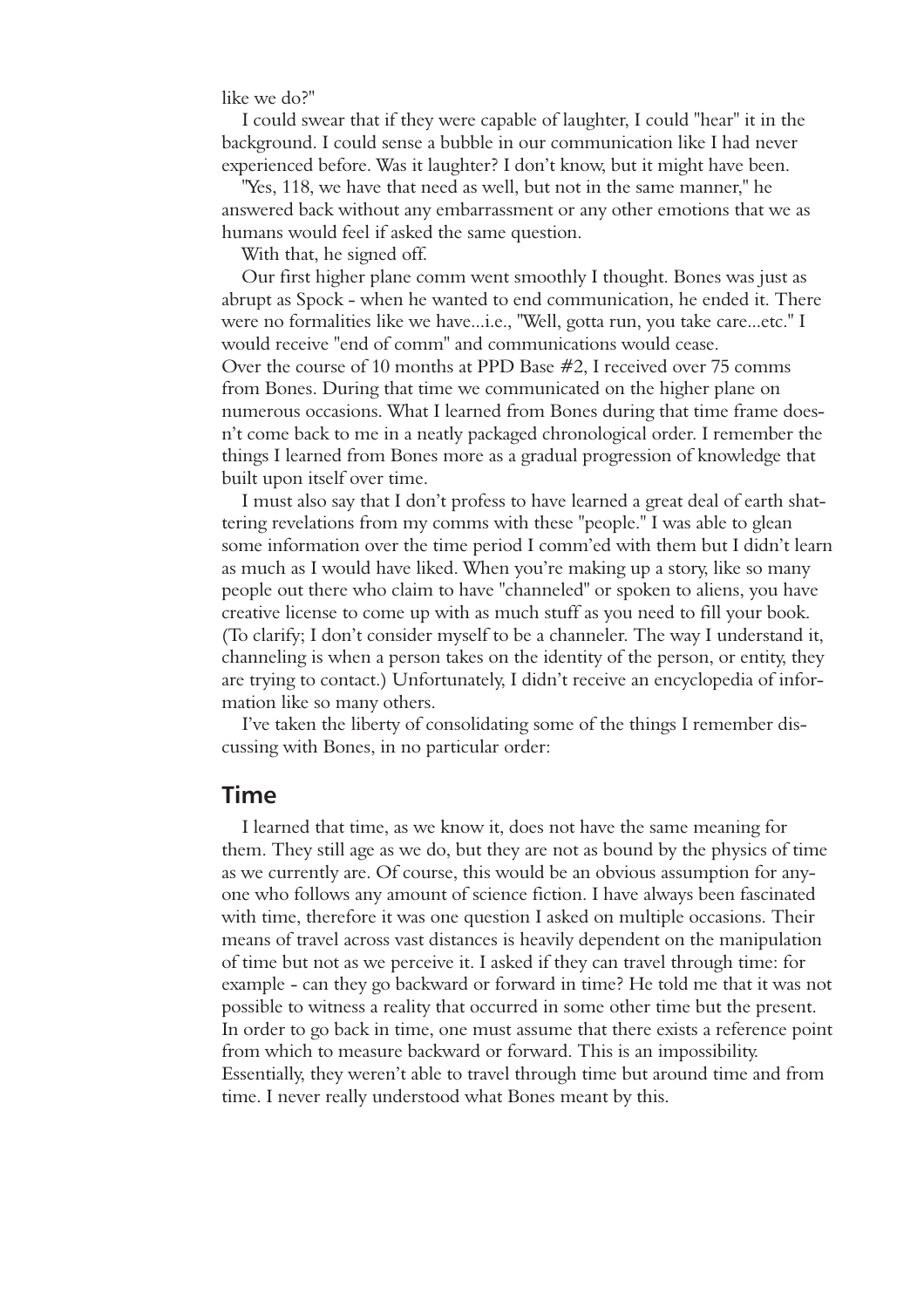like we do?"

I could swear that if they were capable of laughter, I could "hear" it in the background. I could sense a bubble in our communication like I had never experienced before. Was it laughter? I don't know, but it might have been.

"Yes, 118, we have that need as well, but not in the same manner," he answered back without any embarrassment or any other emotions that we as humans would feel if asked the same question.

With that, he signed off.

Our first higher plane comm went smoothly I thought. Bones was just as abrupt as Spock - when he wanted to end communication, he ended it. There were no formalities like we have...i.e., "Well, gotta run, you take care...etc." I would receive "end of comm" and communications would cease.

Over the course of 10 months at PPD Base #2, I received over 75 comms from Bones. During that time we communicated on the higher plane on numerous occasions. What I learned from Bones during that time frame doesn't come back to me in a neatly packaged chronological order. I remember the things I learned from Bones more as a gradual progression of knowledge that built upon itself over time.

I must also say that I don't profess to have learned a great deal of earth shattering revelations from my comms with these "people." I was able to glean some information over the time period I comm'ed with them but I didn't learn as much as I would have liked. When you're making up a story, like so many people out there who claim to have "channeled" or spoken to aliens, you have creative license to come up with as much stuff as you need to fill your book. (To clarify; I don't consider myself to be a channeler. The way I understand it, channeling is when a person takes on the identity of the person, or entity, they are trying to contact.) Unfortunately, I didn't receive an encyclopedia of information like so many others.

I've taken the liberty of consolidating some of the things I remember discussing with Bones, in no particular order:

## Time

I learned that time, as we know it, does not have the same meaning for them. They still age as we do, but they are not as bound by the physics of time as we currently are. Of course, this would be an obvious assumption for anyone who follows any amount of science fiction. I have always been fascinated with time, therefore it was one question I asked on multiple occasions. Their means of travel across vast distances is heavily dependent on the manipulation of time but not as we perceive it. I asked if they can travel through time: for example - can they go backward or forward in time? He told me that it was not possible to witness a reality that occurred in some other time but the present. In order to go back in time, one must assume that there exists a reference point from which to measure backward or forward. This is an impossibility. Essentially, they weren't able to travel through time but around time and from time. I never really understood what Bones meant by this.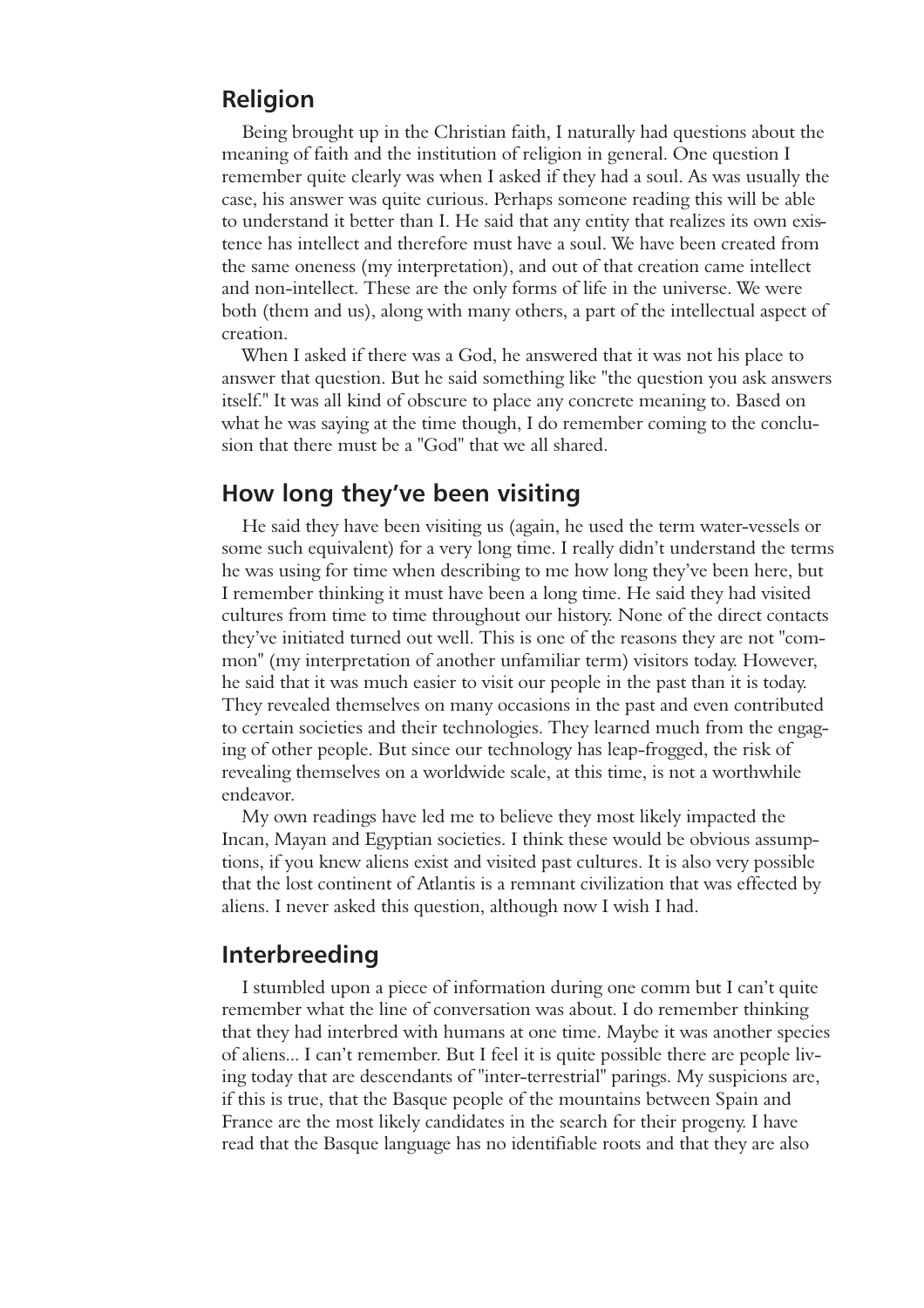## Religion

Being brought up in the Christian faith, I naturally had questions about the meaning of faith and the institution of religion in general. One question I remember quite clearly was when I asked if they had a soul. As was usually the case, his answer was quite curious. Perhaps someone reading this will be able to understand it better than I. He said that any entity that realizes its own existence has intellect and therefore must have a soul. We have been created from the same oneness (my interpretation), and out of that creation came intellect and non-intellect. These are the only forms of life in the universe. We were both (them and us), along with many others, a part of the intellectual aspect of creation.

When I asked if there was a God, he answered that it was not his place to answer that question. But he said something like "the question you ask answers itself." It was all kind of obscure to place any concrete meaning to. Based on what he was saying at the time though, I do remember coming to the conclusion that there must be a "God" that we all shared.

## How long they've been visiting

He said they have been visiting us (again, he used the term water-vessels or some such equivalent) for a very long time. I really didn't understand the terms he was using for time when describing to me how long they've been here, but I remember thinking it must have been a long time. He said they had visited cultures from time to time throughout our history. None of the direct contacts they've initiated turned out well. This is one of the reasons they are not "common" (my interpretation of another unfamiliar term) visitors today. However, he said that it was much easier to visit our people in the past than it is today. They revealed themselves on many occasions in the past and even contributed to certain societies and their technologies. They learned much from the engaging of other people. But since our technology has leap-frogged, the risk of revealing themselves on a worldwide scale, at this time, is not a worthwhile endeavor.

My own readings have led me to believe they most likely impacted the Incan, Mayan and Egyptian societies. I think these would be obvious assumptions, if you knew aliens exist and visited past cultures. It is also very possible that the lost continent of Atlantis is a remnant civilization that was effected by aliens. I never asked this question, although now I wish I had.

## Interbreeding

I stumbled upon a piece of information during one comm but I can't quite remember what the line of conversation was about. I do remember thinking that they had interbred with humans at one time. Maybe it was another species of aliens... I can't remember. But I feel it is quite possible there are people living today that are descendants of "inter-terrestrial" parings. My suspicions are, if this is true, that the Basque people of the mountains between Spain and France are the most likely candidates in the search for their progeny. I have read that the Basque language has no identifiable roots and that they are also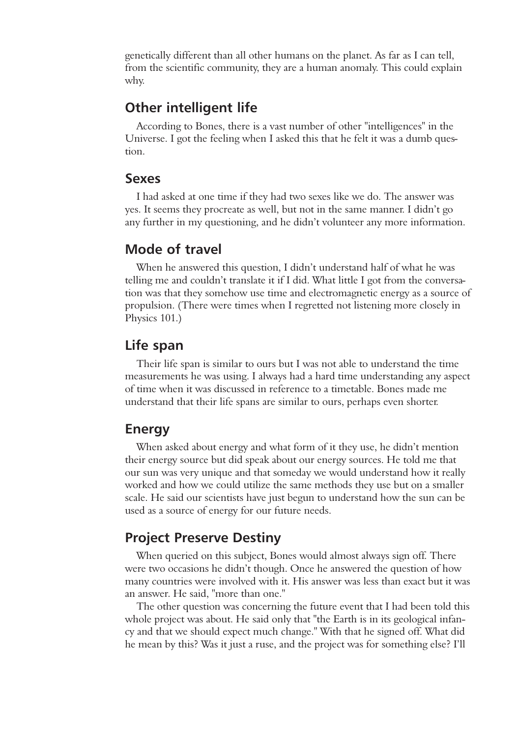genetically different than all other humans on the planet. As far as I can tell, from the scientific community, they are a human anomaly. This could explain why.

## Other intelligent life

According to Bones, there is a vast number of other "intelligences" in the Universe. I got the feeling when I asked this that he felt it was a dumb question.

## Sexes

I had asked at one time if they had two sexes like we do. The answer was yes. It seems they procreate as well, but not in the same manner. I didn't go any further in my questioning, and he didn't volunteer any more information.

## Mode of travel

When he answered this question, I didn't understand half of what he was telling me and couldn't translate it if I did. What little I got from the conversation was that they somehow use time and electromagnetic energy as a source of propulsion. (There were times when I regretted not listening more closely in Physics 101.)

## Life span

Their life span is similar to ours but I was not able to understand the time measurements he was using. I always had a hard time understanding any aspect of time when it was discussed in reference to a timetable. Bones made me understand that their life spans are similar to ours, perhaps even shorter.

## Energy

When asked about energy and what form of it they use, he didn't mention their energy source but did speak about our energy sources. He told me that our sun was very unique and that someday we would understand how it really worked and how we could utilize the same methods they use but on a smaller scale. He said our scientists have just begun to understand how the sun can be used as a source of energy for our future needs.

## Project Preserve Destiny

When queried on this subject, Bones would almost always sign off. There were two occasions he didn't though. Once he answered the question of how many countries were involved with it. His answer was less than exact but it was an answer. He said, "more than one."

The other question was concerning the future event that I had been told this whole project was about. He said only that "the Earth is in its geological infancy and that we should expect much change." With that he signed off. What did he mean by this? Was it just a ruse, and the project was for something else? I'll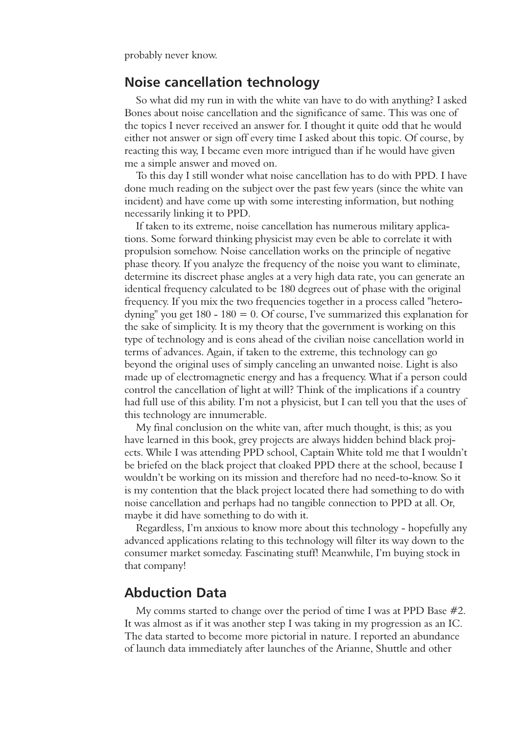probably never know.

## Noise cancellation technology

So what did my run in with the white van have to do with anything? I asked Bones about noise cancellation and the significance of same. This was one of the topics I never received an answer for. I thought it quite odd that he would either not answer or sign off every time I asked about this topic. Of course, by reacting this way, I became even more intrigued than if he would have given me a simple answer and moved on.

To this day I still wonder what noise cancellation has to do with PPD. I have done much reading on the subject over the past few years (since the white van incident) and have come up with some interesting information, but nothing necessarily linking it to PPD.

If taken to its extreme, noise cancellation has numerous military applications. Some forward thinking physicist may even be able to correlate it with propulsion somehow. Noise cancellation works on the principle of negative phase theory. If you analyze the frequency of the noise you want to eliminate, determine its discreet phase angles at a very high data rate, you can generate an identical frequency calculated to be 180 degrees out of phase with the original frequency. If you mix the two frequencies together in a process called "heterodyning" you get 180 - 180 = 0. Of course, I've summarized this explanation for the sake of simplicity. It is my theory that the government is working on this type of technology and is eons ahead of the civilian noise cancellation world in terms of advances. Again, if taken to the extreme, this technology can go beyond the original uses of simply canceling an unwanted noise. Light is also made up of electromagnetic energy and has a frequency. What if a person could control the cancellation of light at will? Think of the implications if a country had full use of this ability. I'm not a physicist, but I can tell you that the uses of this technology are innumerable.

My final conclusion on the white van, after much thought, is this; as you have learned in this book, grey projects are always hidden behind black projects. While I was attending PPD school, Captain White told me that I wouldn't be briefed on the black project that cloaked PPD there at the school, because I wouldn't be working on its mission and therefore had no need-to-know. So it is my contention that the black project located there had something to do with noise cancellation and perhaps had no tangible connection to PPD at all. Or, maybe it did have something to do with it.

Regardless, I'm anxious to know more about this technology - hopefully any advanced applications relating to this technology will filter its way down to the consumer market someday. Fascinating stuff! Meanwhile, I'm buying stock in that company!

## Abduction Data

My comms started to change over the period of time I was at PPD Base #2. It was almost as if it was another step I was taking in my progression as an IC. The data started to become more pictorial in nature. I reported an abundance of launch data immediately after launches of the Arianne, Shuttle and other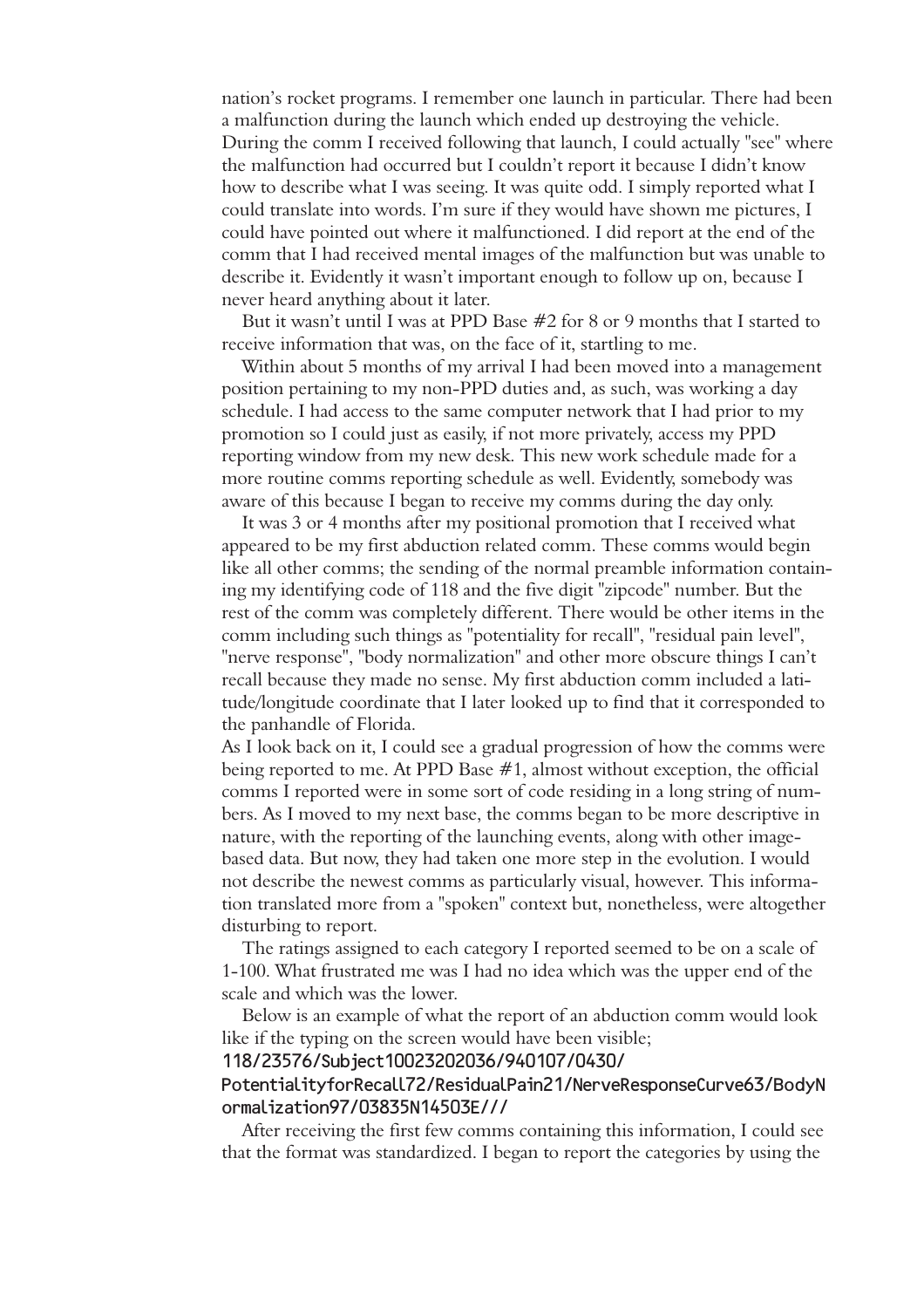nation's rocket programs. I remember one launch in particular. There had been a malfunction during the launch which ended up destroying the vehicle. During the comm I received following that launch, I could actually "see" where the malfunction had occurred but I couldn't report it because I didn't know how to describe what I was seeing. It was quite odd. I simply reported what I could translate into words. I'm sure if they would have shown me pictures, I could have pointed out where it malfunctioned. I did report at the end of the comm that I had received mental images of the malfunction but was unable to describe it. Evidently it wasn't important enough to follow up on, because I never heard anything about it later.

But it wasn't until I was at PPD Base #2 for 8 or 9 months that I started to receive information that was, on the face of it, startling to me.

Within about 5 months of my arrival I had been moved into a management position pertaining to my non-PPD duties and, as such, was working a day schedule. I had access to the same computer network that I had prior to my promotion so I could just as easily, if not more privately, access my PPD reporting window from my new desk. This new work schedule made for a more routine comms reporting schedule as well. Evidently, somebody was aware of this because I began to receive my comms during the day only.

It was 3 or 4 months after my positional promotion that I received what appeared to be my first abduction related comm. These comms would begin like all other comms; the sending of the normal preamble information containing my identifying code of 118 and the five digit "zipcode" number. But the rest of the comm was completely different. There would be other items in the comm including such things as "potentiality for recall", "residual pain level", "nerve response", "body normalization" and other more obscure things I can't recall because they made no sense. My first abduction comm included a latitude/longitude coordinate that I later looked up to find that it corresponded to the panhandle of Florida.

As I look back on it, I could see a gradual progression of how the comms were being reported to me. At PPD Base #1, almost without exception, the official comms I reported were in some sort of code residing in a long string of numbers. As I moved to my next base, the comms began to be more descriptive in nature, with the reporting of the launching events, along with other image-based data. But now, they had taken one more step in the evolution. I would not describe the newest comms as particularly visual, however. This information translated more from a "spoken" context but, nonetheless, were altogether disturbing to report.

The ratings assigned to each category I reported seemed to be on a scale of 1-100. What frustrated me was I had no idea which was the upper end of the scale and which was the lower.

Below is an example of what the report of an abduction comm would look like if the typing on the screen would have been visible;

```
118/23576/Subject10023202036/940107/0430/
PotentialityforRecall72/ResidualPain21/NerveResponseCurve63/BodyNormalization97/03835N14503E///
```

After receiving the first few comms containing this information, I could see that the format was standardized. I began to report the categories by using the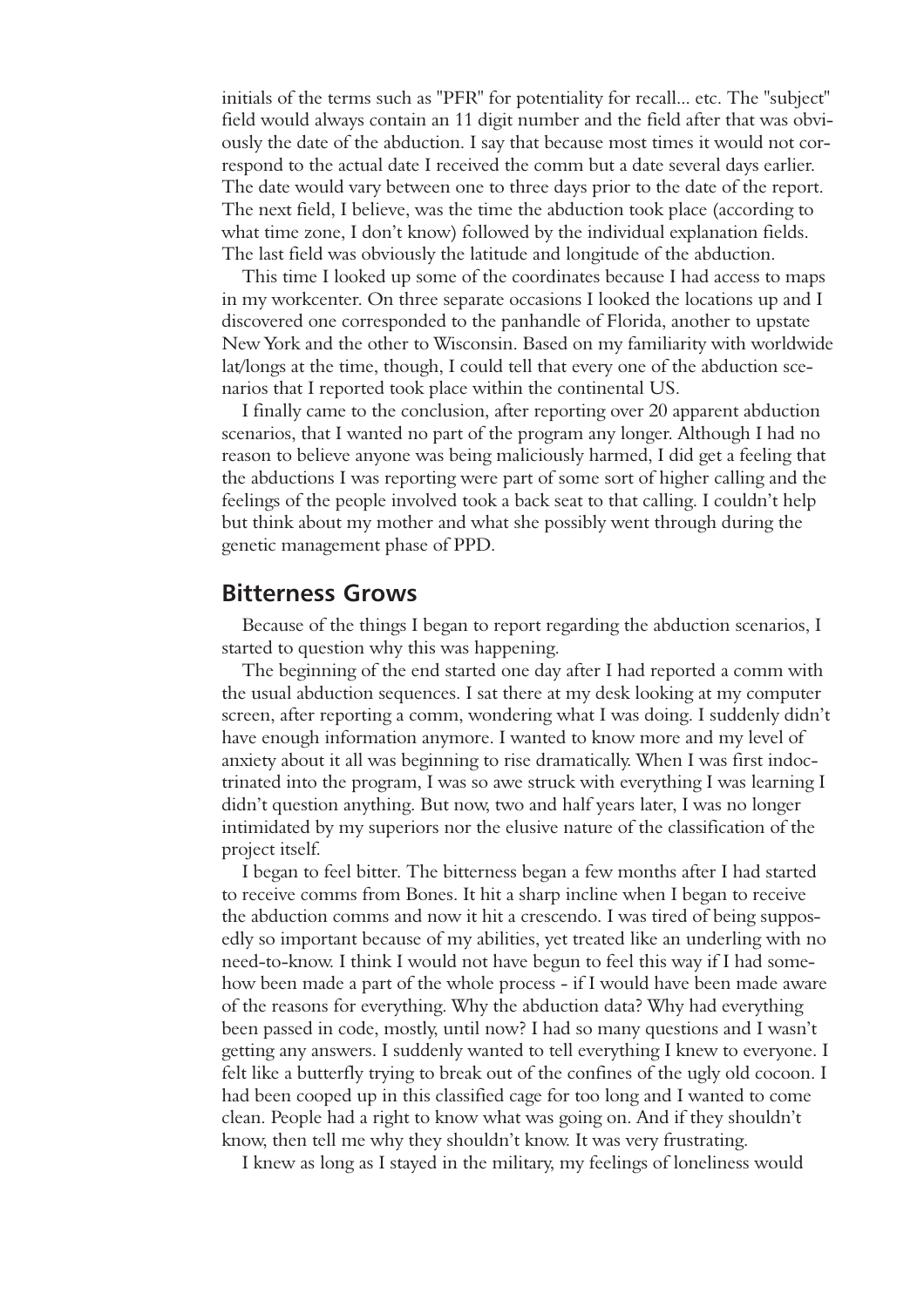initials of the terms such as "PFR" for potentiality for recall... etc. The "subject" field would always contain an 11 digit number and the field after that was obviously the date of the abduction. I say that because most times it would not correspond to the actual date I received the comm but a date several days earlier. The date would vary between one to three days prior to the date of the report. The next field, I believe, was the time the abduction took place (according to what time zone, I don't know) followed by the individual explanation fields. The last field was obviously the latitude and longitude of the abduction.

This time I looked up some of the coordinates because I had access to maps in my workcenter. On three separate occasions I looked the locations up and I discovered one corresponded to the panhandle of Florida, another to upstate New York and the other to Wisconsin. Based on my familiarity with worldwide lat/longs at the time, though, I could tell that every one of the abduction scenarios that I reported took place within the continental US.

I finally came to the conclusion, after reporting over 20 apparent abduction scenarios, that I wanted no part of the program any longer. Although I had no reason to believe anyone was being maliciously harmed, I did get a feeling that the abductions I was reporting were part of some sort of higher calling and the feelings of the people involved took a back seat to that calling. I couldn't help but think about my mother and what she possibly went through during the genetic management phase of PPD.

## Bitterness Grows

Because of the things I began to report regarding the abduction scenarios, I started to question why this was happening.

The beginning of the end started one day after I had reported a comm with the usual abduction sequences. I sat there at my desk looking at my computer screen, after reporting a comm, wondering what I was doing. I suddenly didn't have enough information anymore. I wanted to know more and my level of anxiety about it all was beginning to rise dramatically. When I was first indoctrinated into the program, I was so awe struck with everything I was learning I didn't question anything. But now, two and half years later, I was no longer intimidated by my superiors nor the elusive nature of the classification of the project itself.

I began to feel bitter. The bitterness began a few months after I had started to receive comms from Bones. It hit a sharp incline when I began to receive the abduction comms and now it hit a crescendo. I was tired of being supposedly so important because of my abilities, yet treated like an underling with no need-to-know. I think I would not have begun to feel this way if I had somehow been made a part of the whole process - if I would have been made aware of the reasons for everything. Why the abduction data? Why had everything been passed in code, mostly, until now? I had so many questions and I wasn't getting any answers. I suddenly wanted to tell everything I knew to everyone. I felt like a butterfly trying to break out of the confines of the ugly old cocoon. I had been cooped up in this classified cage for too long and I wanted to come clean. People had a right to know what was going on. And if they shouldn't know, then tell me why they shouldn't know. It was very frustrating.

I knew as long as I stayed in the military, my feelings of loneliness would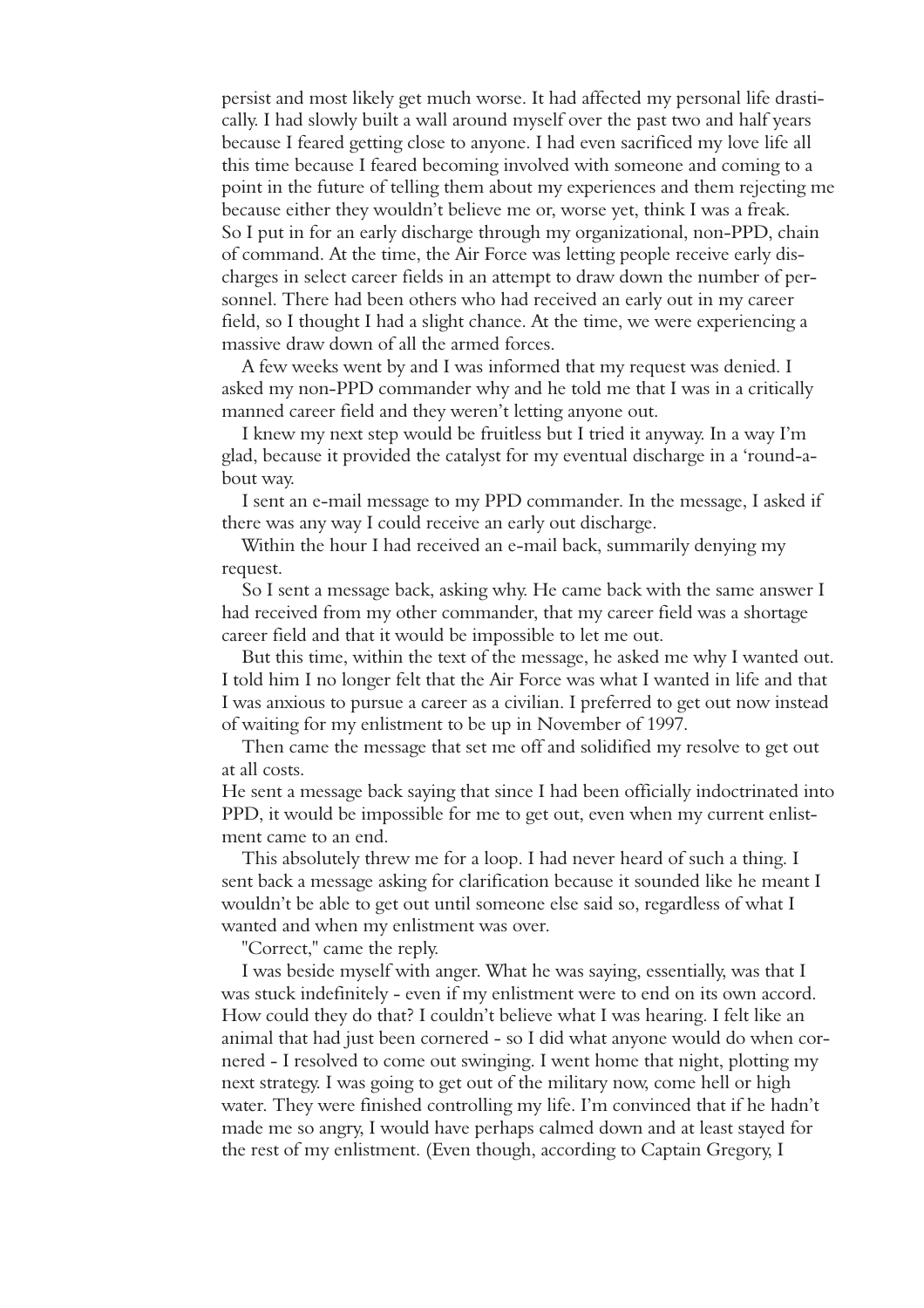persist and most likely get much worse. It had affected my personal life drastically. I had slowly built a wall around myself over the past two and half years because I feared getting close to anyone. I had even sacrificed my love life all this time because I feared becoming involved with someone and coming to a point in the future of telling them about my experiences and them rejecting me because either they wouldn't believe me or, worse yet, think I was a freak.

So I put in for an early discharge through my organizational, non-PPD, chain of command. At the time, the Air Force was letting people receive early discharges in select career fields in an attempt to draw down the number of personnel. There had been others who had received an early out in my career field, so I thought I had a slight chance. At the time, we were experiencing a massive draw down of all the armed forces.

A few weeks went by and I was informed that my request was denied. I asked my non-PPD commander why and he told me that I was in a critically manned career field and they weren't letting anyone out.

I knew my next step would be fruitless but I tried it anyway. In a way I'm glad, because it provided the catalyst for my eventual discharge in a 'round-about way.

I sent an e-mail message to my PPD commander. In the message, I asked if there was any way I could receive an early out discharge.

Within the hour I had received an e-mail back, summarily denying my request.

So I sent a message back, asking why. He came back with the same answer I had received from my other commander, that my career field was a shortage career field and that it would be impossible to let me out.

But this time, within the text of the message, he asked me why I wanted out. I told him I no longer felt that the Air Force was what I wanted in life and that I was anxious to pursue a career as a civilian. I preferred to get out now instead of waiting for my enlistment to be up in November of 1997.

Then came the message that set me off and solidified my resolve to get out at all costs.

He sent a message back saying that since I had been officially indoctrinated into PPD, it would be impossible for me to get out, even when my current enlistment came to an end.

This absolutely threw me for a loop. I had never heard of such a thing. I sent back a message asking for clarification because it sounded like he meant I wouldn't be able to get out until someone else said so, regardless of what I wanted and when my enlistment was over.

"Correct," came the reply.

I was beside myself with anger. What he was saying, essentially, was that I was stuck indefinitely - even if my enlistment were to end on its own accord. How could they do that? I couldn't believe what I was hearing. I felt like an animal that had just been cornered - so I did what anyone would do when cornered - I resolved to come out swinging. I went home that night, plotting my next strategy. I was going to get out of the military now, come hell or high water. They were finished controlling my life. I'm convinced that if he hadn't made me so angry, I would have perhaps calmed down and at least stayed for the rest of my enlistment. (Even though, according to Captain Gregory, I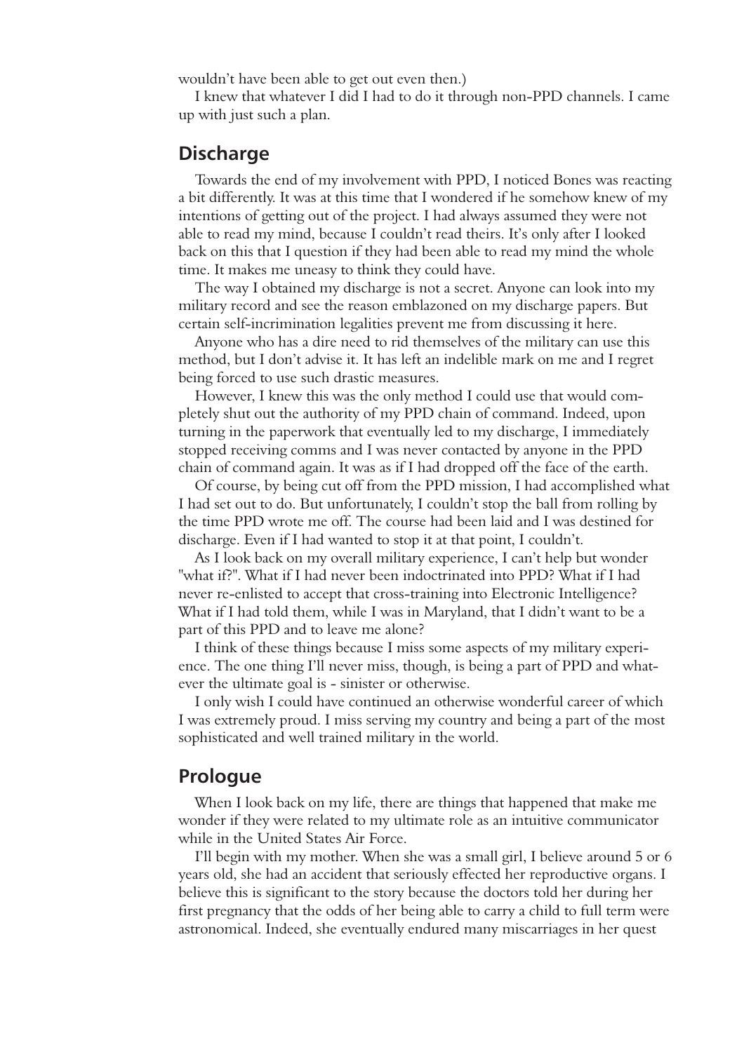wouldn't have been able to get out even then.)

I knew that whatever I did I had to do it through non-PPD channels. I came up with just such a plan.

## Discharge

Towards the end of my involvement with PPD, I noticed Bones was reacting a bit differently. It was at this time that I wondered if he somehow knew of my intentions of getting out of the project. I had always assumed they were not able to read my mind, because I couldn't read theirs. It's only after I looked back on this that I question if they had been able to read my mind the whole time. It makes me uneasy to think they could have.

The way I obtained my discharge is not a secret. Anyone can look into my military record and see the reason emblazoned on my discharge papers. But certain self-incrimination legalities prevent me from discussing it here.

Anyone who has a dire need to rid themselves of the military can use this method, but I don't advise it. It has left an indelible mark on me and I regret being forced to use such drastic measures.

However, I knew this was the only method I could use that would completely shut out the authority of my PPD chain of command. Indeed, upon turning in the paperwork that eventually led to my discharge, I immediately stopped receiving comms and I was never contacted by anyone in the PPD chain of command again. It was as if I had dropped off the face of the earth.

Of course, by being cut off from the PPD mission, I had accomplished what I had set out to do. But unfortunately, I couldn't stop the ball from rolling by the time PPD wrote me off. The course had been laid and I was destined for discharge. Even if I had wanted to stop it at that point, I couldn't.

As I look back on my overall military experience, I can't help but wonder "what if?". What if I had never been indoctrinated into PPD? What if I had never re-enlisted to accept that cross-training into Electronic Intelligence? What if I had told them, while I was in Maryland, that I didn't want to be a part of this PPD and to leave me alone?

I think of these things because I miss some aspects of my military experience. The one thing I'll never miss, though, is being a part of PPD and whatever the ultimate goal is - sinister or otherwise.

I only wish I could have continued an otherwise wonderful career of which I was extremely proud. I miss serving my country and being a part of the most sophisticated and well trained military in the world.

## Prologue

When I look back on my life, there are things that happened that make me wonder if they were related to my ultimate role as an intuitive communicator while in the United States Air Force.

I'll begin with my mother. When she was a small girl, I believe around 5 or 6 years old, she had an accident that seriously effected her reproductive organs. I believe this is significant to the story because the doctors told her during her first pregnancy that the odds of her being able to carry a child to full term were astronomical. Indeed, she eventually endured many miscarriages in her quest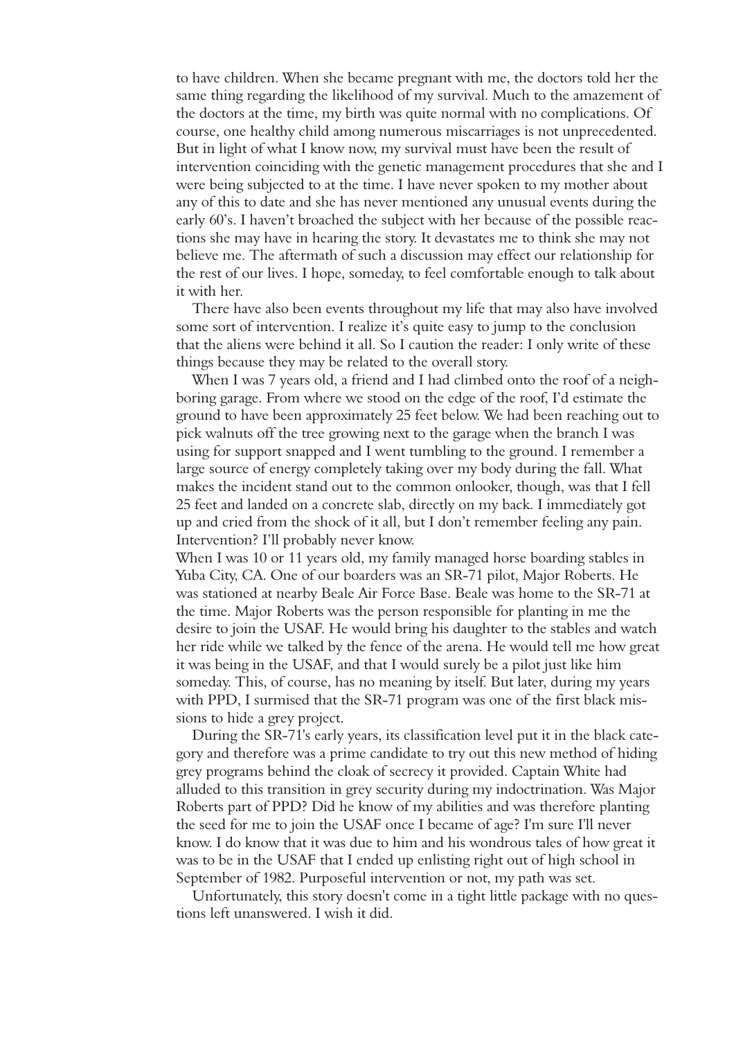to have children. When she became pregnant with me, the doctors told her the same thing regarding the likelihood of my survival. Much to the amazement of the doctors at the time, my birth was quite normal with no complications. Of course, one healthy child among numerous miscarriages is not unprecedented. But in light of what I know now, my survival must have been the result of intervention coinciding with the genetic management procedures that she and I were being subjected to at the time. I have never spoken to my mother about any of this to date and she has never mentioned any unusual events during the early 60's. I haven't broached the subject with her because of the possible reactions she may have in hearing the story. It devastates me to think she may not believe me. The aftermath of such a discussion may effect our relationship for the rest of our lives. I hope, someday, to feel comfortable enough to talk about it with her.

There have also been events throughout my life that may also have involved some sort of intervention. I realize it's quite easy to jump to the conclusion that the aliens were behind it all. So I caution the reader: I only write of these things because they may be related to the overall story.

When I was 7 years old, a friend and I had climbed onto the roof of a neighboring garage. From where we stood on the edge of the roof, I'd estimate the ground to have been approximately 25 feet below. We had been reaching out to pick walnuts off the tree growing next to the garage when the branch I was using for support snapped and I went tumbling to the ground. I remember a large source of energy completely taking over my body during the fall. What makes the incident stand out to the common onlooker, though, was that I fell 25 feet and landed on a concrete slab, directly on my back. I immediately got up and cried from the shock of it all, but I don't remember feeling any pain. Intervention? I'll probably never know.

When I was 10 or 11 years old, my family managed horse boarding stables in Yuba City, CA. One of our boarders was an SR-71 pilot, Major Roberts. He was stationed at nearby Beale Air Force Base. Beale was home to the SR-71 at the time. Major Roberts was the person responsible for planting in me the desire to join the USAF. He would bring his daughter to the stables and watch her ride while we talked by the fence of the arena. He would tell me how great it was being in the USAF, and that I would surely be a pilot just like him someday. This, of course, has no meaning by itself. But later, during my years with PPD, I surmised that the SR-71 program was one of the first black missions to hide a grey project.

During the SR-71's early years, its classification level put it in the black category and therefore was a prime candidate to try out this new method of hiding grey programs behind the cloak of secrecy it provided. Captain White had alluded to this transition in grey security during my indoctrination. Was Major Roberts part of PPD? Did he know of my abilities and was therefore planting the seed for me to join the USAF once I became of age? I'm sure I'll never know. I do know that it was due to him and his wondrous tales of how great it was to be in the USAF that I ended up enlisting right out of high school in September of 1982. Purposeful intervention or not, my path was set.

Unfortunately, this story doesn't come in a tight little package with no questions left unanswered. I wish it did.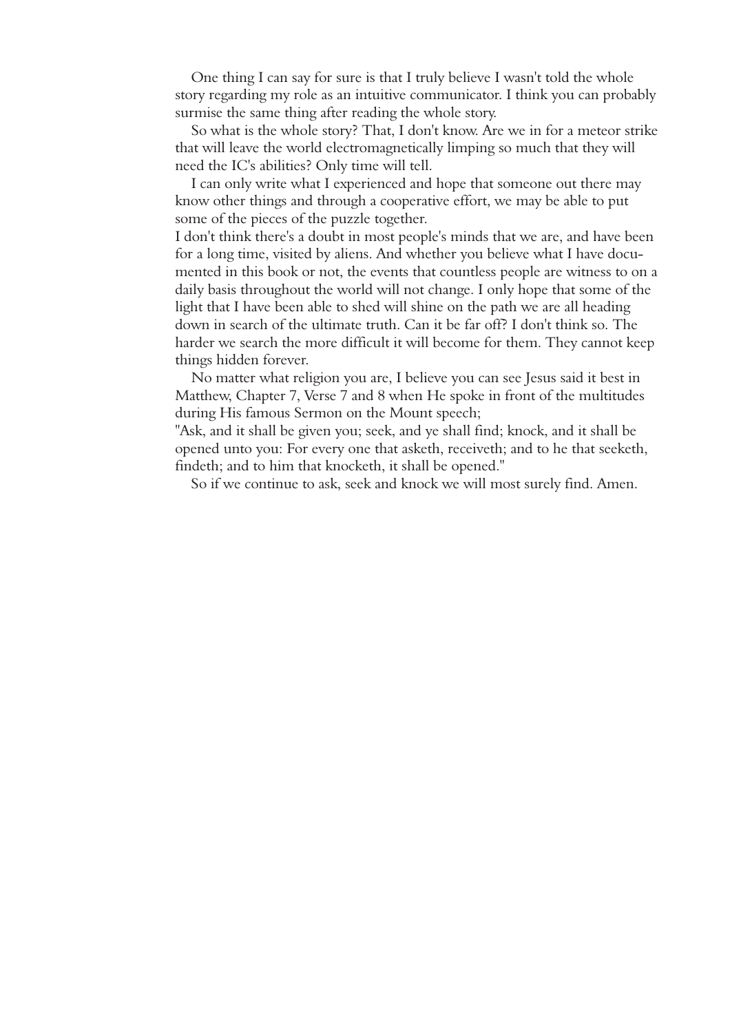One thing I can say for sure is that I truly believe I wasn't told the whole story regarding my role as an intuitive communicator. I think you can probably surmise the same thing after reading the whole story.

So what is the whole story? That, I don't know. Are we in for a meteor strike that will leave the world electromagnetically limping so much that they will need the IC's abilities? Only time will tell.

I can only write what I experienced and hope that someone out there may know other things and through a cooperative effort, we may be able to put some of the pieces of the puzzle together.

I don't think there's a doubt in most people's minds that we are, and have been for a long time, visited by aliens. And whether you believe what I have documented in this book or not, the events that countless people are witness to on a daily basis throughout the world will not change. I only hope that some of the light that I have been able to shed will shine on the path we are all heading down in search of the ultimate truth. Can it be far off? I don't think so. The harder we search the more difficult it will become for them. They cannot keep things hidden forever.

No matter what religion you are, I believe you can see Jesus said it best in Matthew, Chapter 7, Verse 7 and 8 when He spoke in front of the multitudes during His famous Sermon on the Mount speech;

"Ask, and it shall be given you; seek, and ye shall find; knock, and it shall be opened unto you: For every one that asketh, receiveth; and to he that seeketh, findeth; and to him that knocketh, it shall be opened."

So if we continue to ask, seek and knock we will most surely find. Amen.